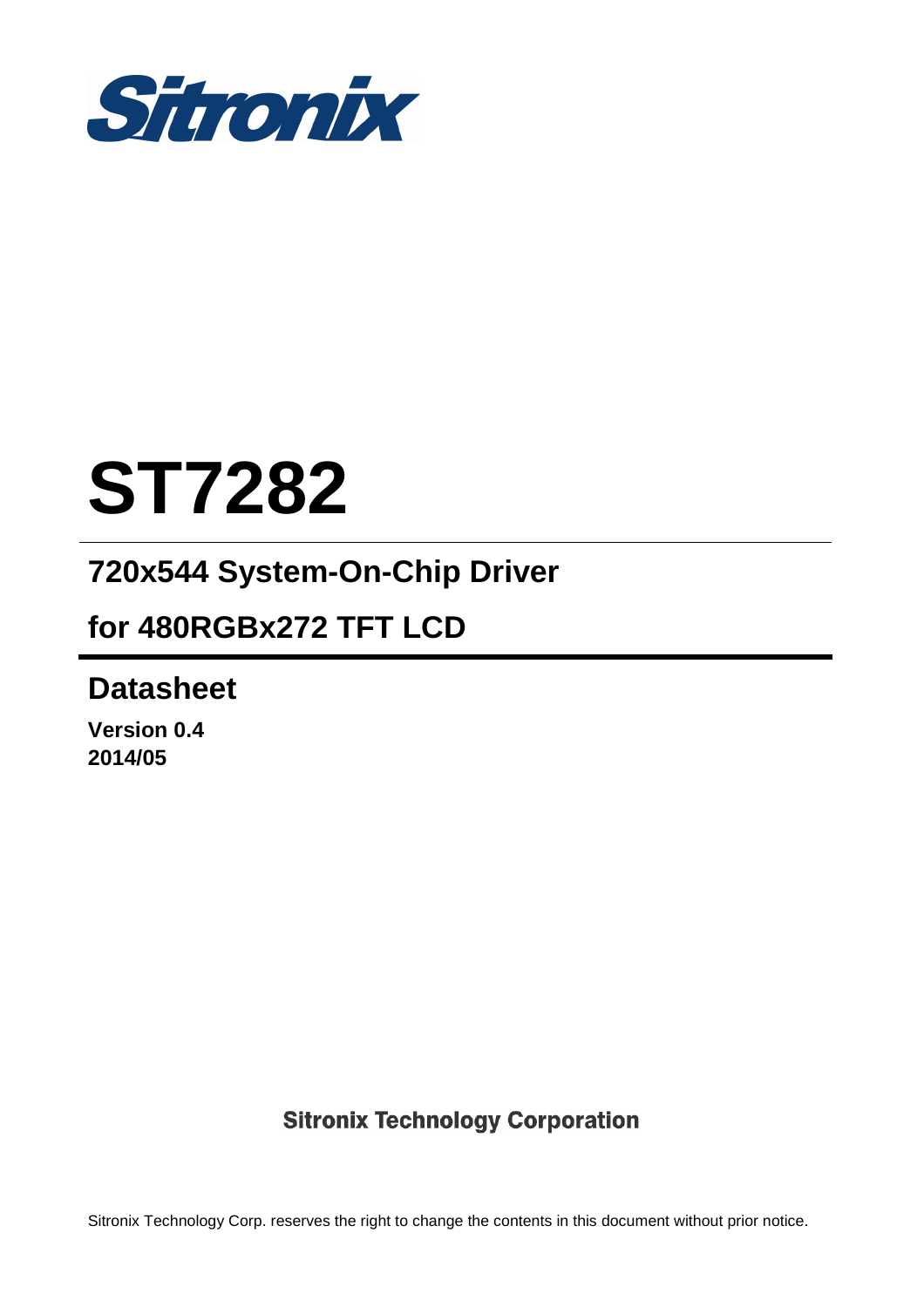Sitronix

# ST7282

## 720x544 System-On-Chip Driver

## for 480RGBx272 TFT LCD

## Datasheet

**Version 0.4**
**2014/05**

**Sitronix Technology Corporation**

Sitronix Technology Corp. reserves the right to change the contents in this document without prior notice.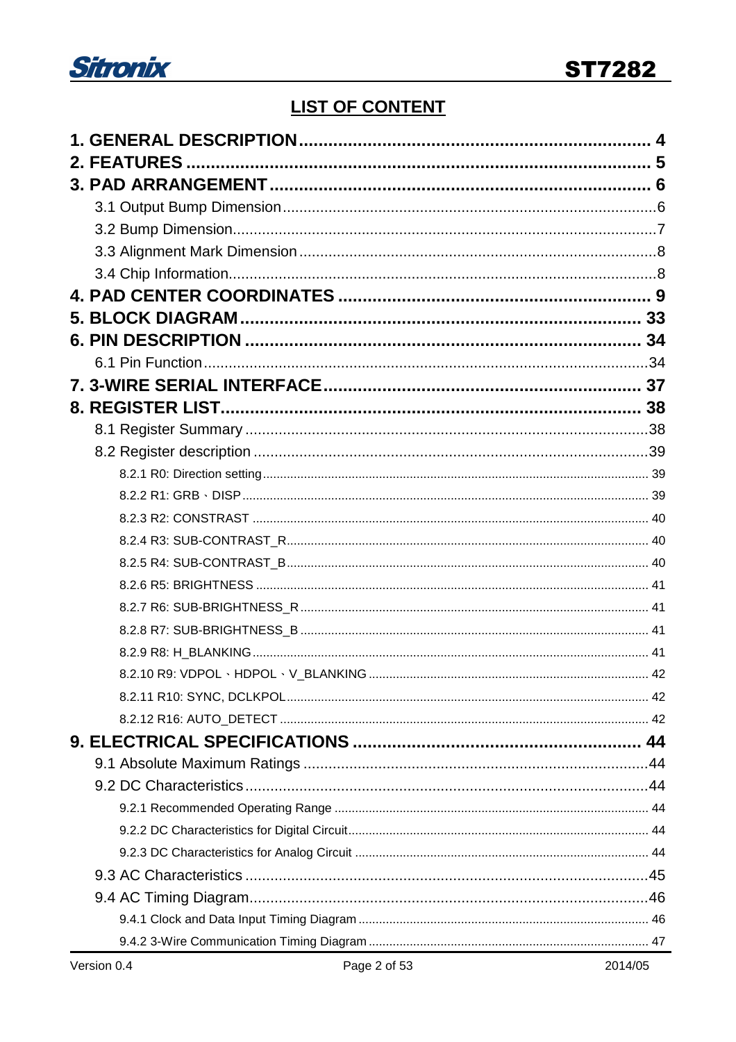# LIST OF CONTENT

**1. GENERAL DESCRIPTION ........................................................................ 4**

**2. FEATURES ............................................................................................ 5**

**3. PAD ARRANGEMENT ............................................................................ 6**

- 3.1 Output Bump Dimension ........................................................................ 6
- 3.2 Bump Dimension ..................................................................................... 7
- 3.3 Alignment Mark Dimension .................................................................... 8
- 3.4 Chip Information ..................................................................................... 8

**4. PAD CENTER COORDINATES ............................................................... 9**

**5. BLOCK DIAGRAM ................................................................................ 33**

**6. PIN DESCRIPTION ............................................................................... 34**

- 6.1 Pin Function .......................................................................................... 34

**7. 3-WIRE SERIAL INTERFACE ................................................................ 37**

**8. REGISTER LIST .................................................................................... 38**

- 8.1 Register Summary ................................................................................ 38
- 8.2 Register description .............................................................................. 39
  - 8.2.1 R0: Direction setting ........................................................................ 39
  - 8.2.2 R1: GRB、DISP ............................................................................... 39
  - 8.2.3 R2: CONSTRAST ............................................................................ 40
  - 8.2.4 R3: SUB-CONTRAST_R ................................................................. 40
  - 8.2.5 R4: SUB-CONTRAST_B ................................................................. 40
  - 8.2.6 R5: BRIGHTNESS ........................................................................... 41
  - 8.2.7 R6: SUB-BRIGHTNESS_R .............................................................. 41
  - 8.2.8 R7: SUB-BRIGHTNESS_B .............................................................. 41
  - 8.2.9 R8: H_BLANKING ........................................................................... 41
  - 8.2.10 R9: VDPOL、HDPOL、V_BLANKING ........................................... 42
  - 8.2.11 R10: SYNC, DCLKPOL .................................................................. 42
  - 8.2.12 R16: AUTO_DETECT ..................................................................... 42

**9. ELECTRICAL SPECIFICATIONS .......................................................... 44**

- 9.1 Absolute Maximum Ratings ................................................................... 44
- 9.2 DC Characteristics ................................................................................ 44
  - 9.2.1 Recommended Operating Range ..................................................... 44
  - 9.2.2 DC Characteristics for Digital Circuit ................................................ 44
  - 9.2.3 DC Characteristics for Analog Circuit ............................................... 44
- 9.3 AC Characteristics ................................................................................ 45
- 9.4 AC Timing Diagram ............................................................................... 46
  - 9.4.1 Clock and Data Input Timing Diagram .............................................. 46
  - 9.4.2 3-Wire Communication Timing Diagram ........................................... 47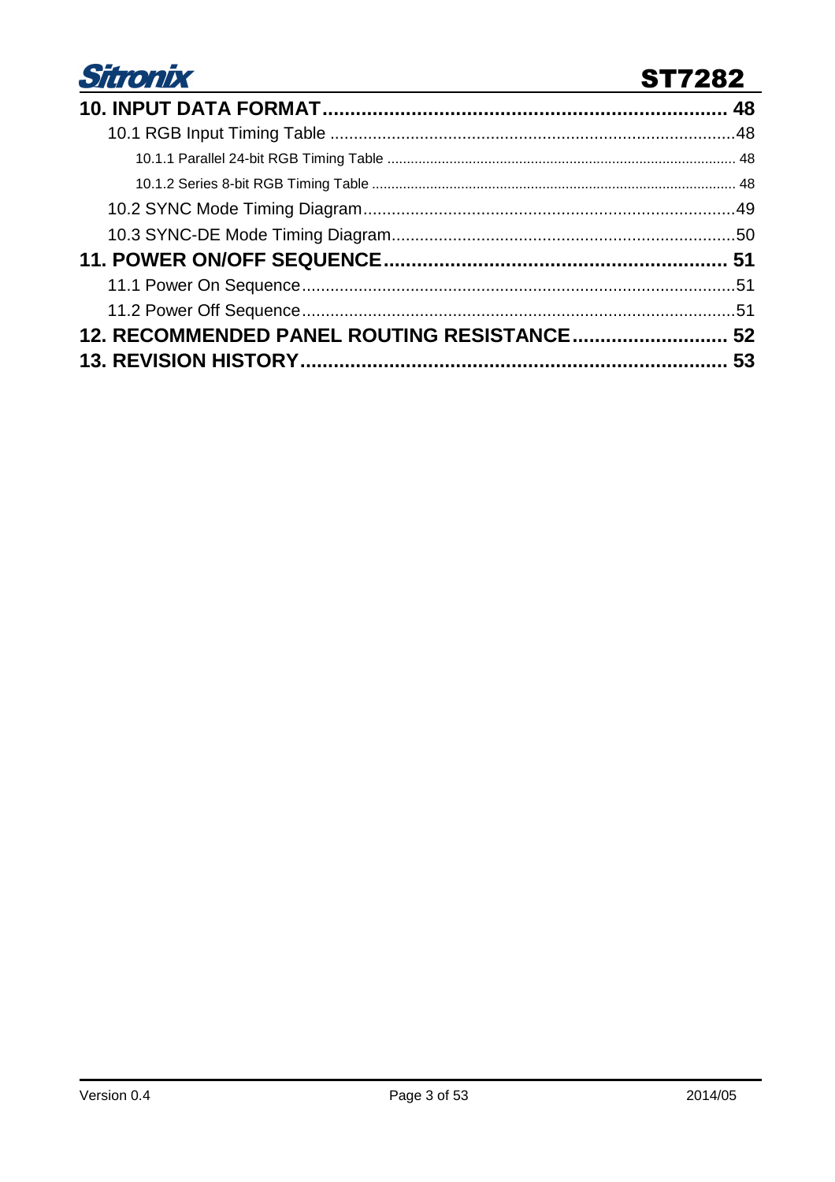**10. INPUT DATA FORMAT** ........................................................ **48**

10.1 RGB Input Timing Table ........................................................ 48

10.1.1 Parallel 24-bit RGB Timing Table ........................................................ 48

10.1.2 Series 8-bit RGB Timing Table ........................................................ 48

10.2 SYNC Mode Timing Diagram ........................................................ 49

10.3 SYNC-DE Mode Timing Diagram ........................................................ 50

**11. POWER ON/OFF SEQUENCE** ........................................................ **51**

11.1 Power On Sequence ........................................................ 51

11.2 Power Off Sequence ........................................................ 51

**12. RECOMMENDED PANEL ROUTING RESISTANCE** ........................................................ **52**

**13. REVISION HISTORY** ........................................................ **53**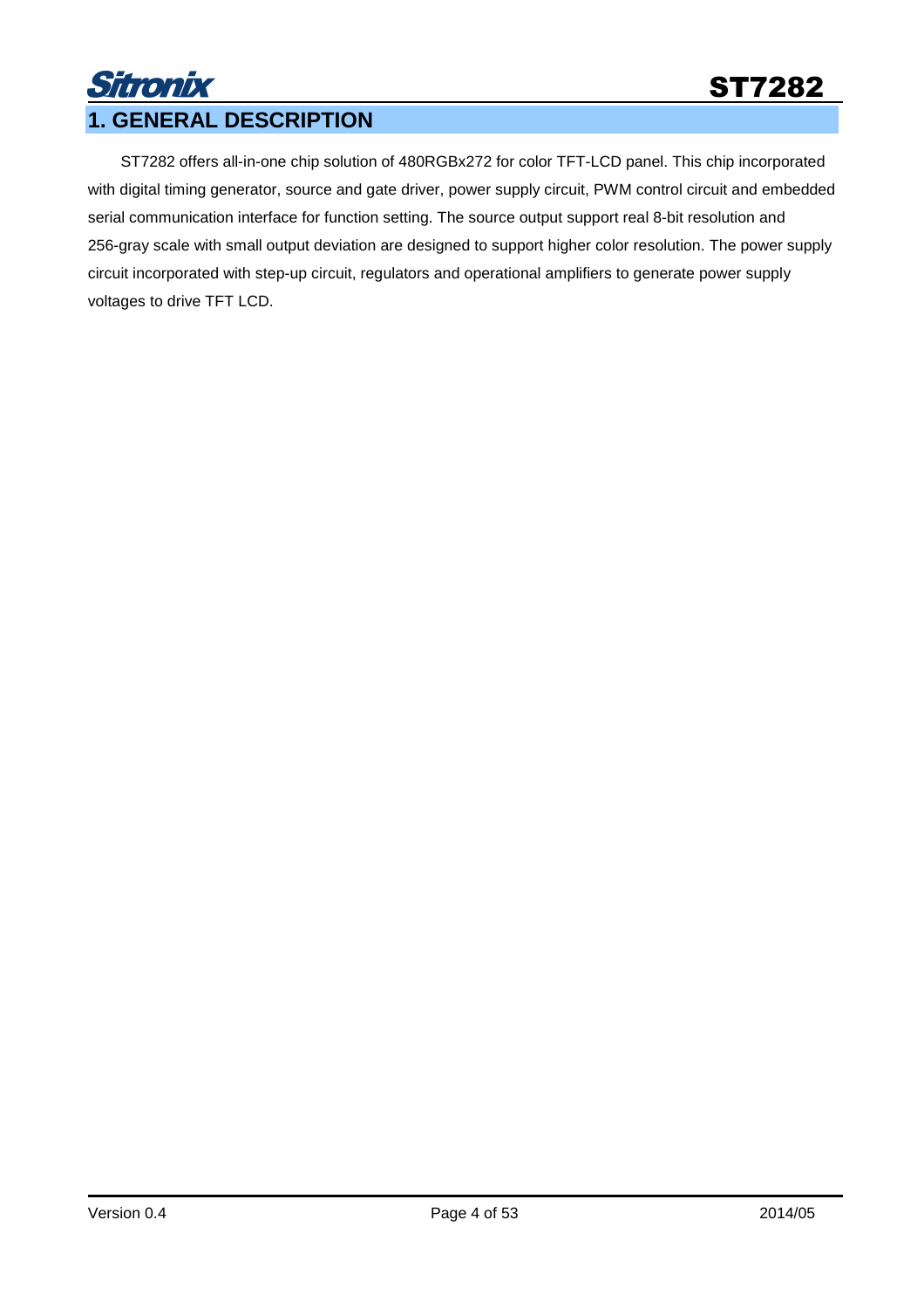# 1. GENERAL DESCRIPTION

ST7282 offers all-in-one chip solution of 480RGBx272 for color TFT-LCD panel. This chip incorporated with digital timing generator, source and gate driver, power supply circuit, PWM control circuit and embedded serial communication interface for function setting. The source output support real 8-bit resolution and 256-gray scale with small output deviation are designed to support higher color resolution. The power supply circuit incorporated with step-up circuit, regulators and operational amplifiers to generate power supply voltages to drive TFT LCD.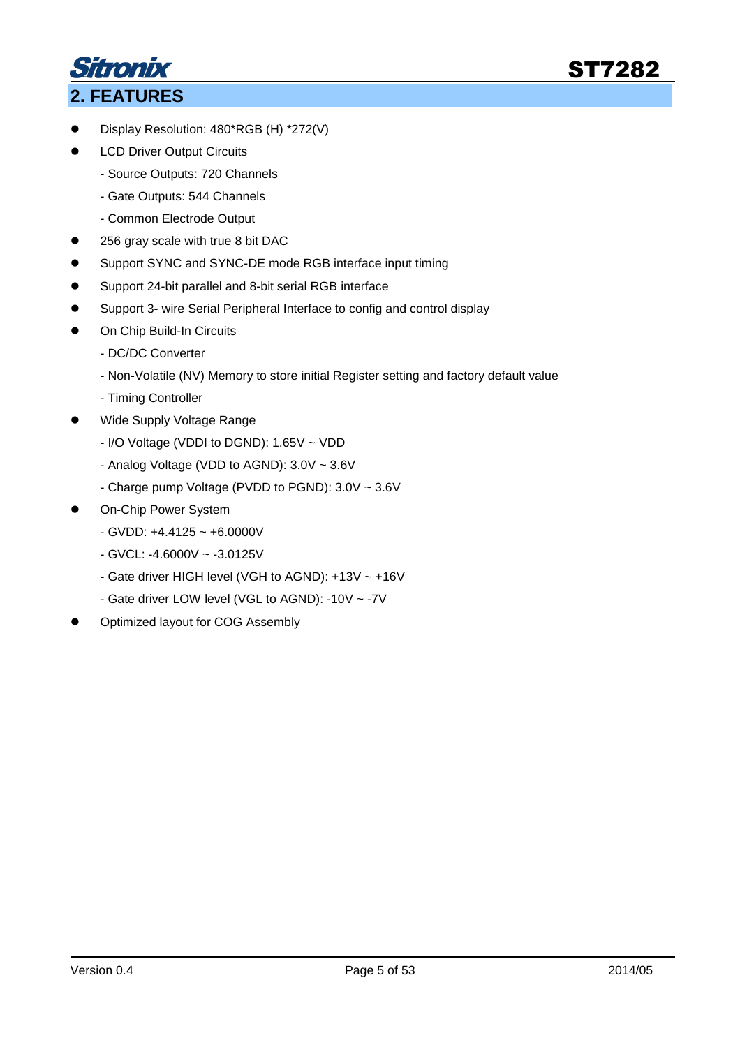## 2. FEATURES

- Display Resolution: 480*RGB (H) *272(V)
- LCD Driver Output Circuits
  - Source Outputs: 720 Channels
  - Gate Outputs: 544 Channels
  - Common Electrode Output
- 256 gray scale with true 8 bit DAC
- Support SYNC and SYNC-DE mode RGB interface input timing
- Support 24-bit parallel and 8-bit serial RGB interface
- Support 3- wire Serial Peripheral Interface to config and control display
- On Chip Build-In Circuits
  - DC/DC Converter
  - Non-Volatile (NV) Memory to store initial Register setting and factory default value
  - Timing Controller
- Wide Supply Voltage Range
  - I/O Voltage (VDDI to DGND): 1.65V ~ VDD
  - Analog Voltage (VDD to AGND): 3.0V ~ 3.6V
  - Charge pump Voltage (PVDD to PGND): 3.0V ~ 3.6V
- On-Chip Power System
  - GVDD: +4.4125 ~ +6.0000V
  - GVCL: -4.6000V ~ -3.0125V
  - Gate driver HIGH level (VGH to AGND): +13V ~ +16V
  - Gate driver LOW level (VGL to AGND): -10V ~ -7V
- Optimized layout for COG Assembly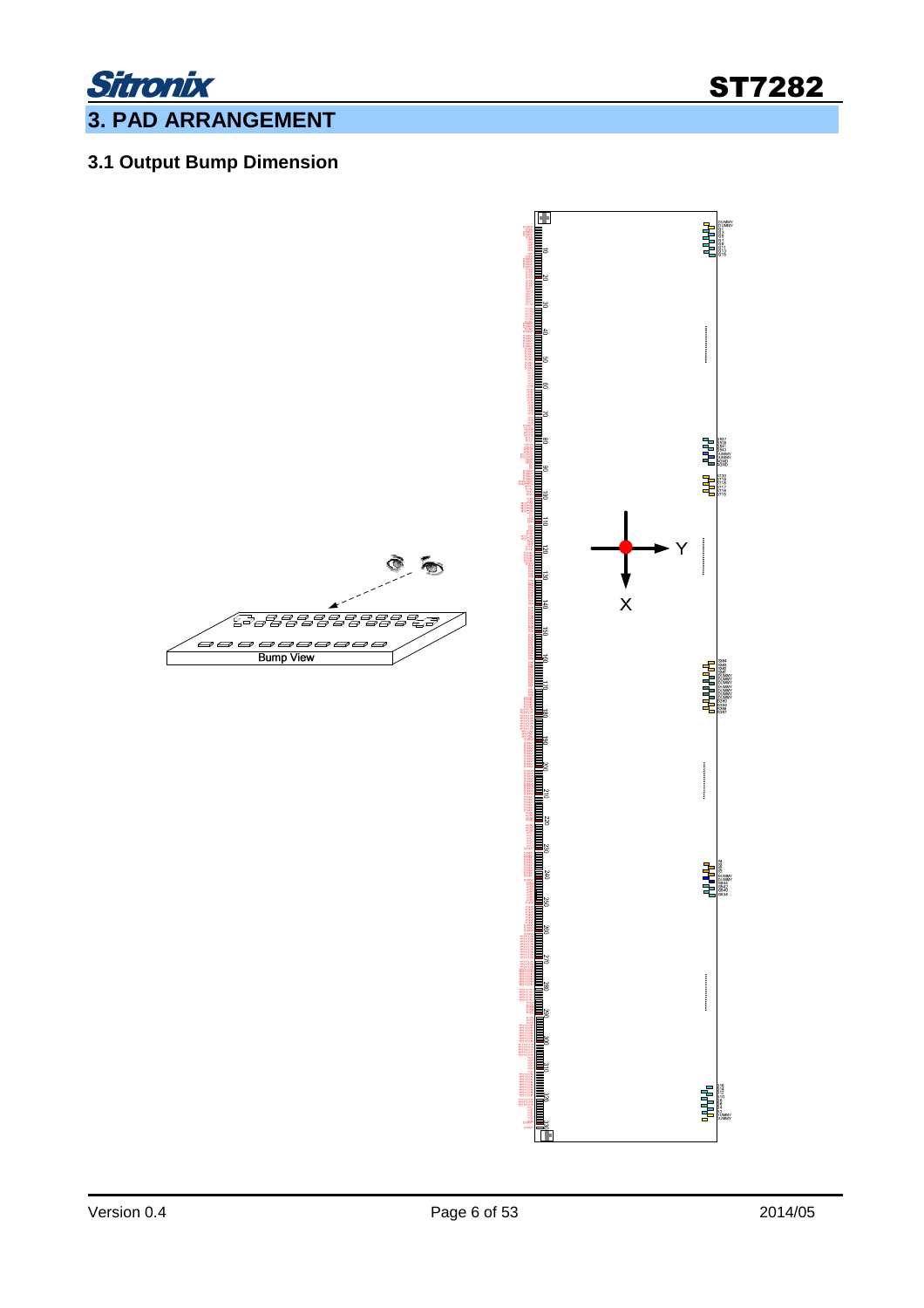# 3. PAD ARRANGEMENT

## 3.1 Output Bump Dimension

Bump View

Y

X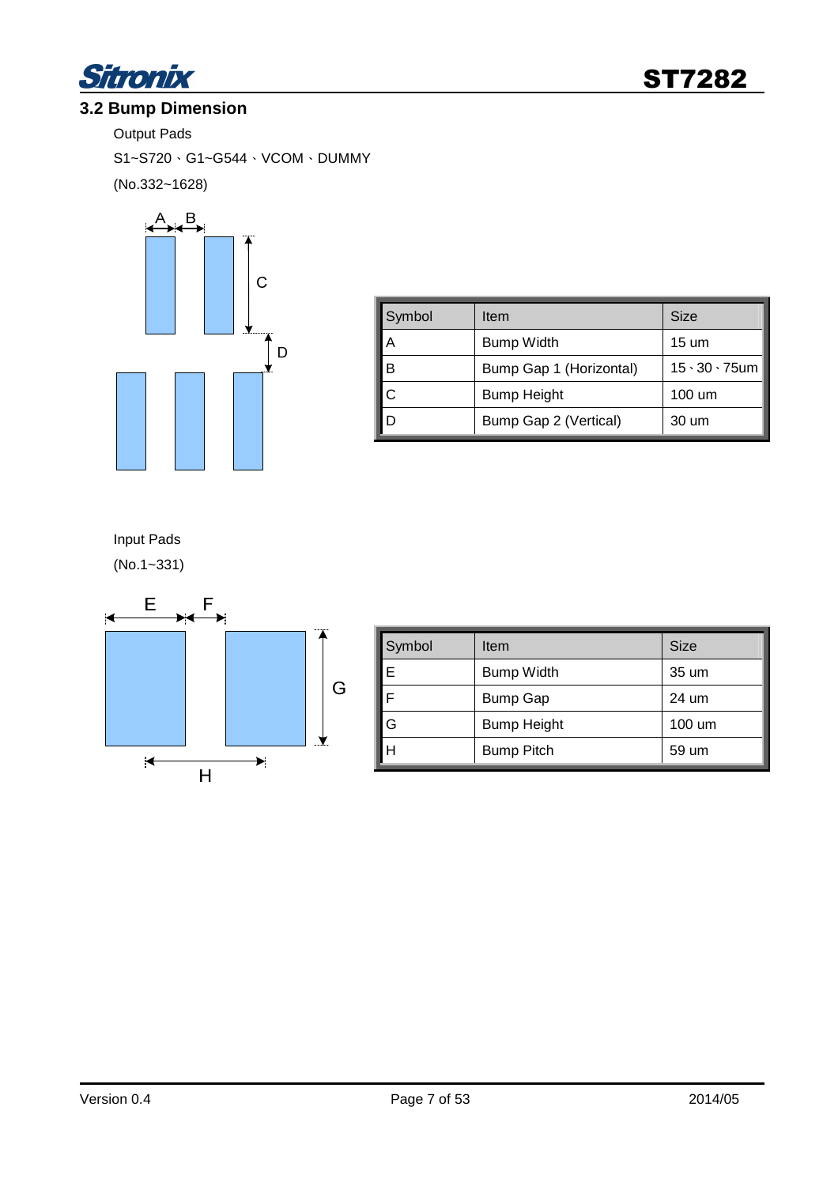## 3.2 Bump Dimension

Output Pads

S1~S720、G1~G544、VCOM、DUMMY

(No.332~1628)

| Symbol | Item | Size |
|---|---|---|
| A | Bump Width | 15 um |
| B | Bump Gap 1 (Horizontal) | 15、30、75um |
| C | Bump Height | 100 um |
| D | Bump Gap 2 (Vertical) | 30 um |

Input Pads

(No.1~331)

| Symbol | Item | Size |
|---|---|---|
| E | Bump Width | 35 um |
| F | Bump Gap | 24 um |
| G | Bump Height | 100 um |
| H | Bump Pitch | 59 um |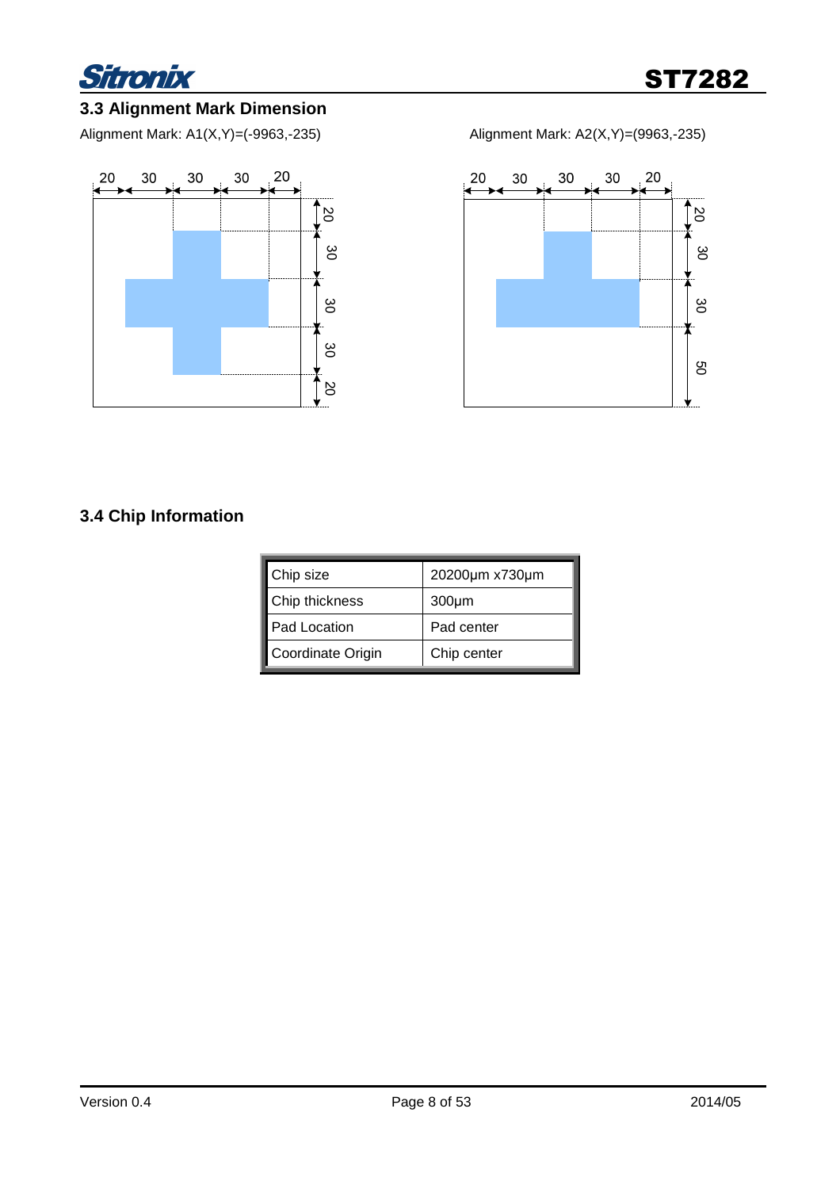### 3.3 Alignment Mark Dimension

Alignment Mark: A1(X,Y)=(-9963,-235)

Alignment Mark: A2(X,Y)=(9963,-235)

### 3.4 Chip Information

| | |
|---|---|
| Chip size | 20200µm x730µm |
| Chip thickness | 300µm |
| Pad Location | Pad center |
| Coordinate Origin | Chip center |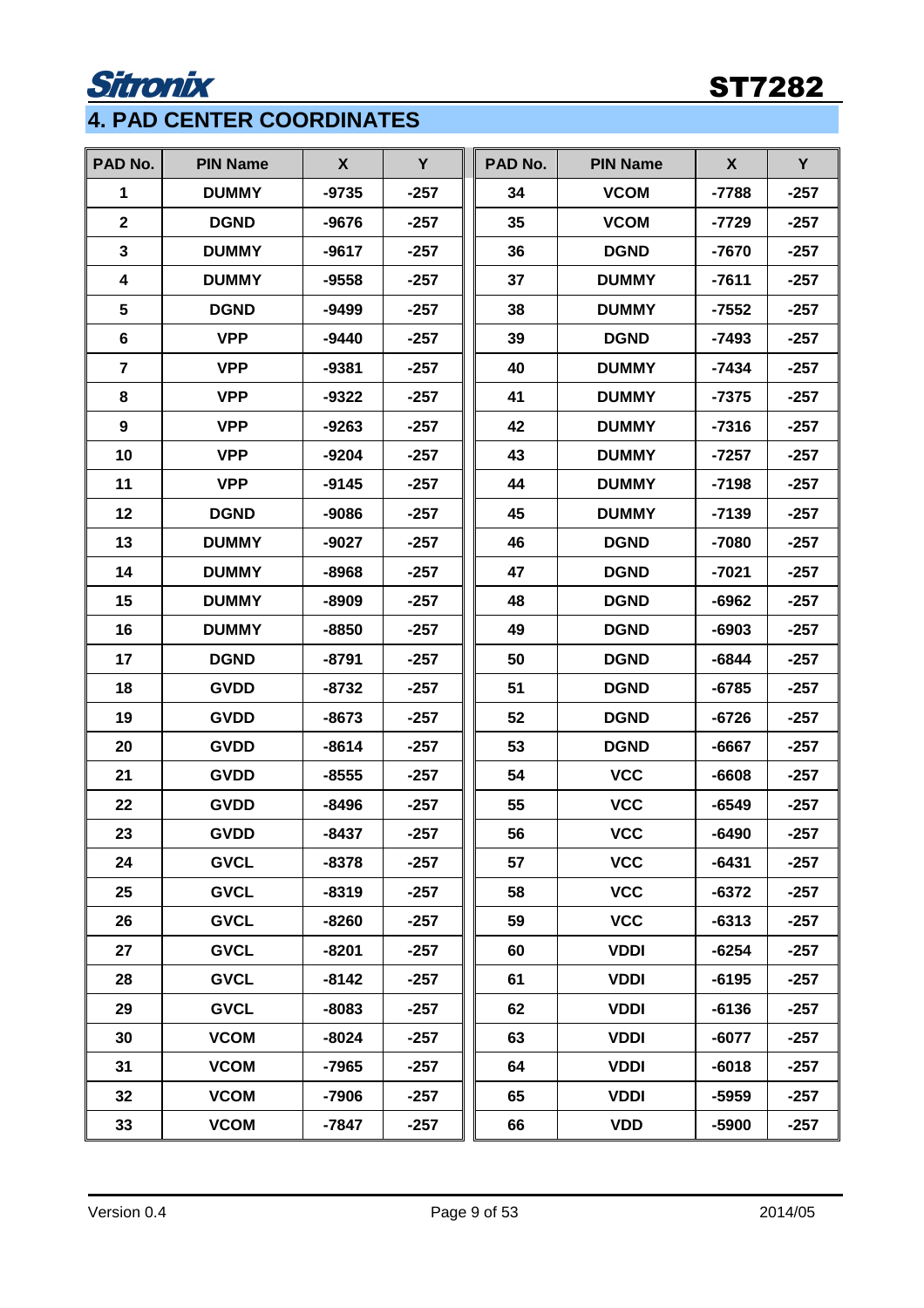## 4. PAD CENTER COORDINATES

| PAD No. | PIN Name | X | Y |
|---|---|---|---|
| 1 | DUMMY | -9735 | -257 |
| 2 | DGND | -9676 | -257 |
| 3 | DUMMY | -9617 | -257 |
| 4 | DUMMY | -9558 | -257 |
| 5 | DGND | -9499 | -257 |
| 6 | VPP | -9440 | -257 |
| 7 | VPP | -9381 | -257 |
| 8 | VPP | -9322 | -257 |
| 9 | VPP | -9263 | -257 |
| 10 | VPP | -9204 | -257 |
| 11 | VPP | -9145 | -257 |
| 12 | DGND | -9086 | -257 |
| 13 | DUMMY | -9027 | -257 |
| 14 | DUMMY | -8968 | -257 |
| 15 | DUMMY | -8909 | -257 |
| 16 | DUMMY | -8850 | -257 |
| 17 | DGND | -8791 | -257 |
| 18 | GVDD | -8732 | -257 |
| 19 | GVDD | -8673 | -257 |
| 20 | GVDD | -8614 | -257 |
| 21 | GVDD | -8555 | -257 |
| 22 | GVDD | -8496 | -257 |
| 23 | GVDD | -8437 | -257 |
| 24 | GVCL | -8378 | -257 |
| 25 | GVCL | -8319 | -257 |
| 26 | GVCL | -8260 | -257 |
| 27 | GVCL | -8201 | -257 |
| 28 | GVCL | -8142 | -257 |
| 29 | GVCL | -8083 | -257 |
| 30 | VCOM | -8024 | -257 |
| 31 | VCOM | -7965 | -257 |
| 32 | VCOM | -7906 | -257 |
| 33 | VCOM | -7847 | -257 |
| 34 | VCOM | -7788 | -257 |
| 35 | VCOM | -7729 | -257 |
| 36 | DGND | -7670 | -257 |
| 37 | DUMMY | -7611 | -257 |
| 38 | DUMMY | -7552 | -257 |
| 39 | DGND | -7493 | -257 |
| 40 | DUMMY | -7434 | -257 |
| 41 | DUMMY | -7375 | -257 |
| 42 | DUMMY | -7316 | -257 |
| 43 | DUMMY | -7257 | -257 |
| 44 | DUMMY | -7198 | -257 |
| 45 | DUMMY | -7139 | -257 |
| 46 | DGND | -7080 | -257 |
| 47 | DGND | -7021 | -257 |
| 48 | DGND | -6962 | -257 |
| 49 | DGND | -6903 | -257 |
| 50 | DGND | -6844 | -257 |
| 51 | DGND | -6785 | -257 |
| 52 | DGND | -6726 | -257 |
| 53 | DGND | -6667 | -257 |
| 54 | VCC | -6608 | -257 |
| 55 | VCC | -6549 | -257 |
| 56 | VCC | -6490 | -257 |
| 57 | VCC | -6431 | -257 |
| 58 | VCC | -6372 | -257 |
| 59 | VCC | -6313 | -257 |
| 60 | VDDI | -6254 | -257 |
| 61 | VDDI | -6195 | -257 |
| 62 | VDDI | -6136 | -257 |
| 63 | VDDI | -6077 | -257 |
| 64 | VDDI | -6018 | -257 |
| 65 | VDDI | -5959 | -257 |
| 66 | VDD | -5900 | -257 |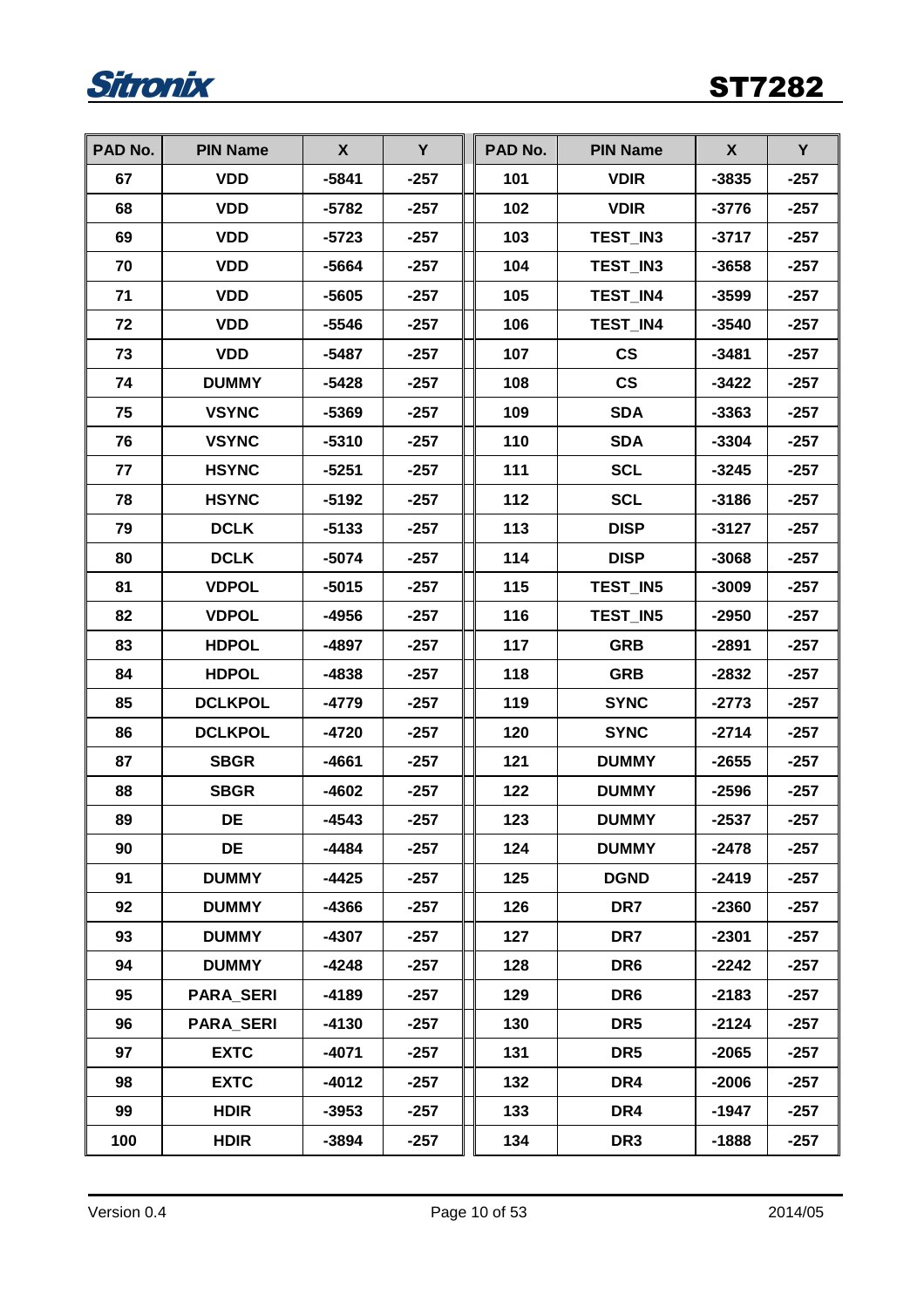| PAD No. | PIN Name | X | Y | PAD No. | PIN Name | X | Y |
|---|---|---|---|---|---|---|---|
| 67 | VDD | -5841 | -257 | 101 | VDIR | -3835 | -257 |
| 68 | VDD | -5782 | -257 | 102 | VDIR | -3776 | -257 |
| 69 | VDD | -5723 | -257 | 103 | TEST_IN3 | -3717 | -257 |
| 70 | VDD | -5664 | -257 | 104 | TEST_IN3 | -3658 | -257 |
| 71 | VDD | -5605 | -257 | 105 | TEST_IN4 | -3599 | -257 |
| 72 | VDD | -5546 | -257 | 106 | TEST_IN4 | -3540 | -257 |
| 73 | VDD | -5487 | -257 | 107 | CS | -3481 | -257 |
| 74 | DUMMY | -5428 | -257 | 108 | CS | -3422 | -257 |
| 75 | VSYNC | -5369 | -257 | 109 | SDA | -3363 | -257 |
| 76 | VSYNC | -5310 | -257 | 110 | SDA | -3304 | -257 |
| 77 | HSYNC | -5251 | -257 | 111 | SCL | -3245 | -257 |
| 78 | HSYNC | -5192 | -257 | 112 | SCL | -3186 | -257 |
| 79 | DCLK | -5133 | -257 | 113 | DISP | -3127 | -257 |
| 80 | DCLK | -5074 | -257 | 114 | DISP | -3068 | -257 |
| 81 | VDPOL | -5015 | -257 | 115 | TEST_IN5 | -3009 | -257 |
| 82 | VDPOL | -4956 | -257 | 116 | TEST_IN5 | -2950 | -257 |
| 83 | HDPOL | -4897 | -257 | 117 | GRB | -2891 | -257 |
| 84 | HDPOL | -4838 | -257 | 118 | GRB | -2832 | -257 |
| 85 | DCLKPOL | -4779 | -257 | 119 | SYNC | -2773 | -257 |
| 86 | DCLKPOL | -4720 | -257 | 120 | SYNC | -2714 | -257 |
| 87 | SBGR | -4661 | -257 | 121 | DUMMY | -2655 | -257 |
| 88 | SBGR | -4602 | -257 | 122 | DUMMY | -2596 | -257 |
| 89 | DE | -4543 | -257 | 123 | DUMMY | -2537 | -257 |
| 90 | DE | -4484 | -257 | 124 | DUMMY | -2478 | -257 |
| 91 | DUMMY | -4425 | -257 | 125 | DGND | -2419 | -257 |
| 92 | DUMMY | -4366 | -257 | 126 | DR7 | -2360 | -257 |
| 93 | DUMMY | -4307 | -257 | 127 | DR7 | -2301 | -257 |
| 94 | DUMMY | -4248 | -257 | 128 | DR6 | -2242 | -257 |
| 95 | PARA_SERI | -4189 | -257 | 129 | DR6 | -2183 | -257 |
| 96 | PARA_SERI | -4130 | -257 | 130 | DR5 | -2124 | -257 |
| 97 | EXTC | -4071 | -257 | 131 | DR5 | -2065 | -257 |
| 98 | EXTC | -4012 | -257 | 132 | DR4 | -2006 | -257 |
| 99 | HDIR | -3953 | -257 | 133 | DR4 | -1947 | -257 |
| 100 | HDIR | -3894 | -257 | 134 | DR3 | -1888 | -257 |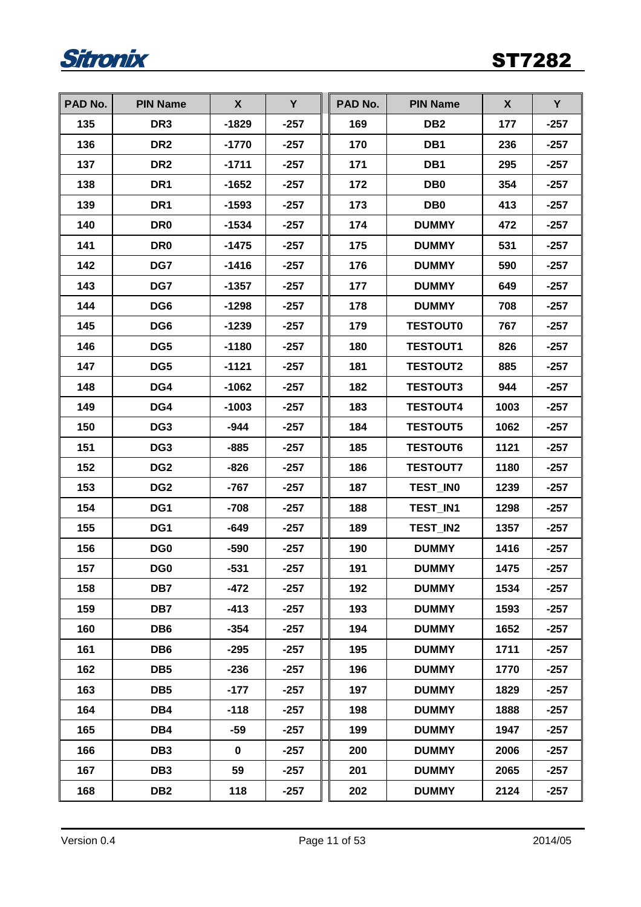| PAD No. | PIN Name | X | Y | PAD No. | PIN Name | X | Y |
|---|---|---|---|---|---|---|---|
| 135 | DR3 | -1829 | -257 | 169 | DB2 | 177 | -257 |
| 136 | DR2 | -1770 | -257 | 170 | DB1 | 236 | -257 |
| 137 | DR2 | -1711 | -257 | 171 | DB1 | 295 | -257 |
| 138 | DR1 | -1652 | -257 | 172 | DB0 | 354 | -257 |
| 139 | DR1 | -1593 | -257 | 173 | DB0 | 413 | -257 |
| 140 | DR0 | -1534 | -257 | 174 | DUMMY | 472 | -257 |
| 141 | DR0 | -1475 | -257 | 175 | DUMMY | 531 | -257 |
| 142 | DG7 | -1416 | -257 | 176 | DUMMY | 590 | -257 |
| 143 | DG7 | -1357 | -257 | 177 | DUMMY | 649 | -257 |
| 144 | DG6 | -1298 | -257 | 178 | DUMMY | 708 | -257 |
| 145 | DG6 | -1239 | -257 | 179 | TESTOUT0 | 767 | -257 |
| 146 | DG5 | -1180 | -257 | 180 | TESTOUT1 | 826 | -257 |
| 147 | DG5 | -1121 | -257 | 181 | TESTOUT2 | 885 | -257 |
| 148 | DG4 | -1062 | -257 | 182 | TESTOUT3 | 944 | -257 |
| 149 | DG4 | -1003 | -257 | 183 | TESTOUT4 | 1003 | -257 |
| 150 | DG3 | -944 | -257 | 184 | TESTOUT5 | 1062 | -257 |
| 151 | DG3 | -885 | -257 | 185 | TESTOUT6 | 1121 | -257 |
| 152 | DG2 | -826 | -257 | 186 | TESTOUT7 | 1180 | -257 |
| 153 | DG2 | -767 | -257 | 187 | TEST_IN0 | 1239 | -257 |
| 154 | DG1 | -708 | -257 | 188 | TEST_IN1 | 1298 | -257 |
| 155 | DG1 | -649 | -257 | 189 | TEST_IN2 | 1357 | -257 |
| 156 | DG0 | -590 | -257 | 190 | DUMMY | 1416 | -257 |
| 157 | DG0 | -531 | -257 | 191 | DUMMY | 1475 | -257 |
| 158 | DB7 | -472 | -257 | 192 | DUMMY | 1534 | -257 |
| 159 | DB7 | -413 | -257 | 193 | DUMMY | 1593 | -257 |
| 160 | DB6 | -354 | -257 | 194 | DUMMY | 1652 | -257 |
| 161 | DB6 | -295 | -257 | 195 | DUMMY | 1711 | -257 |
| 162 | DB5 | -236 | -257 | 196 | DUMMY | 1770 | -257 |
| 163 | DB5 | -177 | -257 | 197 | DUMMY | 1829 | -257 |
| 164 | DB4 | -118 | -257 | 198 | DUMMY | 1888 | -257 |
| 165 | DB4 | -59 | -257 | 199 | DUMMY | 1947 | -257 |
| 166 | DB3 | 0 | -257 | 200 | DUMMY | 2006 | -257 |
| 167 | DB3 | 59 | -257 | 201 | DUMMY | 2065 | -257 |
| 168 | DB2 | 118 | -257 | 202 | DUMMY | 2124 | -257 |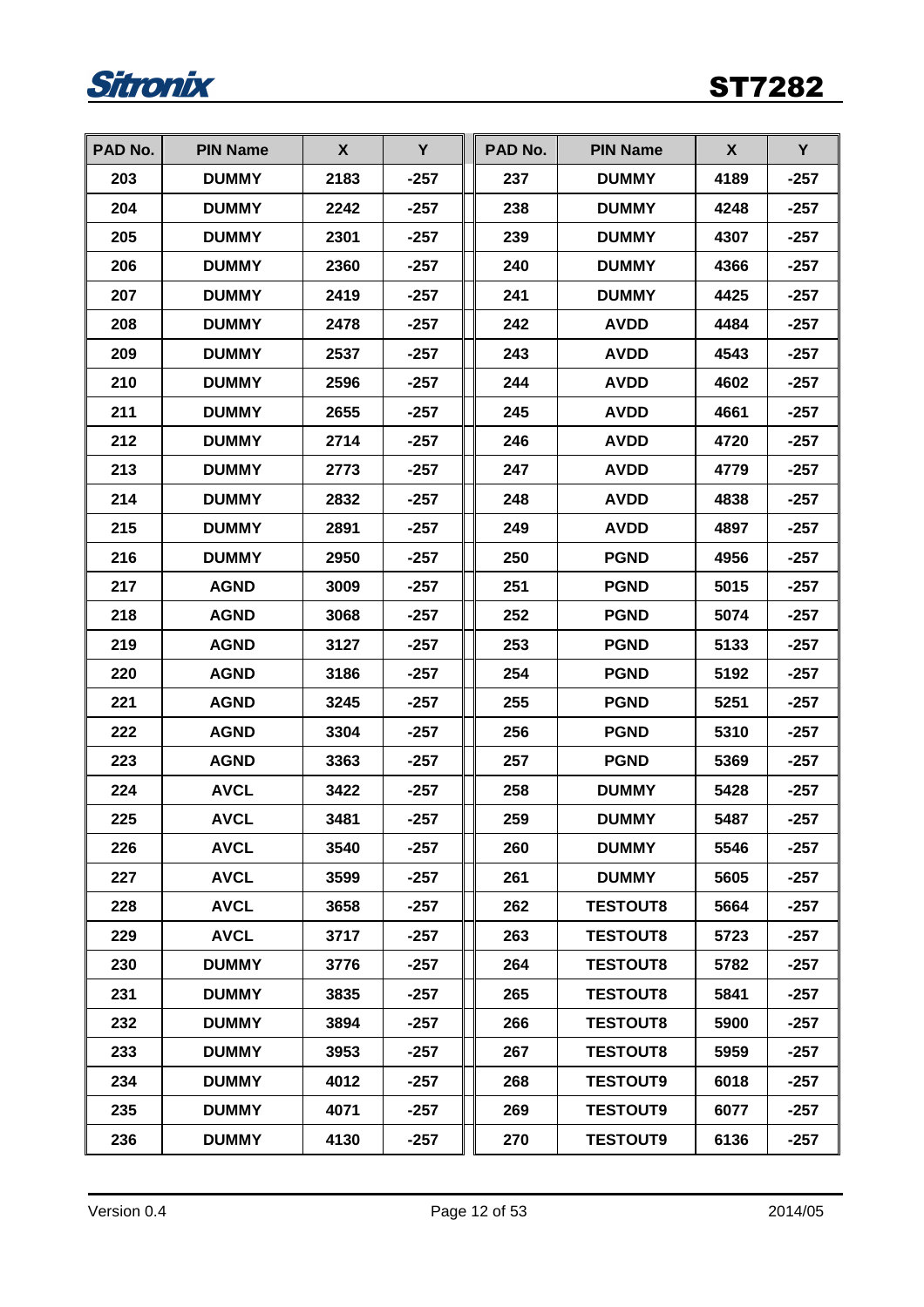| PAD No. | PIN Name | X | Y | PAD No. | PIN Name | X | Y |
|---|---|---|---|---|---|---|---|
| 203 | DUMMY | 2183 | -257 | 237 | DUMMY | 4189 | -257 |
| 204 | DUMMY | 2242 | -257 | 238 | DUMMY | 4248 | -257 |
| 205 | DUMMY | 2301 | -257 | 239 | DUMMY | 4307 | -257 |
| 206 | DUMMY | 2360 | -257 | 240 | DUMMY | 4366 | -257 |
| 207 | DUMMY | 2419 | -257 | 241 | DUMMY | 4425 | -257 |
| 208 | DUMMY | 2478 | -257 | 242 | AVDD | 4484 | -257 |
| 209 | DUMMY | 2537 | -257 | 243 | AVDD | 4543 | -257 |
| 210 | DUMMY | 2596 | -257 | 244 | AVDD | 4602 | -257 |
| 211 | DUMMY | 2655 | -257 | 245 | AVDD | 4661 | -257 |
| 212 | DUMMY | 2714 | -257 | 246 | AVDD | 4720 | -257 |
| 213 | DUMMY | 2773 | -257 | 247 | AVDD | 4779 | -257 |
| 214 | DUMMY | 2832 | -257 | 248 | AVDD | 4838 | -257 |
| 215 | DUMMY | 2891 | -257 | 249 | AVDD | 4897 | -257 |
| 216 | DUMMY | 2950 | -257 | 250 | PGND | 4956 | -257 |
| 217 | AGND | 3009 | -257 | 251 | PGND | 5015 | -257 |
| 218 | AGND | 3068 | -257 | 252 | PGND | 5074 | -257 |
| 219 | AGND | 3127 | -257 | 253 | PGND | 5133 | -257 |
| 220 | AGND | 3186 | -257 | 254 | PGND | 5192 | -257 |
| 221 | AGND | 3245 | -257 | 255 | PGND | 5251 | -257 |
| 222 | AGND | 3304 | -257 | 256 | PGND | 5310 | -257 |
| 223 | AGND | 3363 | -257 | 257 | PGND | 5369 | -257 |
| 224 | AVCL | 3422 | -257 | 258 | DUMMY | 5428 | -257 |
| 225 | AVCL | 3481 | -257 | 259 | DUMMY | 5487 | -257 |
| 226 | AVCL | 3540 | -257 | 260 | DUMMY | 5546 | -257 |
| 227 | AVCL | 3599 | -257 | 261 | DUMMY | 5605 | -257 |
| 228 | AVCL | 3658 | -257 | 262 | TESTOUT8 | 5664 | -257 |
| 229 | AVCL | 3717 | -257 | 263 | TESTOUT8 | 5723 | -257 |
| 230 | DUMMY | 3776 | -257 | 264 | TESTOUT8 | 5782 | -257 |
| 231 | DUMMY | 3835 | -257 | 265 | TESTOUT8 | 5841 | -257 |
| 232 | DUMMY | 3894 | -257 | 266 | TESTOUT8 | 5900 | -257 |
| 233 | DUMMY | 3953 | -257 | 267 | TESTOUT8 | 5959 | -257 |
| 234 | DUMMY | 4012 | -257 | 268 | TESTOUT9 | 6018 | -257 |
| 235 | DUMMY | 4071 | -257 | 269 | TESTOUT9 | 6077 | -257 |
| 236 | DUMMY | 4130 | -257 | 270 | TESTOUT9 | 6136 | -257 |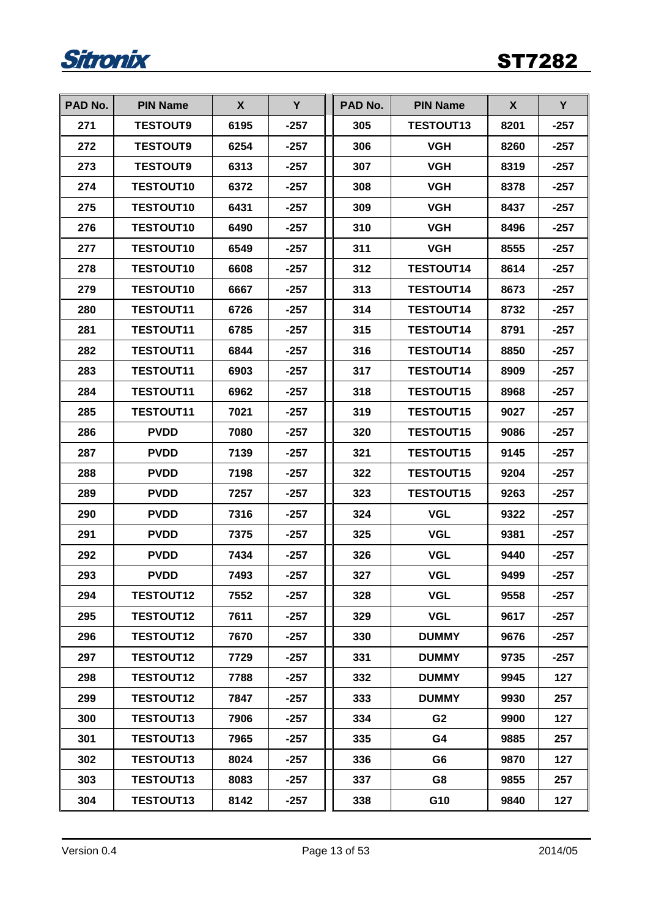| PAD No. | PIN Name | X | Y | PAD No. | PIN Name | X | Y |
|---|---|---|---|---|---|---|---|
| 271 | TESTOUT9 | 6195 | -257 | 305 | TESTOUT13 | 8201 | -257 |
| 272 | TESTOUT9 | 6254 | -257 | 306 | VGH | 8260 | -257 |
| 273 | TESTOUT9 | 6313 | -257 | 307 | VGH | 8319 | -257 |
| 274 | TESTOUT10 | 6372 | -257 | 308 | VGH | 8378 | -257 |
| 275 | TESTOUT10 | 6431 | -257 | 309 | VGH | 8437 | -257 |
| 276 | TESTOUT10 | 6490 | -257 | 310 | VGH | 8496 | -257 |
| 277 | TESTOUT10 | 6549 | -257 | 311 | VGH | 8555 | -257 |
| 278 | TESTOUT10 | 6608 | -257 | 312 | TESTOUT14 | 8614 | -257 |
| 279 | TESTOUT10 | 6667 | -257 | 313 | TESTOUT14 | 8673 | -257 |
| 280 | TESTOUT11 | 6726 | -257 | 314 | TESTOUT14 | 8732 | -257 |
| 281 | TESTOUT11 | 6785 | -257 | 315 | TESTOUT14 | 8791 | -257 |
| 282 | TESTOUT11 | 6844 | -257 | 316 | TESTOUT14 | 8850 | -257 |
| 283 | TESTOUT11 | 6903 | -257 | 317 | TESTOUT14 | 8909 | -257 |
| 284 | TESTOUT11 | 6962 | -257 | 318 | TESTOUT15 | 8968 | -257 |
| 285 | TESTOUT11 | 7021 | -257 | 319 | TESTOUT15 | 9027 | -257 |
| 286 | PVDD | 7080 | -257 | 320 | TESTOUT15 | 9086 | -257 |
| 287 | PVDD | 7139 | -257 | 321 | TESTOUT15 | 9145 | -257 |
| 288 | PVDD | 7198 | -257 | 322 | TESTOUT15 | 9204 | -257 |
| 289 | PVDD | 7257 | -257 | 323 | TESTOUT15 | 9263 | -257 |
| 290 | PVDD | 7316 | -257 | 324 | VGL | 9322 | -257 |
| 291 | PVDD | 7375 | -257 | 325 | VGL | 9381 | -257 |
| 292 | PVDD | 7434 | -257 | 326 | VGL | 9440 | -257 |
| 293 | PVDD | 7493 | -257 | 327 | VGL | 9499 | -257 |
| 294 | TESTOUT12 | 7552 | -257 | 328 | VGL | 9558 | -257 |
| 295 | TESTOUT12 | 7611 | -257 | 329 | VGL | 9617 | -257 |
| 296 | TESTOUT12 | 7670 | -257 | 330 | DUMMY | 9676 | -257 |
| 297 | TESTOUT12 | 7729 | -257 | 331 | DUMMY | 9735 | -257 |
| 298 | TESTOUT12 | 7788 | -257 | 332 | DUMMY | 9945 | 127 |
| 299 | TESTOUT12 | 7847 | -257 | 333 | DUMMY | 9930 | 257 |
| 300 | TESTOUT13 | 7906 | -257 | 334 | G2 | 9900 | 127 |
| 301 | TESTOUT13 | 7965 | -257 | 335 | G4 | 9885 | 257 |
| 302 | TESTOUT13 | 8024 | -257 | 336 | G6 | 9870 | 127 |
| 303 | TESTOUT13 | 8083 | -257 | 337 | G8 | 9855 | 257 |
| 304 | TESTOUT13 | 8142 | -257 | 338 | G10 | 9840 | 127 |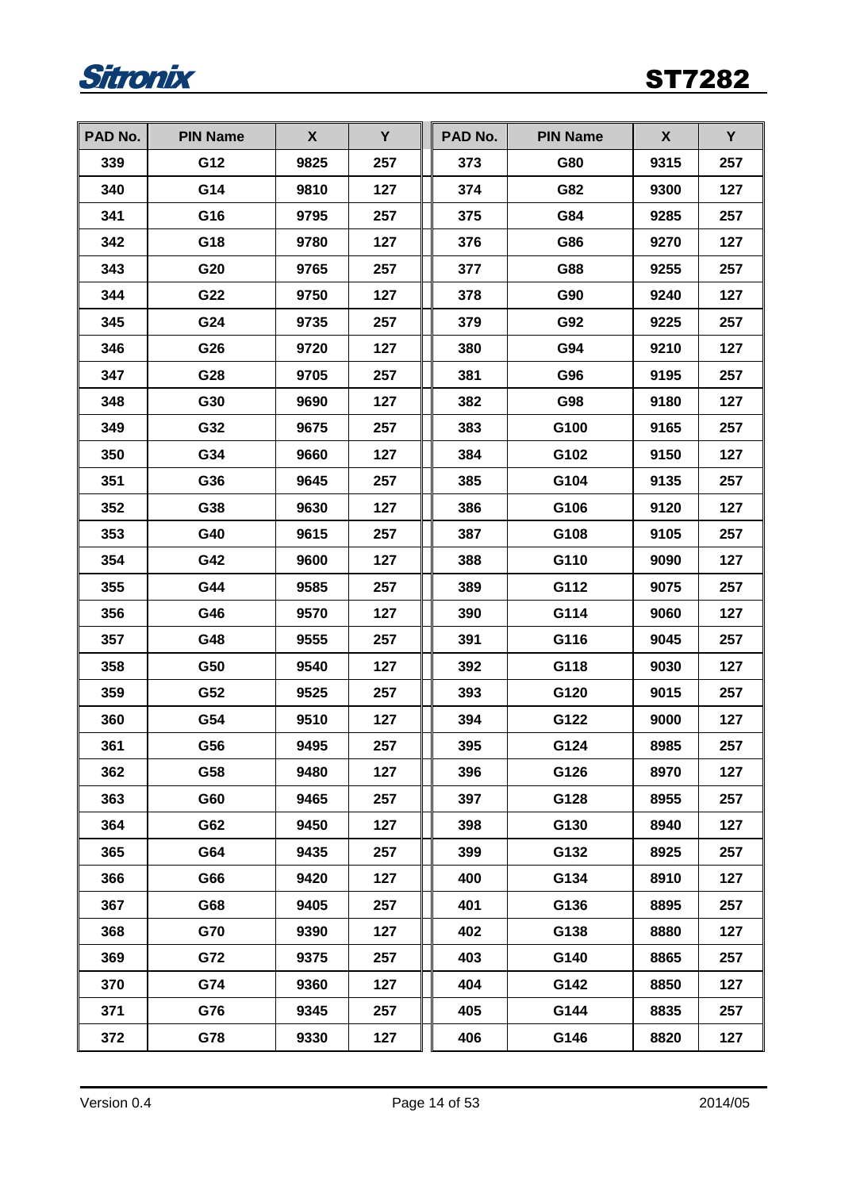| PAD No. | PIN Name | X | Y | PAD No. | PIN Name | X | Y |
|---|---|---|---|---|---|---|---|
| 339 | G12 | 9825 | 257 | 373 | G80 | 9315 | 257 |
| 340 | G14 | 9810 | 127 | 374 | G82 | 9300 | 127 |
| 341 | G16 | 9795 | 257 | 375 | G84 | 9285 | 257 |
| 342 | G18 | 9780 | 127 | 376 | G86 | 9270 | 127 |
| 343 | G20 | 9765 | 257 | 377 | G88 | 9255 | 257 |
| 344 | G22 | 9750 | 127 | 378 | G90 | 9240 | 127 |
| 345 | G24 | 9735 | 257 | 379 | G92 | 9225 | 257 |
| 346 | G26 | 9720 | 127 | 380 | G94 | 9210 | 127 |
| 347 | G28 | 9705 | 257 | 381 | G96 | 9195 | 257 |
| 348 | G30 | 9690 | 127 | 382 | G98 | 9180 | 127 |
| 349 | G32 | 9675 | 257 | 383 | G100 | 9165 | 257 |
| 350 | G34 | 9660 | 127 | 384 | G102 | 9150 | 127 |
| 351 | G36 | 9645 | 257 | 385 | G104 | 9135 | 257 |
| 352 | G38 | 9630 | 127 | 386 | G106 | 9120 | 127 |
| 353 | G40 | 9615 | 257 | 387 | G108 | 9105 | 257 |
| 354 | G42 | 9600 | 127 | 388 | G110 | 9090 | 127 |
| 355 | G44 | 9585 | 257 | 389 | G112 | 9075 | 257 |
| 356 | G46 | 9570 | 127 | 390 | G114 | 9060 | 127 |
| 357 | G48 | 9555 | 257 | 391 | G116 | 9045 | 257 |
| 358 | G50 | 9540 | 127 | 392 | G118 | 9030 | 127 |
| 359 | G52 | 9525 | 257 | 393 | G120 | 9015 | 257 |
| 360 | G54 | 9510 | 127 | 394 | G122 | 9000 | 127 |
| 361 | G56 | 9495 | 257 | 395 | G124 | 8985 | 257 |
| 362 | G58 | 9480 | 127 | 396 | G126 | 8970 | 127 |
| 363 | G60 | 9465 | 257 | 397 | G128 | 8955 | 257 |
| 364 | G62 | 9450 | 127 | 398 | G130 | 8940 | 127 |
| 365 | G64 | 9435 | 257 | 399 | G132 | 8925 | 257 |
| 366 | G66 | 9420 | 127 | 400 | G134 | 8910 | 127 |
| 367 | G68 | 9405 | 257 | 401 | G136 | 8895 | 257 |
| 368 | G70 | 9390 | 127 | 402 | G138 | 8880 | 127 |
| 369 | G72 | 9375 | 257 | 403 | G140 | 8865 | 257 |
| 370 | G74 | 9360 | 127 | 404 | G142 | 8850 | 127 |
| 371 | G76 | 9345 | 257 | 405 | G144 | 8835 | 257 |
| 372 | G78 | 9330 | 127 | 406 | G146 | 8820 | 127 |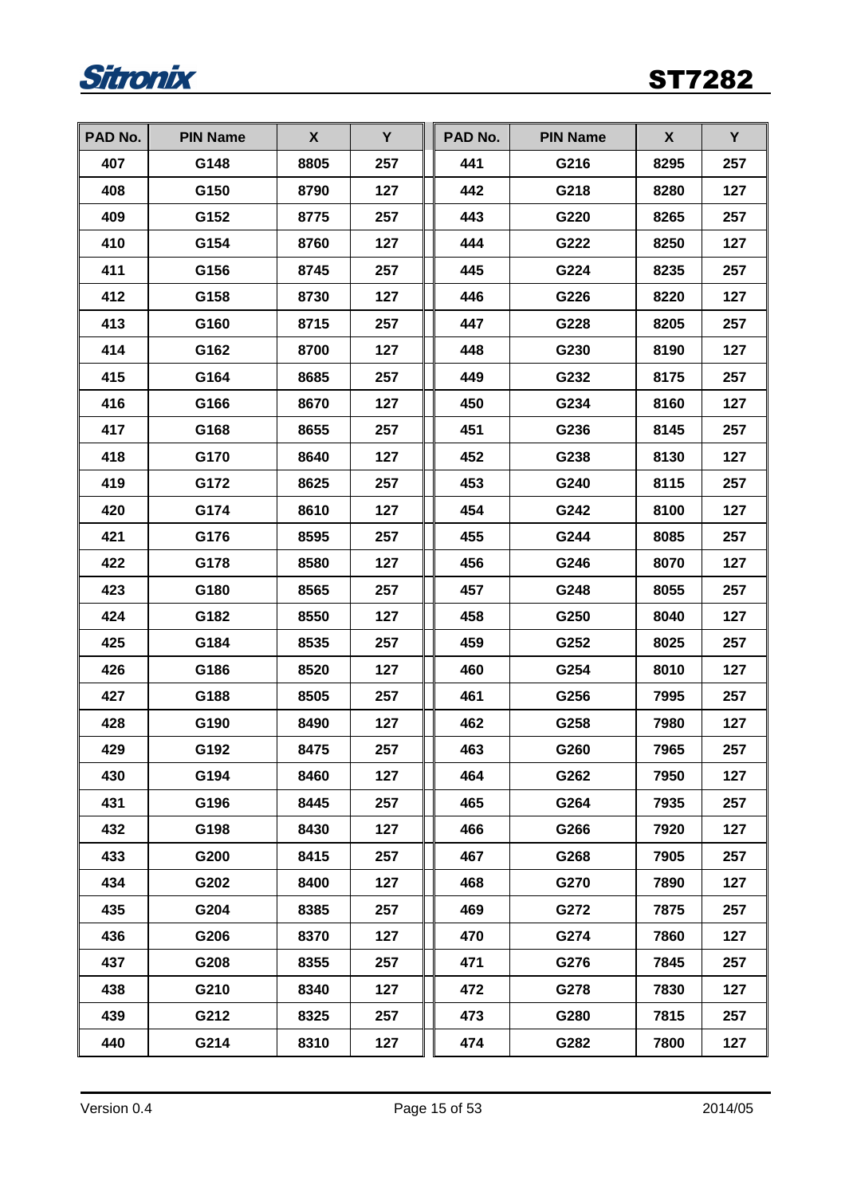| PAD No. | PIN Name | X | Y | PAD No. | PIN Name | X | Y |
|---|---|---|---|---|---|---|---|
| 407 | G148 | 8805 | 257 | 441 | G216 | 8295 | 257 |
| 408 | G150 | 8790 | 127 | 442 | G218 | 8280 | 127 |
| 409 | G152 | 8775 | 257 | 443 | G220 | 8265 | 257 |
| 410 | G154 | 8760 | 127 | 444 | G222 | 8250 | 127 |
| 411 | G156 | 8745 | 257 | 445 | G224 | 8235 | 257 |
| 412 | G158 | 8730 | 127 | 446 | G226 | 8220 | 127 |
| 413 | G160 | 8715 | 257 | 447 | G228 | 8205 | 257 |
| 414 | G162 | 8700 | 127 | 448 | G230 | 8190 | 127 |
| 415 | G164 | 8685 | 257 | 449 | G232 | 8175 | 257 |
| 416 | G166 | 8670 | 127 | 450 | G234 | 8160 | 127 |
| 417 | G168 | 8655 | 257 | 451 | G236 | 8145 | 257 |
| 418 | G170 | 8640 | 127 | 452 | G238 | 8130 | 127 |
| 419 | G172 | 8625 | 257 | 453 | G240 | 8115 | 257 |
| 420 | G174 | 8610 | 127 | 454 | G242 | 8100 | 127 |
| 421 | G176 | 8595 | 257 | 455 | G244 | 8085 | 257 |
| 422 | G178 | 8580 | 127 | 456 | G246 | 8070 | 127 |
| 423 | G180 | 8565 | 257 | 457 | G248 | 8055 | 257 |
| 424 | G182 | 8550 | 127 | 458 | G250 | 8040 | 127 |
| 425 | G184 | 8535 | 257 | 459 | G252 | 8025 | 257 |
| 426 | G186 | 8520 | 127 | 460 | G254 | 8010 | 127 |
| 427 | G188 | 8505 | 257 | 461 | G256 | 7995 | 257 |
| 428 | G190 | 8490 | 127 | 462 | G258 | 7980 | 127 |
| 429 | G192 | 8475 | 257 | 463 | G260 | 7965 | 257 |
| 430 | G194 | 8460 | 127 | 464 | G262 | 7950 | 127 |
| 431 | G196 | 8445 | 257 | 465 | G264 | 7935 | 257 |
| 432 | G198 | 8430 | 127 | 466 | G266 | 7920 | 127 |
| 433 | G200 | 8415 | 257 | 467 | G268 | 7905 | 257 |
| 434 | G202 | 8400 | 127 | 468 | G270 | 7890 | 127 |
| 435 | G204 | 8385 | 257 | 469 | G272 | 7875 | 257 |
| 436 | G206 | 8370 | 127 | 470 | G274 | 7860 | 127 |
| 437 | G208 | 8355 | 257 | 471 | G276 | 7845 | 257 |
| 438 | G210 | 8340 | 127 | 472 | G278 | 7830 | 127 |
| 439 | G212 | 8325 | 257 | 473 | G280 | 7815 | 257 |
| 440 | G214 | 8310 | 127 | 474 | G282 | 7800 | 127 |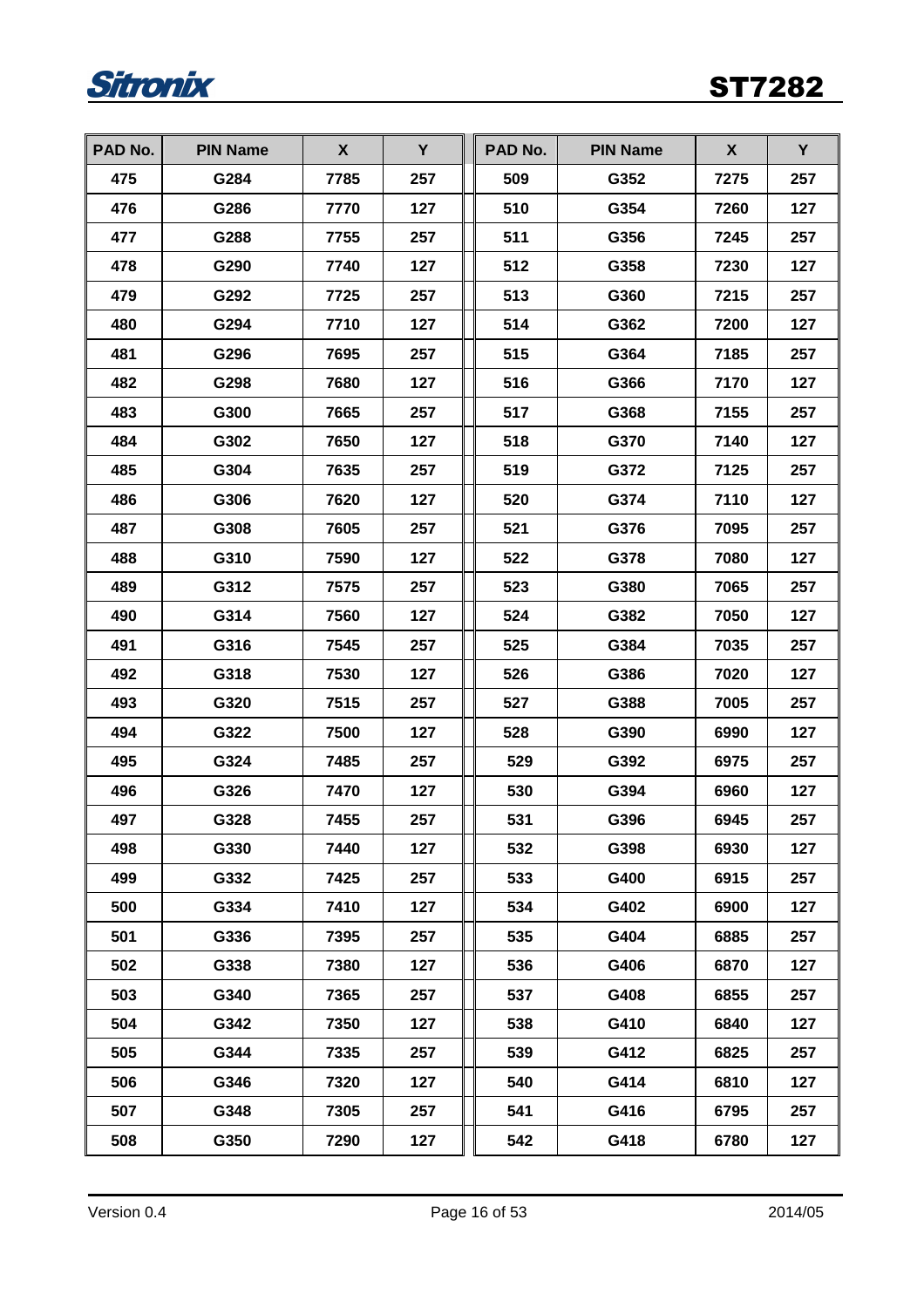| PAD No. | PIN Name | X | Y | PAD No. | PIN Name | X | Y |
|---|---|---|---|---|---|---|---|
| 475 | G284 | 7785 | 257 | 509 | G352 | 7275 | 257 |
| 476 | G286 | 7770 | 127 | 510 | G354 | 7260 | 127 |
| 477 | G288 | 7755 | 257 | 511 | G356 | 7245 | 257 |
| 478 | G290 | 7740 | 127 | 512 | G358 | 7230 | 127 |
| 479 | G292 | 7725 | 257 | 513 | G360 | 7215 | 257 |
| 480 | G294 | 7710 | 127 | 514 | G362 | 7200 | 127 |
| 481 | G296 | 7695 | 257 | 515 | G364 | 7185 | 257 |
| 482 | G298 | 7680 | 127 | 516 | G366 | 7170 | 127 |
| 483 | G300 | 7665 | 257 | 517 | G368 | 7155 | 257 |
| 484 | G302 | 7650 | 127 | 518 | G370 | 7140 | 127 |
| 485 | G304 | 7635 | 257 | 519 | G372 | 7125 | 257 |
| 486 | G306 | 7620 | 127 | 520 | G374 | 7110 | 127 |
| 487 | G308 | 7605 | 257 | 521 | G376 | 7095 | 257 |
| 488 | G310 | 7590 | 127 | 522 | G378 | 7080 | 127 |
| 489 | G312 | 7575 | 257 | 523 | G380 | 7065 | 257 |
| 490 | G314 | 7560 | 127 | 524 | G382 | 7050 | 127 |
| 491 | G316 | 7545 | 257 | 525 | G384 | 7035 | 257 |
| 492 | G318 | 7530 | 127 | 526 | G386 | 7020 | 127 |
| 493 | G320 | 7515 | 257 | 527 | G388 | 7005 | 257 |
| 494 | G322 | 7500 | 127 | 528 | G390 | 6990 | 127 |
| 495 | G324 | 7485 | 257 | 529 | G392 | 6975 | 257 |
| 496 | G326 | 7470 | 127 | 530 | G394 | 6960 | 127 |
| 497 | G328 | 7455 | 257 | 531 | G396 | 6945 | 257 |
| 498 | G330 | 7440 | 127 | 532 | G398 | 6930 | 127 |
| 499 | G332 | 7425 | 257 | 533 | G400 | 6915 | 257 |
| 500 | G334 | 7410 | 127 | 534 | G402 | 6900 | 127 |
| 501 | G336 | 7395 | 257 | 535 | G404 | 6885 | 257 |
| 502 | G338 | 7380 | 127 | 536 | G406 | 6870 | 127 |
| 503 | G340 | 7365 | 257 | 537 | G408 | 6855 | 257 |
| 504 | G342 | 7350 | 127 | 538 | G410 | 6840 | 127 |
| 505 | G344 | 7335 | 257 | 539 | G412 | 6825 | 257 |
| 506 | G346 | 7320 | 127 | 540 | G414 | 6810 | 127 |
| 507 | G348 | 7305 | 257 | 541 | G416 | 6795 | 257 |
| 508 | G350 | 7290 | 127 | 542 | G418 | 6780 | 127 |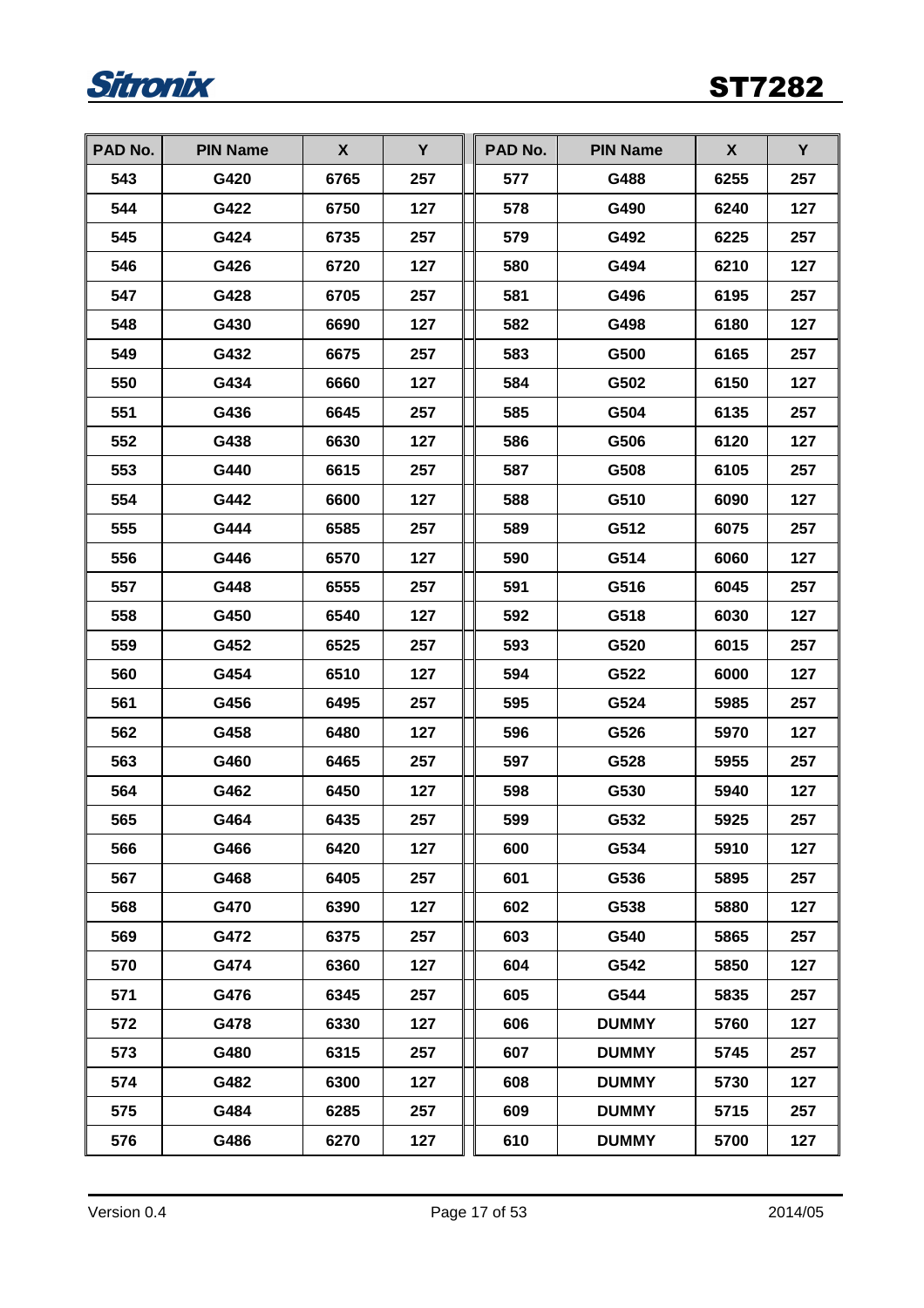| PAD No. | PIN Name | X | Y | PAD No. | PIN Name | X | Y |
|---|---|---|---|---|---|---|---|
| 543 | G420 | 6765 | 257 | 577 | G488 | 6255 | 257 |
| 544 | G422 | 6750 | 127 | 578 | G490 | 6240 | 127 |
| 545 | G424 | 6735 | 257 | 579 | G492 | 6225 | 257 |
| 546 | G426 | 6720 | 127 | 580 | G494 | 6210 | 127 |
| 547 | G428 | 6705 | 257 | 581 | G496 | 6195 | 257 |
| 548 | G430 | 6690 | 127 | 582 | G498 | 6180 | 127 |
| 549 | G432 | 6675 | 257 | 583 | G500 | 6165 | 257 |
| 550 | G434 | 6660 | 127 | 584 | G502 | 6150 | 127 |
| 551 | G436 | 6645 | 257 | 585 | G504 | 6135 | 257 |
| 552 | G438 | 6630 | 127 | 586 | G506 | 6120 | 127 |
| 553 | G440 | 6615 | 257 | 587 | G508 | 6105 | 257 |
| 554 | G442 | 6600 | 127 | 588 | G510 | 6090 | 127 |
| 555 | G444 | 6585 | 257 | 589 | G512 | 6075 | 257 |
| 556 | G446 | 6570 | 127 | 590 | G514 | 6060 | 127 |
| 557 | G448 | 6555 | 257 | 591 | G516 | 6045 | 257 |
| 558 | G450 | 6540 | 127 | 592 | G518 | 6030 | 127 |
| 559 | G452 | 6525 | 257 | 593 | G520 | 6015 | 257 |
| 560 | G454 | 6510 | 127 | 594 | G522 | 6000 | 127 |
| 561 | G456 | 6495 | 257 | 595 | G524 | 5985 | 257 |
| 562 | G458 | 6480 | 127 | 596 | G526 | 5970 | 127 |
| 563 | G460 | 6465 | 257 | 597 | G528 | 5955 | 257 |
| 564 | G462 | 6450 | 127 | 598 | G530 | 5940 | 127 |
| 565 | G464 | 6435 | 257 | 599 | G532 | 5925 | 257 |
| 566 | G466 | 6420 | 127 | 600 | G534 | 5910 | 127 |
| 567 | G468 | 6405 | 257 | 601 | G536 | 5895 | 257 |
| 568 | G470 | 6390 | 127 | 602 | G538 | 5880 | 127 |
| 569 | G472 | 6375 | 257 | 603 | G540 | 5865 | 257 |
| 570 | G474 | 6360 | 127 | 604 | G542 | 5850 | 127 |
| 571 | G476 | 6345 | 257 | 605 | G544 | 5835 | 257 |
| 572 | G478 | 6330 | 127 | 606 | DUMMY | 5760 | 127 |
| 573 | G480 | 6315 | 257 | 607 | DUMMY | 5745 | 257 |
| 574 | G482 | 6300 | 127 | 608 | DUMMY | 5730 | 127 |
| 575 | G484 | 6285 | 257 | 609 | DUMMY | 5715 | 257 |
| 576 | G486 | 6270 | 127 | 610 | DUMMY | 5700 | 127 |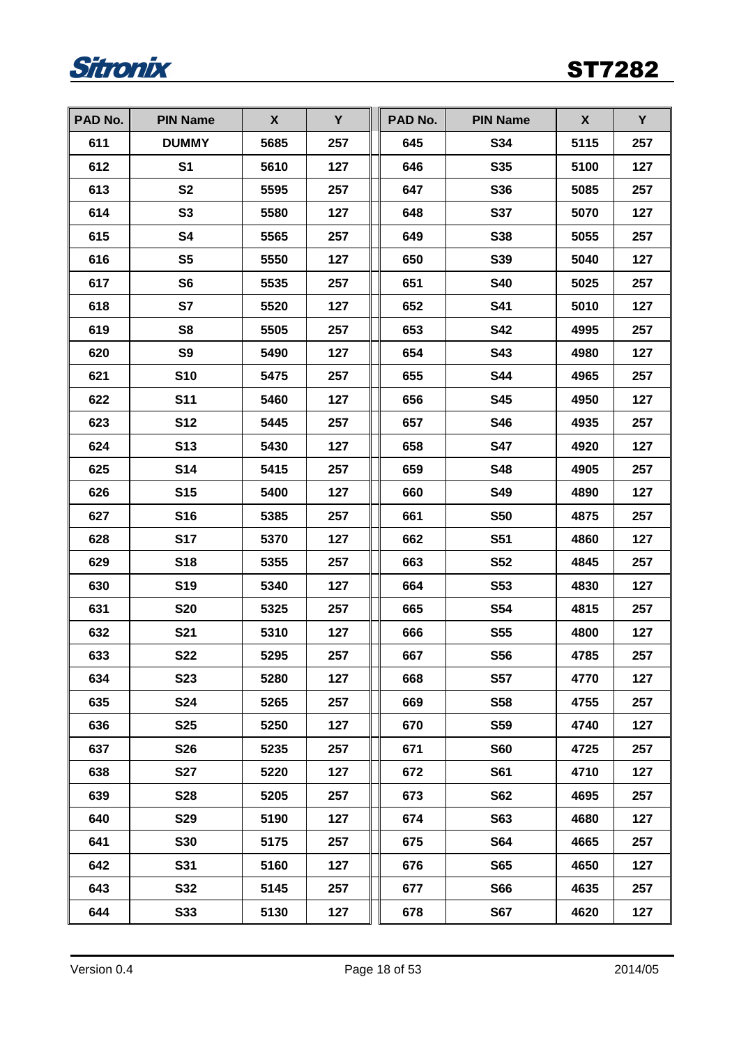| PAD No. | PIN Name | X | Y | PAD No. | PIN Name | X | Y |
|---|---|---|---|---|---|---|---|
| 611 | DUMMY | 5685 | 257 | 645 | S34 | 5115 | 257 |
| 612 | S1 | 5610 | 127 | 646 | S35 | 5100 | 127 |
| 613 | S2 | 5595 | 257 | 647 | S36 | 5085 | 257 |
| 614 | S3 | 5580 | 127 | 648 | S37 | 5070 | 127 |
| 615 | S4 | 5565 | 257 | 649 | S38 | 5055 | 257 |
| 616 | S5 | 5550 | 127 | 650 | S39 | 5040 | 127 |
| 617 | S6 | 5535 | 257 | 651 | S40 | 5025 | 257 |
| 618 | S7 | 5520 | 127 | 652 | S41 | 5010 | 127 |
| 619 | S8 | 5505 | 257 | 653 | S42 | 4995 | 257 |
| 620 | S9 | 5490 | 127 | 654 | S43 | 4980 | 127 |
| 621 | S10 | 5475 | 257 | 655 | S44 | 4965 | 257 |
| 622 | S11 | 5460 | 127 | 656 | S45 | 4950 | 127 |
| 623 | S12 | 5445 | 257 | 657 | S46 | 4935 | 257 |
| 624 | S13 | 5430 | 127 | 658 | S47 | 4920 | 127 |
| 625 | S14 | 5415 | 257 | 659 | S48 | 4905 | 257 |
| 626 | S15 | 5400 | 127 | 660 | S49 | 4890 | 127 |
| 627 | S16 | 5385 | 257 | 661 | S50 | 4875 | 257 |
| 628 | S17 | 5370 | 127 | 662 | S51 | 4860 | 127 |
| 629 | S18 | 5355 | 257 | 663 | S52 | 4845 | 257 |
| 630 | S19 | 5340 | 127 | 664 | S53 | 4830 | 127 |
| 631 | S20 | 5325 | 257 | 665 | S54 | 4815 | 257 |
| 632 | S21 | 5310 | 127 | 666 | S55 | 4800 | 127 |
| 633 | S22 | 5295 | 257 | 667 | S56 | 4785 | 257 |
| 634 | S23 | 5280 | 127 | 668 | S57 | 4770 | 127 |
| 635 | S24 | 5265 | 257 | 669 | S58 | 4755 | 257 |
| 636 | S25 | 5250 | 127 | 670 | S59 | 4740 | 127 |
| 637 | S26 | 5235 | 257 | 671 | S60 | 4725 | 257 |
| 638 | S27 | 5220 | 127 | 672 | S61 | 4710 | 127 |
| 639 | S28 | 5205 | 257 | 673 | S62 | 4695 | 257 |
| 640 | S29 | 5190 | 127 | 674 | S63 | 4680 | 127 |
| 641 | S30 | 5175 | 257 | 675 | S64 | 4665 | 257 |
| 642 | S31 | 5160 | 127 | 676 | S65 | 4650 | 127 |
| 643 | S32 | 5145 | 257 | 677 | S66 | 4635 | 257 |
| 644 | S33 | 5130 | 127 | 678 | S67 | 4620 | 127 |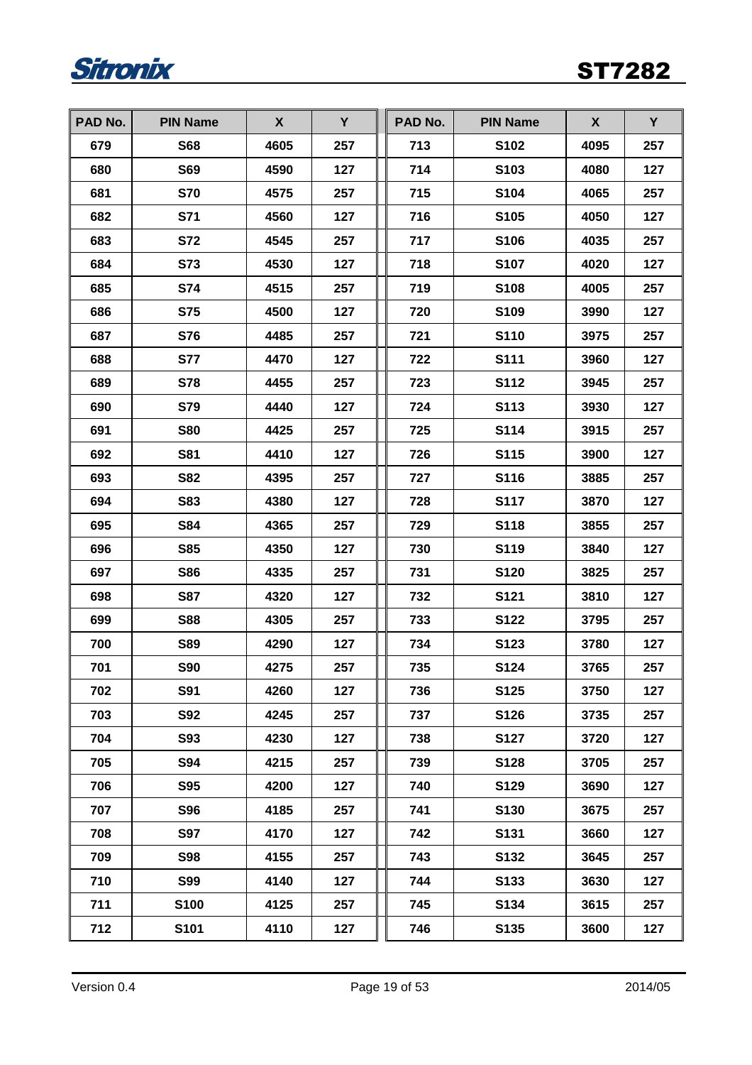| PAD No. | PIN Name | X | Y | PAD No. | PIN Name | X | Y |
|---|---|---|---|---|---|---|---|
| 679 | S68 | 4605 | 257 | 713 | S102 | 4095 | 257 |
| 680 | S69 | 4590 | 127 | 714 | S103 | 4080 | 127 |
| 681 | S70 | 4575 | 257 | 715 | S104 | 4065 | 257 |
| 682 | S71 | 4560 | 127 | 716 | S105 | 4050 | 127 |
| 683 | S72 | 4545 | 257 | 717 | S106 | 4035 | 257 |
| 684 | S73 | 4530 | 127 | 718 | S107 | 4020 | 127 |
| 685 | S74 | 4515 | 257 | 719 | S108 | 4005 | 257 |
| 686 | S75 | 4500 | 127 | 720 | S109 | 3990 | 127 |
| 687 | S76 | 4485 | 257 | 721 | S110 | 3975 | 257 |
| 688 | S77 | 4470 | 127 | 722 | S111 | 3960 | 127 |
| 689 | S78 | 4455 | 257 | 723 | S112 | 3945 | 257 |
| 690 | S79 | 4440 | 127 | 724 | S113 | 3930 | 127 |
| 691 | S80 | 4425 | 257 | 725 | S114 | 3915 | 257 |
| 692 | S81 | 4410 | 127 | 726 | S115 | 3900 | 127 |
| 693 | S82 | 4395 | 257 | 727 | S116 | 3885 | 257 |
| 694 | S83 | 4380 | 127 | 728 | S117 | 3870 | 127 |
| 695 | S84 | 4365 | 257 | 729 | S118 | 3855 | 257 |
| 696 | S85 | 4350 | 127 | 730 | S119 | 3840 | 127 |
| 697 | S86 | 4335 | 257 | 731 | S120 | 3825 | 257 |
| 698 | S87 | 4320 | 127 | 732 | S121 | 3810 | 127 |
| 699 | S88 | 4305 | 257 | 733 | S122 | 3795 | 257 |
| 700 | S89 | 4290 | 127 | 734 | S123 | 3780 | 127 |
| 701 | S90 | 4275 | 257 | 735 | S124 | 3765 | 257 |
| 702 | S91 | 4260 | 127 | 736 | S125 | 3750 | 127 |
| 703 | S92 | 4245 | 257 | 737 | S126 | 3735 | 257 |
| 704 | S93 | 4230 | 127 | 738 | S127 | 3720 | 127 |
| 705 | S94 | 4215 | 257 | 739 | S128 | 3705 | 257 |
| 706 | S95 | 4200 | 127 | 740 | S129 | 3690 | 127 |
| 707 | S96 | 4185 | 257 | 741 | S130 | 3675 | 257 |
| 708 | S97 | 4170 | 127 | 742 | S131 | 3660 | 127 |
| 709 | S98 | 4155 | 257 | 743 | S132 | 3645 | 257 |
| 710 | S99 | 4140 | 127 | 744 | S133 | 3630 | 127 |
| 711 | S100 | 4125 | 257 | 745 | S134 | 3615 | 257 |
| 712 | S101 | 4110 | 127 | 746 | S135 | 3600 | 127 |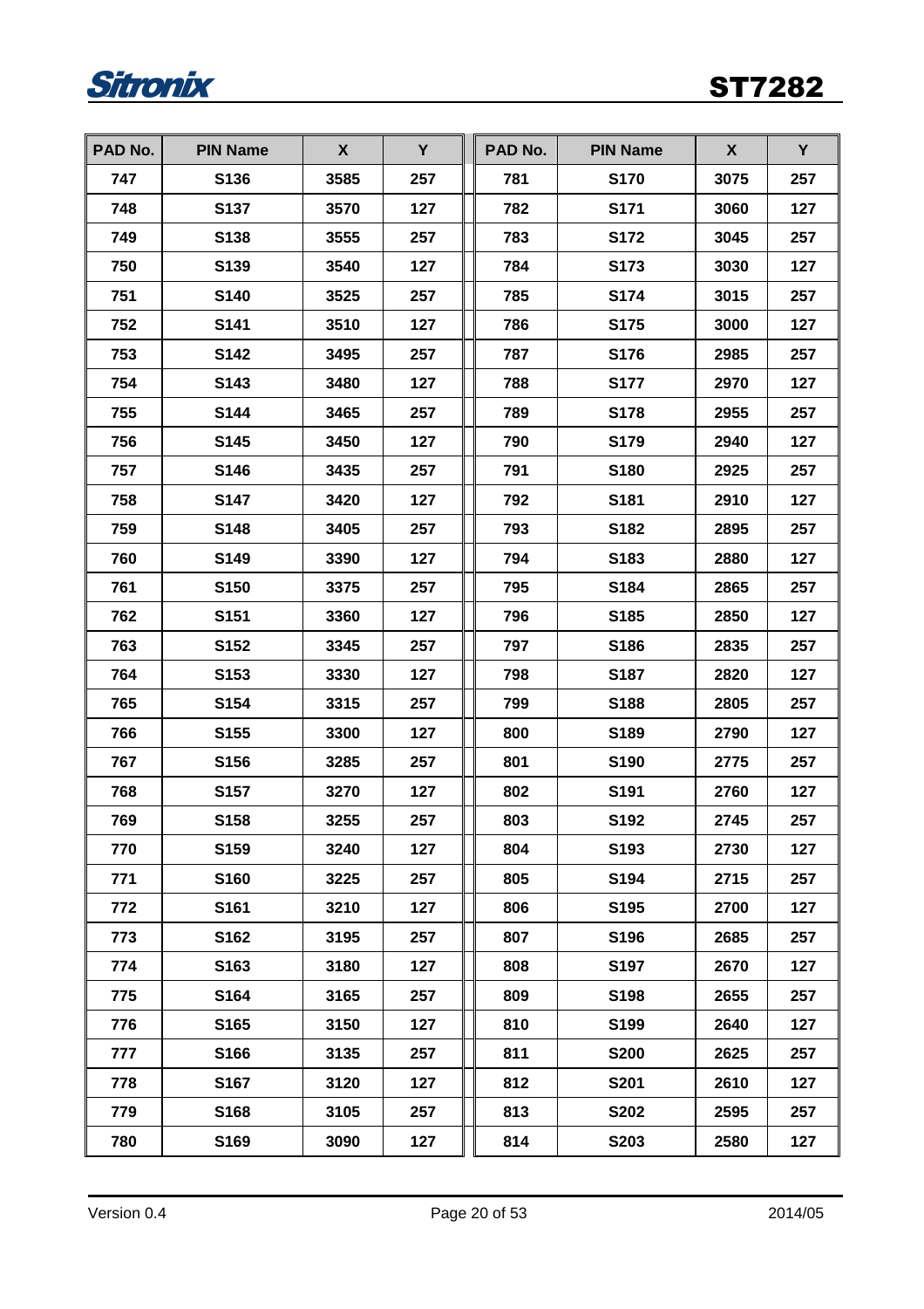| PAD No. | PIN Name | X | Y | PAD No. | PIN Name | X | Y |
|---|---|---|---|---|---|---|---|
| 747 | S136 | 3585 | 257 | 781 | S170 | 3075 | 257 |
| 748 | S137 | 3570 | 127 | 782 | S171 | 3060 | 127 |
| 749 | S138 | 3555 | 257 | 783 | S172 | 3045 | 257 |
| 750 | S139 | 3540 | 127 | 784 | S173 | 3030 | 127 |
| 751 | S140 | 3525 | 257 | 785 | S174 | 3015 | 257 |
| 752 | S141 | 3510 | 127 | 786 | S175 | 3000 | 127 |
| 753 | S142 | 3495 | 257 | 787 | S176 | 2985 | 257 |
| 754 | S143 | 3480 | 127 | 788 | S177 | 2970 | 127 |
| 755 | S144 | 3465 | 257 | 789 | S178 | 2955 | 257 |
| 756 | S145 | 3450 | 127 | 790 | S179 | 2940 | 127 |
| 757 | S146 | 3435 | 257 | 791 | S180 | 2925 | 257 |
| 758 | S147 | 3420 | 127 | 792 | S181 | 2910 | 127 |
| 759 | S148 | 3405 | 257 | 793 | S182 | 2895 | 257 |
| 760 | S149 | 3390 | 127 | 794 | S183 | 2880 | 127 |
| 761 | S150 | 3375 | 257 | 795 | S184 | 2865 | 257 |
| 762 | S151 | 3360 | 127 | 796 | S185 | 2850 | 127 |
| 763 | S152 | 3345 | 257 | 797 | S186 | 2835 | 257 |
| 764 | S153 | 3330 | 127 | 798 | S187 | 2820 | 127 |
| 765 | S154 | 3315 | 257 | 799 | S188 | 2805 | 257 |
| 766 | S155 | 3300 | 127 | 800 | S189 | 2790 | 127 |
| 767 | S156 | 3285 | 257 | 801 | S190 | 2775 | 257 |
| 768 | S157 | 3270 | 127 | 802 | S191 | 2760 | 127 |
| 769 | S158 | 3255 | 257 | 803 | S192 | 2745 | 257 |
| 770 | S159 | 3240 | 127 | 804 | S193 | 2730 | 127 |
| 771 | S160 | 3225 | 257 | 805 | S194 | 2715 | 257 |
| 772 | S161 | 3210 | 127 | 806 | S195 | 2700 | 127 |
| 773 | S162 | 3195 | 257 | 807 | S196 | 2685 | 257 |
| 774 | S163 | 3180 | 127 | 808 | S197 | 2670 | 127 |
| 775 | S164 | 3165 | 257 | 809 | S198 | 2655 | 257 |
| 776 | S165 | 3150 | 127 | 810 | S199 | 2640 | 127 |
| 777 | S166 | 3135 | 257 | 811 | S200 | 2625 | 257 |
| 778 | S167 | 3120 | 127 | 812 | S201 | 2610 | 127 |
| 779 | S168 | 3105 | 257 | 813 | S202 | 2595 | 257 |
| 780 | S169 | 3090 | 127 | 814 | S203 | 2580 | 127 |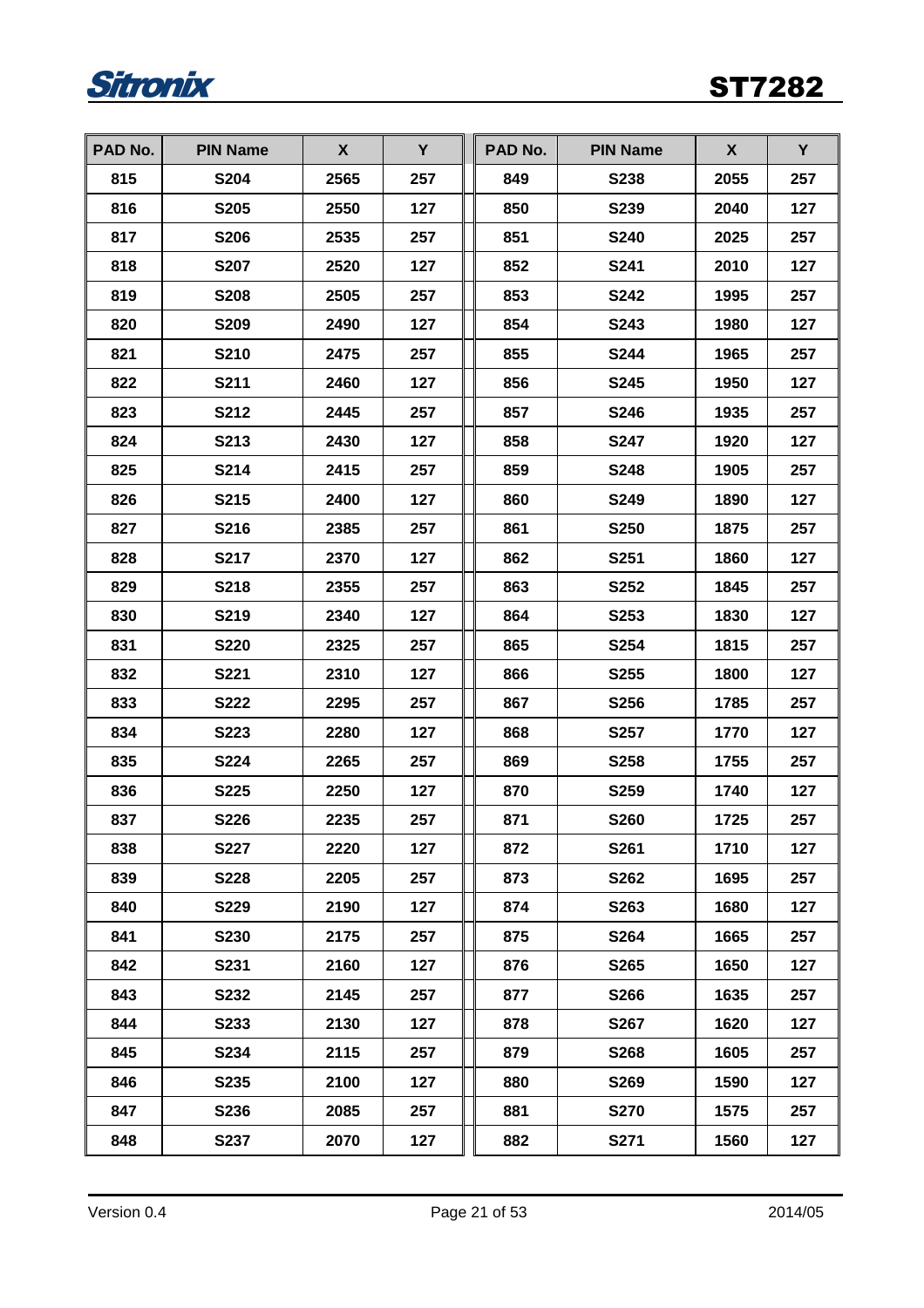| PAD No. | PIN Name | X | Y | PAD No. | PIN Name | X | Y |
|---|---|---|---|---|---|---|---|
| 815 | S204 | 2565 | 257 | 849 | S238 | 2055 | 257 |
| 816 | S205 | 2550 | 127 | 850 | S239 | 2040 | 127 |
| 817 | S206 | 2535 | 257 | 851 | S240 | 2025 | 257 |
| 818 | S207 | 2520 | 127 | 852 | S241 | 2010 | 127 |
| 819 | S208 | 2505 | 257 | 853 | S242 | 1995 | 257 |
| 820 | S209 | 2490 | 127 | 854 | S243 | 1980 | 127 |
| 821 | S210 | 2475 | 257 | 855 | S244 | 1965 | 257 |
| 822 | S211 | 2460 | 127 | 856 | S245 | 1950 | 127 |
| 823 | S212 | 2445 | 257 | 857 | S246 | 1935 | 257 |
| 824 | S213 | 2430 | 127 | 858 | S247 | 1920 | 127 |
| 825 | S214 | 2415 | 257 | 859 | S248 | 1905 | 257 |
| 826 | S215 | 2400 | 127 | 860 | S249 | 1890 | 127 |
| 827 | S216 | 2385 | 257 | 861 | S250 | 1875 | 257 |
| 828 | S217 | 2370 | 127 | 862 | S251 | 1860 | 127 |
| 829 | S218 | 2355 | 257 | 863 | S252 | 1845 | 257 |
| 830 | S219 | 2340 | 127 | 864 | S253 | 1830 | 127 |
| 831 | S220 | 2325 | 257 | 865 | S254 | 1815 | 257 |
| 832 | S221 | 2310 | 127 | 866 | S255 | 1800 | 127 |
| 833 | S222 | 2295 | 257 | 867 | S256 | 1785 | 257 |
| 834 | S223 | 2280 | 127 | 868 | S257 | 1770 | 127 |
| 835 | S224 | 2265 | 257 | 869 | S258 | 1755 | 257 |
| 836 | S225 | 2250 | 127 | 870 | S259 | 1740 | 127 |
| 837 | S226 | 2235 | 257 | 871 | S260 | 1725 | 257 |
| 838 | S227 | 2220 | 127 | 872 | S261 | 1710 | 127 |
| 839 | S228 | 2205 | 257 | 873 | S262 | 1695 | 257 |
| 840 | S229 | 2190 | 127 | 874 | S263 | 1680 | 127 |
| 841 | S230 | 2175 | 257 | 875 | S264 | 1665 | 257 |
| 842 | S231 | 2160 | 127 | 876 | S265 | 1650 | 127 |
| 843 | S232 | 2145 | 257 | 877 | S266 | 1635 | 257 |
| 844 | S233 | 2130 | 127 | 878 | S267 | 1620 | 127 |
| 845 | S234 | 2115 | 257 | 879 | S268 | 1605 | 257 |
| 846 | S235 | 2100 | 127 | 880 | S269 | 1590 | 127 |
| 847 | S236 | 2085 | 257 | 881 | S270 | 1575 | 257 |
| 848 | S237 | 2070 | 127 | 882 | S271 | 1560 | 127 |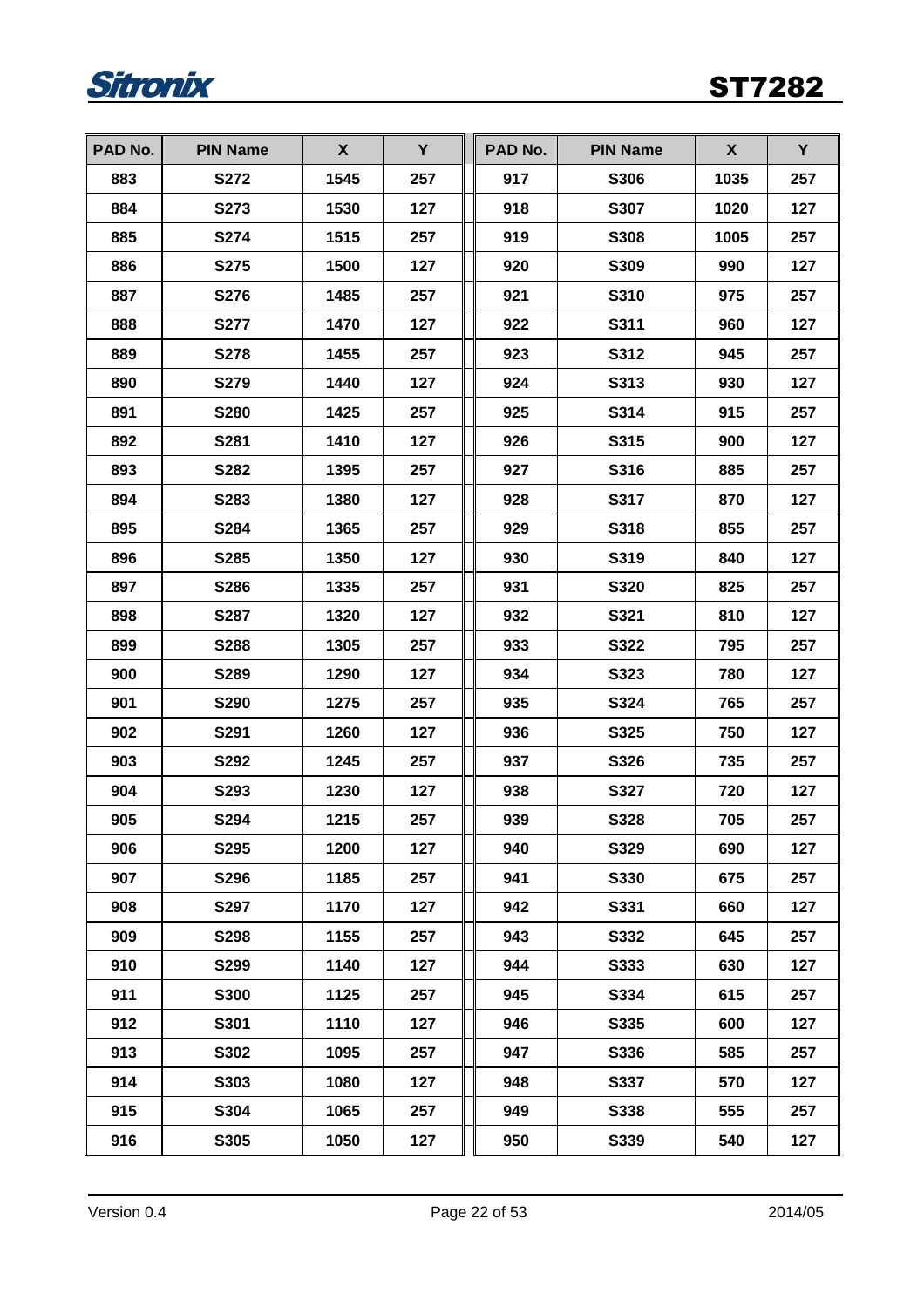| PAD No. | PIN Name | X | Y | PAD No. | PIN Name | X | Y |
|---|---|---|---|---|---|---|---|
| 883 | S272 | 1545 | 257 | 917 | S306 | 1035 | 257 |
| 884 | S273 | 1530 | 127 | 918 | S307 | 1020 | 127 |
| 885 | S274 | 1515 | 257 | 919 | S308 | 1005 | 257 |
| 886 | S275 | 1500 | 127 | 920 | S309 | 990 | 127 |
| 887 | S276 | 1485 | 257 | 921 | S310 | 975 | 257 |
| 888 | S277 | 1470 | 127 | 922 | S311 | 960 | 127 |
| 889 | S278 | 1455 | 257 | 923 | S312 | 945 | 257 |
| 890 | S279 | 1440 | 127 | 924 | S313 | 930 | 127 |
| 891 | S280 | 1425 | 257 | 925 | S314 | 915 | 257 |
| 892 | S281 | 1410 | 127 | 926 | S315 | 900 | 127 |
| 893 | S282 | 1395 | 257 | 927 | S316 | 885 | 257 |
| 894 | S283 | 1380 | 127 | 928 | S317 | 870 | 127 |
| 895 | S284 | 1365 | 257 | 929 | S318 | 855 | 257 |
| 896 | S285 | 1350 | 127 | 930 | S319 | 840 | 127 |
| 897 | S286 | 1335 | 257 | 931 | S320 | 825 | 257 |
| 898 | S287 | 1320 | 127 | 932 | S321 | 810 | 127 |
| 899 | S288 | 1305 | 257 | 933 | S322 | 795 | 257 |
| 900 | S289 | 1290 | 127 | 934 | S323 | 780 | 127 |
| 901 | S290 | 1275 | 257 | 935 | S324 | 765 | 257 |
| 902 | S291 | 1260 | 127 | 936 | S325 | 750 | 127 |
| 903 | S292 | 1245 | 257 | 937 | S326 | 735 | 257 |
| 904 | S293 | 1230 | 127 | 938 | S327 | 720 | 127 |
| 905 | S294 | 1215 | 257 | 939 | S328 | 705 | 257 |
| 906 | S295 | 1200 | 127 | 940 | S329 | 690 | 127 |
| 907 | S296 | 1185 | 257 | 941 | S330 | 675 | 257 |
| 908 | S297 | 1170 | 127 | 942 | S331 | 660 | 127 |
| 909 | S298 | 1155 | 257 | 943 | S332 | 645 | 257 |
| 910 | S299 | 1140 | 127 | 944 | S333 | 630 | 127 |
| 911 | S300 | 1125 | 257 | 945 | S334 | 615 | 257 |
| 912 | S301 | 1110 | 127 | 946 | S335 | 600 | 127 |
| 913 | S302 | 1095 | 257 | 947 | S336 | 585 | 257 |
| 914 | S303 | 1080 | 127 | 948 | S337 | 570 | 127 |
| 915 | S304 | 1065 | 257 | 949 | S338 | 555 | 257 |
| 916 | S305 | 1050 | 127 | 950 | S339 | 540 | 127 |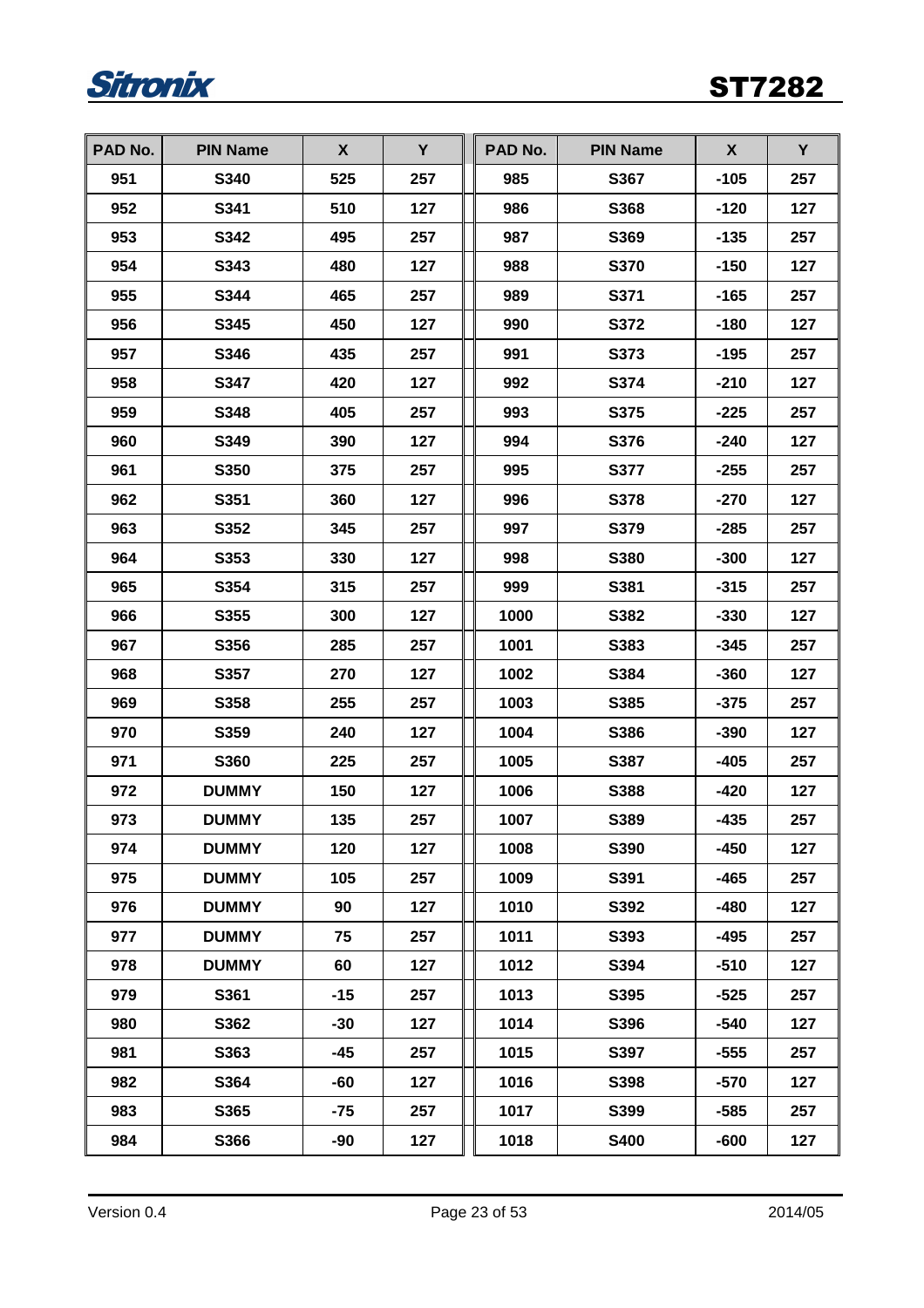| PAD No. | PIN Name | X | Y | PAD No. | PIN Name | X | Y |
|---|---|---|---|---|---|---|---|
| 951 | S340 | 525 | 257 | 985 | S367 | -105 | 257 |
| 952 | S341 | 510 | 127 | 986 | S368 | -120 | 127 |
| 953 | S342 | 495 | 257 | 987 | S369 | -135 | 257 |
| 954 | S343 | 480 | 127 | 988 | S370 | -150 | 127 |
| 955 | S344 | 465 | 257 | 989 | S371 | -165 | 257 |
| 956 | S345 | 450 | 127 | 990 | S372 | -180 | 127 |
| 957 | S346 | 435 | 257 | 991 | S373 | -195 | 257 |
| 958 | S347 | 420 | 127 | 992 | S374 | -210 | 127 |
| 959 | S348 | 405 | 257 | 993 | S375 | -225 | 257 |
| 960 | S349 | 390 | 127 | 994 | S376 | -240 | 127 |
| 961 | S350 | 375 | 257 | 995 | S377 | -255 | 257 |
| 962 | S351 | 360 | 127 | 996 | S378 | -270 | 127 |
| 963 | S352 | 345 | 257 | 997 | S379 | -285 | 257 |
| 964 | S353 | 330 | 127 | 998 | S380 | -300 | 127 |
| 965 | S354 | 315 | 257 | 999 | S381 | -315 | 257 |
| 966 | S355 | 300 | 127 | 1000 | S382 | -330 | 127 |
| 967 | S356 | 285 | 257 | 1001 | S383 | -345 | 257 |
| 968 | S357 | 270 | 127 | 1002 | S384 | -360 | 127 |
| 969 | S358 | 255 | 257 | 1003 | S385 | -375 | 257 |
| 970 | S359 | 240 | 127 | 1004 | S386 | -390 | 127 |
| 971 | S360 | 225 | 257 | 1005 | S387 | -405 | 257 |
| 972 | DUMMY | 150 | 127 | 1006 | S388 | -420 | 127 |
| 973 | DUMMY | 135 | 257 | 1007 | S389 | -435 | 257 |
| 974 | DUMMY | 120 | 127 | 1008 | S390 | -450 | 127 |
| 975 | DUMMY | 105 | 257 | 1009 | S391 | -465 | 257 |
| 976 | DUMMY | 90 | 127 | 1010 | S392 | -480 | 127 |
| 977 | DUMMY | 75 | 257 | 1011 | S393 | -495 | 257 |
| 978 | DUMMY | 60 | 127 | 1012 | S394 | -510 | 127 |
| 979 | S361 | -15 | 257 | 1013 | S395 | -525 | 257 |
| 980 | S362 | -30 | 127 | 1014 | S396 | -540 | 127 |
| 981 | S363 | -45 | 257 | 1015 | S397 | -555 | 257 |
| 982 | S364 | -60 | 127 | 1016 | S398 | -570 | 127 |
| 983 | S365 | -75 | 257 | 1017 | S399 | -585 | 257 |
| 984 | S366 | -90 | 127 | 1018 | S400 | -600 | 127 |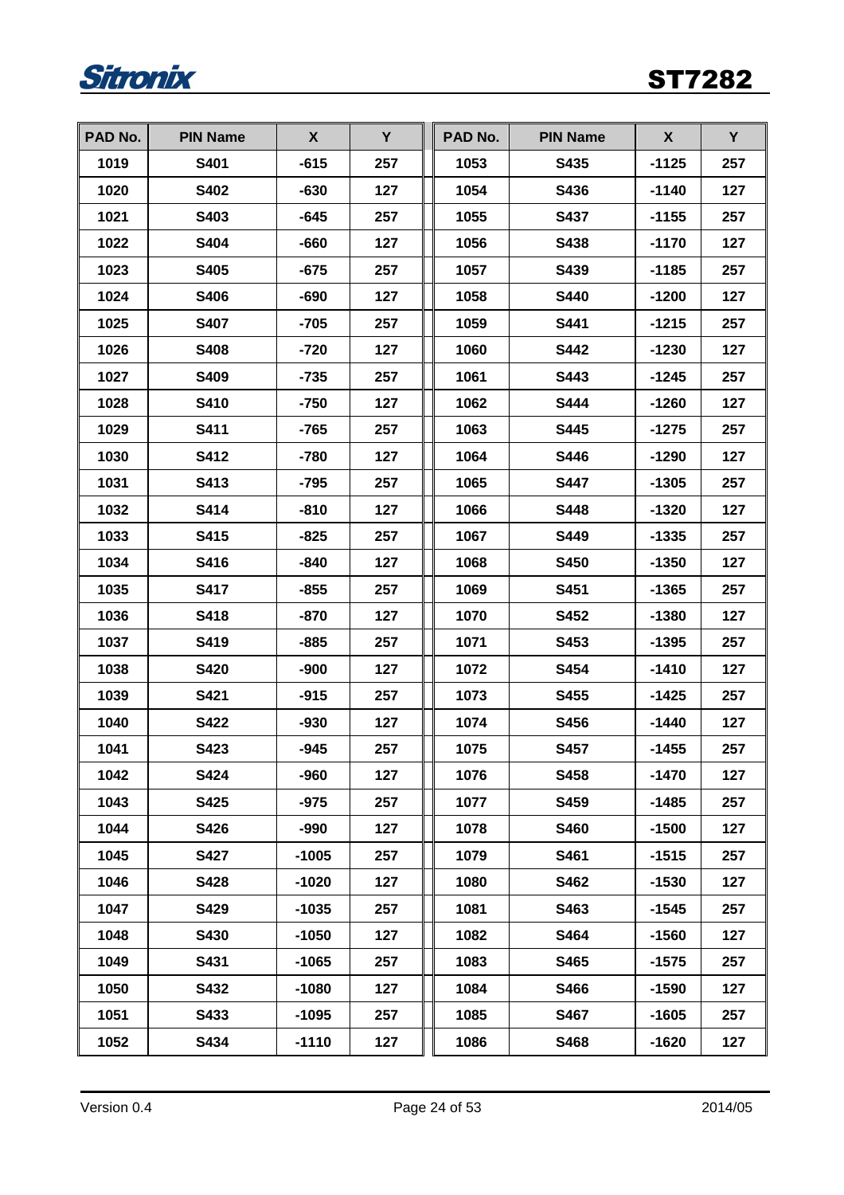| PAD No. | PIN Name | X | Y | PAD No. | PIN Name | X | Y |
|---|---|---|---|---|---|---|---|
| 1019 | S401 | -615 | 257 | 1053 | S435 | -1125 | 257 |
| 1020 | S402 | -630 | 127 | 1054 | S436 | -1140 | 127 |
| 1021 | S403 | -645 | 257 | 1055 | S437 | -1155 | 257 |
| 1022 | S404 | -660 | 127 | 1056 | S438 | -1170 | 127 |
| 1023 | S405 | -675 | 257 | 1057 | S439 | -1185 | 257 |
| 1024 | S406 | -690 | 127 | 1058 | S440 | -1200 | 127 |
| 1025 | S407 | -705 | 257 | 1059 | S441 | -1215 | 257 |
| 1026 | S408 | -720 | 127 | 1060 | S442 | -1230 | 127 |
| 1027 | S409 | -735 | 257 | 1061 | S443 | -1245 | 257 |
| 1028 | S410 | -750 | 127 | 1062 | S444 | -1260 | 127 |
| 1029 | S411 | -765 | 257 | 1063 | S445 | -1275 | 257 |
| 1030 | S412 | -780 | 127 | 1064 | S446 | -1290 | 127 |
| 1031 | S413 | -795 | 257 | 1065 | S447 | -1305 | 257 |
| 1032 | S414 | -810 | 127 | 1066 | S448 | -1320 | 127 |
| 1033 | S415 | -825 | 257 | 1067 | S449 | -1335 | 257 |
| 1034 | S416 | -840 | 127 | 1068 | S450 | -1350 | 127 |
| 1035 | S417 | -855 | 257 | 1069 | S451 | -1365 | 257 |
| 1036 | S418 | -870 | 127 | 1070 | S452 | -1380 | 127 |
| 1037 | S419 | -885 | 257 | 1071 | S453 | -1395 | 257 |
| 1038 | S420 | -900 | 127 | 1072 | S454 | -1410 | 127 |
| 1039 | S421 | -915 | 257 | 1073 | S455 | -1425 | 257 |
| 1040 | S422 | -930 | 127 | 1074 | S456 | -1440 | 127 |
| 1041 | S423 | -945 | 257 | 1075 | S457 | -1455 | 257 |
| 1042 | S424 | -960 | 127 | 1076 | S458 | -1470 | 127 |
| 1043 | S425 | -975 | 257 | 1077 | S459 | -1485 | 257 |
| 1044 | S426 | -990 | 127 | 1078 | S460 | -1500 | 127 |
| 1045 | S427 | -1005 | 257 | 1079 | S461 | -1515 | 257 |
| 1046 | S428 | -1020 | 127 | 1080 | S462 | -1530 | 127 |
| 1047 | S429 | -1035 | 257 | 1081 | S463 | -1545 | 257 |
| 1048 | S430 | -1050 | 127 | 1082 | S464 | -1560 | 127 |
| 1049 | S431 | -1065 | 257 | 1083 | S465 | -1575 | 257 |
| 1050 | S432 | -1080 | 127 | 1084 | S466 | -1590 | 127 |
| 1051 | S433 | -1095 | 257 | 1085 | S467 | -1605 | 257 |
| 1052 | S434 | -1110 | 127 | 1086 | S468 | -1620 | 127 |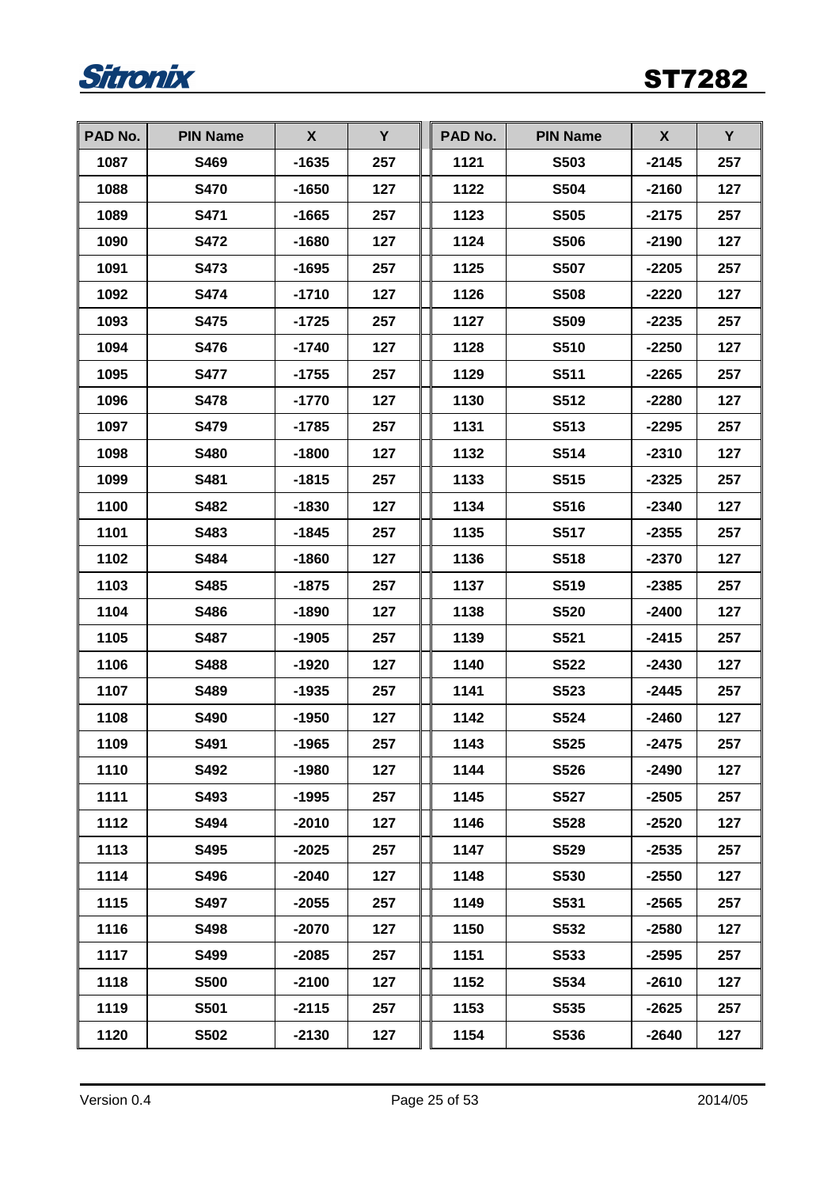| PAD No. | PIN Name | X | Y | PAD No. | PIN Name | X | Y |
|---|---|---|---|---|---|---|---|
| 1087 | S469 | -1635 | 257 | 1121 | S503 | -2145 | 257 |
| 1088 | S470 | -1650 | 127 | 1122 | S504 | -2160 | 127 |
| 1089 | S471 | -1665 | 257 | 1123 | S505 | -2175 | 257 |
| 1090 | S472 | -1680 | 127 | 1124 | S506 | -2190 | 127 |
| 1091 | S473 | -1695 | 257 | 1125 | S507 | -2205 | 257 |
| 1092 | S474 | -1710 | 127 | 1126 | S508 | -2220 | 127 |
| 1093 | S475 | -1725 | 257 | 1127 | S509 | -2235 | 257 |
| 1094 | S476 | -1740 | 127 | 1128 | S510 | -2250 | 127 |
| 1095 | S477 | -1755 | 257 | 1129 | S511 | -2265 | 257 |
| 1096 | S478 | -1770 | 127 | 1130 | S512 | -2280 | 127 |
| 1097 | S479 | -1785 | 257 | 1131 | S513 | -2295 | 257 |
| 1098 | S480 | -1800 | 127 | 1132 | S514 | -2310 | 127 |
| 1099 | S481 | -1815 | 257 | 1133 | S515 | -2325 | 257 |
| 1100 | S482 | -1830 | 127 | 1134 | S516 | -2340 | 127 |
| 1101 | S483 | -1845 | 257 | 1135 | S517 | -2355 | 257 |
| 1102 | S484 | -1860 | 127 | 1136 | S518 | -2370 | 127 |
| 1103 | S485 | -1875 | 257 | 1137 | S519 | -2385 | 257 |
| 1104 | S486 | -1890 | 127 | 1138 | S520 | -2400 | 127 |
| 1105 | S487 | -1905 | 257 | 1139 | S521 | -2415 | 257 |
| 1106 | S488 | -1920 | 127 | 1140 | S522 | -2430 | 127 |
| 1107 | S489 | -1935 | 257 | 1141 | S523 | -2445 | 257 |
| 1108 | S490 | -1950 | 127 | 1142 | S524 | -2460 | 127 |
| 1109 | S491 | -1965 | 257 | 1143 | S525 | -2475 | 257 |
| 1110 | S492 | -1980 | 127 | 1144 | S526 | -2490 | 127 |
| 1111 | S493 | -1995 | 257 | 1145 | S527 | -2505 | 257 |
| 1112 | S494 | -2010 | 127 | 1146 | S528 | -2520 | 127 |
| 1113 | S495 | -2025 | 257 | 1147 | S529 | -2535 | 257 |
| 1114 | S496 | -2040 | 127 | 1148 | S530 | -2550 | 127 |
| 1115 | S497 | -2055 | 257 | 1149 | S531 | -2565 | 257 |
| 1116 | S498 | -2070 | 127 | 1150 | S532 | -2580 | 127 |
| 1117 | S499 | -2085 | 257 | 1151 | S533 | -2595 | 257 |
| 1118 | S500 | -2100 | 127 | 1152 | S534 | -2610 | 127 |
| 1119 | S501 | -2115 | 257 | 1153 | S535 | -2625 | 257 |
| 1120 | S502 | -2130 | 127 | 1154 | S536 | -2640 | 127 |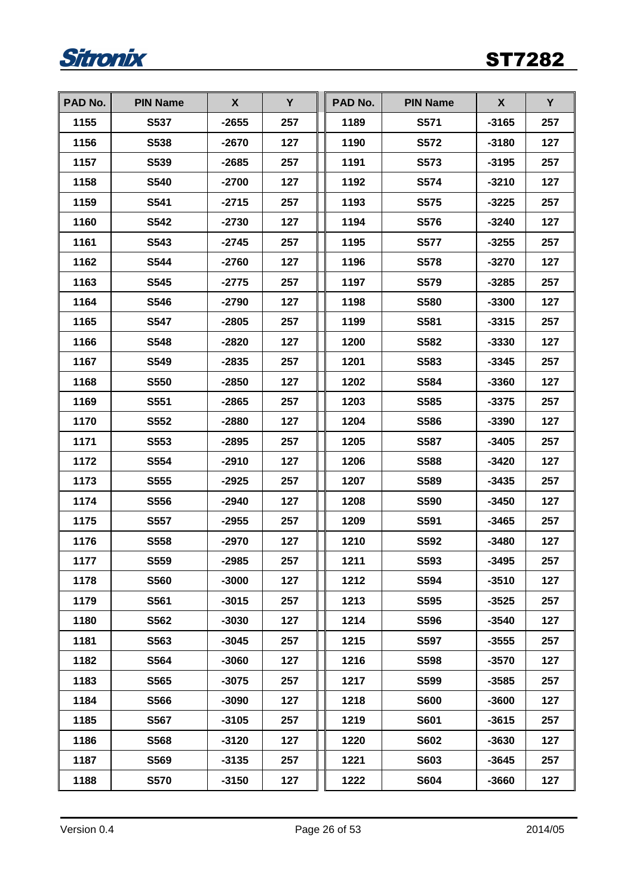| PAD No. | PIN Name | X | Y | PAD No. | PIN Name | X | Y |
|---|---|---|---|---|---|---|---|
| 1155 | S537 | -2655 | 257 | 1189 | S571 | -3165 | 257 |
| 1156 | S538 | -2670 | 127 | 1190 | S572 | -3180 | 127 |
| 1157 | S539 | -2685 | 257 | 1191 | S573 | -3195 | 257 |
| 1158 | S540 | -2700 | 127 | 1192 | S574 | -3210 | 127 |
| 1159 | S541 | -2715 | 257 | 1193 | S575 | -3225 | 257 |
| 1160 | S542 | -2730 | 127 | 1194 | S576 | -3240 | 127 |
| 1161 | S543 | -2745 | 257 | 1195 | S577 | -3255 | 257 |
| 1162 | S544 | -2760 | 127 | 1196 | S578 | -3270 | 127 |
| 1163 | S545 | -2775 | 257 | 1197 | S579 | -3285 | 257 |
| 1164 | S546 | -2790 | 127 | 1198 | S580 | -3300 | 127 |
| 1165 | S547 | -2805 | 257 | 1199 | S581 | -3315 | 257 |
| 1166 | S548 | -2820 | 127 | 1200 | S582 | -3330 | 127 |
| 1167 | S549 | -2835 | 257 | 1201 | S583 | -3345 | 257 |
| 1168 | S550 | -2850 | 127 | 1202 | S584 | -3360 | 127 |
| 1169 | S551 | -2865 | 257 | 1203 | S585 | -3375 | 257 |
| 1170 | S552 | -2880 | 127 | 1204 | S586 | -3390 | 127 |
| 1171 | S553 | -2895 | 257 | 1205 | S587 | -3405 | 257 |
| 1172 | S554 | -2910 | 127 | 1206 | S588 | -3420 | 127 |
| 1173 | S555 | -2925 | 257 | 1207 | S589 | -3435 | 257 |
| 1174 | S556 | -2940 | 127 | 1208 | S590 | -3450 | 127 |
| 1175 | S557 | -2955 | 257 | 1209 | S591 | -3465 | 257 |
| 1176 | S558 | -2970 | 127 | 1210 | S592 | -3480 | 127 |
| 1177 | S559 | -2985 | 257 | 1211 | S593 | -3495 | 257 |
| 1178 | S560 | -3000 | 127 | 1212 | S594 | -3510 | 127 |
| 1179 | S561 | -3015 | 257 | 1213 | S595 | -3525 | 257 |
| 1180 | S562 | -3030 | 127 | 1214 | S596 | -3540 | 127 |
| 1181 | S563 | -3045 | 257 | 1215 | S597 | -3555 | 257 |
| 1182 | S564 | -3060 | 127 | 1216 | S598 | -3570 | 127 |
| 1183 | S565 | -3075 | 257 | 1217 | S599 | -3585 | 257 |
| 1184 | S566 | -3090 | 127 | 1218 | S600 | -3600 | 127 |
| 1185 | S567 | -3105 | 257 | 1219 | S601 | -3615 | 257 |
| 1186 | S568 | -3120 | 127 | 1220 | S602 | -3630 | 127 |
| 1187 | S569 | -3135 | 257 | 1221 | S603 | -3645 | 257 |
| 1188 | S570 | -3150 | 127 | 1222 | S604 | -3660 | 127 |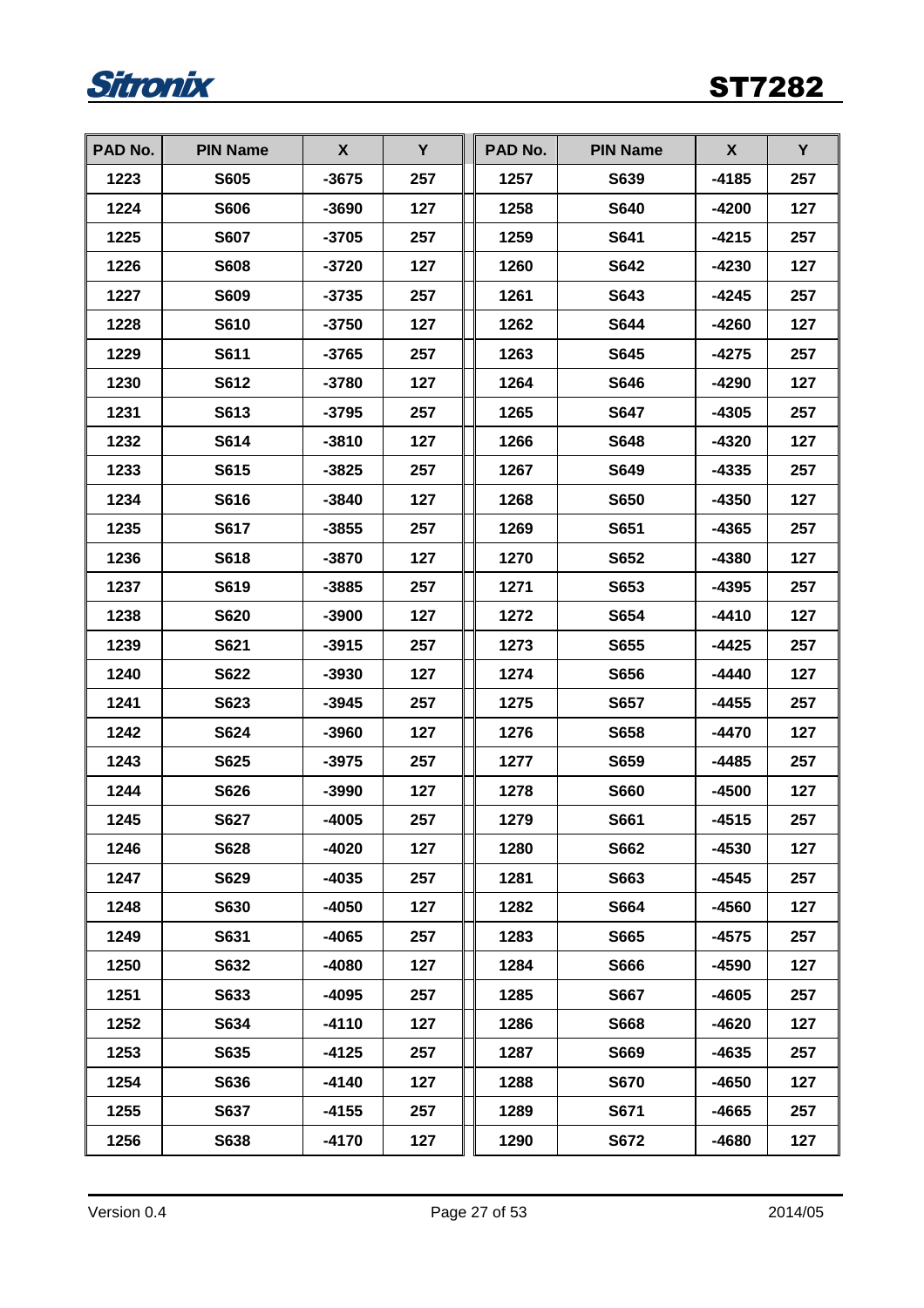| PAD No. | PIN Name | X | Y | PAD No. | PIN Name | X | Y |
|---|---|---|---|---|---|---|---|
| 1223 | S605 | -3675 | 257 | 1257 | S639 | -4185 | 257 |
| 1224 | S606 | -3690 | 127 | 1258 | S640 | -4200 | 127 |
| 1225 | S607 | -3705 | 257 | 1259 | S641 | -4215 | 257 |
| 1226 | S608 | -3720 | 127 | 1260 | S642 | -4230 | 127 |
| 1227 | S609 | -3735 | 257 | 1261 | S643 | -4245 | 257 |
| 1228 | S610 | -3750 | 127 | 1262 | S644 | -4260 | 127 |
| 1229 | S611 | -3765 | 257 | 1263 | S645 | -4275 | 257 |
| 1230 | S612 | -3780 | 127 | 1264 | S646 | -4290 | 127 |
| 1231 | S613 | -3795 | 257 | 1265 | S647 | -4305 | 257 |
| 1232 | S614 | -3810 | 127 | 1266 | S648 | -4320 | 127 |
| 1233 | S615 | -3825 | 257 | 1267 | S649 | -4335 | 257 |
| 1234 | S616 | -3840 | 127 | 1268 | S650 | -4350 | 127 |
| 1235 | S617 | -3855 | 257 | 1269 | S651 | -4365 | 257 |
| 1236 | S618 | -3870 | 127 | 1270 | S652 | -4380 | 127 |
| 1237 | S619 | -3885 | 257 | 1271 | S653 | -4395 | 257 |
| 1238 | S620 | -3900 | 127 | 1272 | S654 | -4410 | 127 |
| 1239 | S621 | -3915 | 257 | 1273 | S655 | -4425 | 257 |
| 1240 | S622 | -3930 | 127 | 1274 | S656 | -4440 | 127 |
| 1241 | S623 | -3945 | 257 | 1275 | S657 | -4455 | 257 |
| 1242 | S624 | -3960 | 127 | 1276 | S658 | -4470 | 127 |
| 1243 | S625 | -3975 | 257 | 1277 | S659 | -4485 | 257 |
| 1244 | S626 | -3990 | 127 | 1278 | S660 | -4500 | 127 |
| 1245 | S627 | -4005 | 257 | 1279 | S661 | -4515 | 257 |
| 1246 | S628 | -4020 | 127 | 1280 | S662 | -4530 | 127 |
| 1247 | S629 | -4035 | 257 | 1281 | S663 | -4545 | 257 |
| 1248 | S630 | -4050 | 127 | 1282 | S664 | -4560 | 127 |
| 1249 | S631 | -4065 | 257 | 1283 | S665 | -4575 | 257 |
| 1250 | S632 | -4080 | 127 | 1284 | S666 | -4590 | 127 |
| 1251 | S633 | -4095 | 257 | 1285 | S667 | -4605 | 257 |
| 1252 | S634 | -4110 | 127 | 1286 | S668 | -4620 | 127 |
| 1253 | S635 | -4125 | 257 | 1287 | S669 | -4635 | 257 |
| 1254 | S636 | -4140 | 127 | 1288 | S670 | -4650 | 127 |
| 1255 | S637 | -4155 | 257 | 1289 | S671 | -4665 | 257 |
| 1256 | S638 | -4170 | 127 | 1290 | S672 | -4680 | 127 |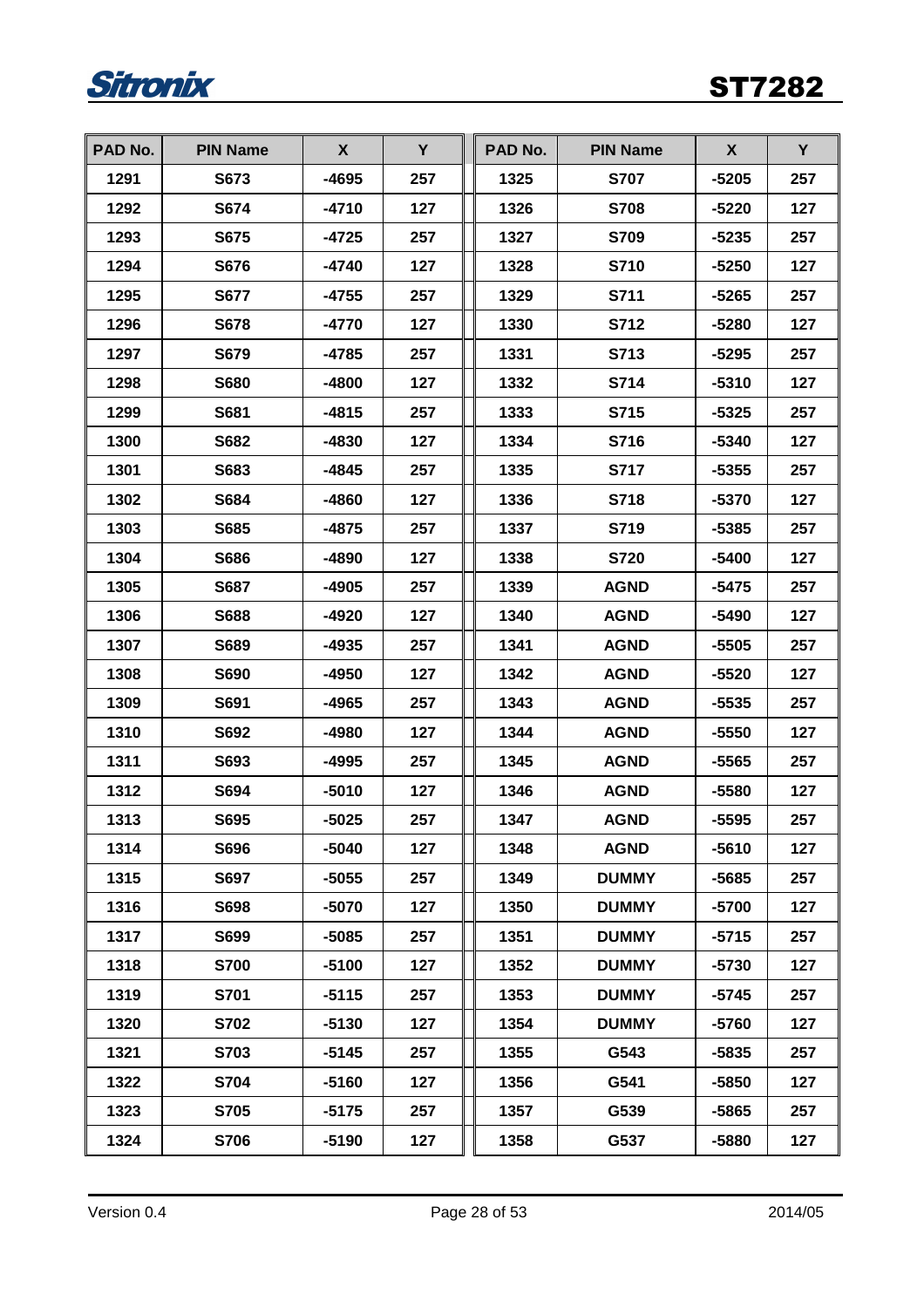| PAD No. | PIN Name | X | Y | PAD No. | PIN Name | X | Y |
|---|---|---|---|---|---|---|---|
| 1291 | S673 | -4695 | 257 | 1325 | S707 | -5205 | 257 |
| 1292 | S674 | -4710 | 127 | 1326 | S708 | -5220 | 127 |
| 1293 | S675 | -4725 | 257 | 1327 | S709 | -5235 | 257 |
| 1294 | S676 | -4740 | 127 | 1328 | S710 | -5250 | 127 |
| 1295 | S677 | -4755 | 257 | 1329 | S711 | -5265 | 257 |
| 1296 | S678 | -4770 | 127 | 1330 | S712 | -5280 | 127 |
| 1297 | S679 | -4785 | 257 | 1331 | S713 | -5295 | 257 |
| 1298 | S680 | -4800 | 127 | 1332 | S714 | -5310 | 127 |
| 1299 | S681 | -4815 | 257 | 1333 | S715 | -5325 | 257 |
| 1300 | S682 | -4830 | 127 | 1334 | S716 | -5340 | 127 |
| 1301 | S683 | -4845 | 257 | 1335 | S717 | -5355 | 257 |
| 1302 | S684 | -4860 | 127 | 1336 | S718 | -5370 | 127 |
| 1303 | S685 | -4875 | 257 | 1337 | S719 | -5385 | 257 |
| 1304 | S686 | -4890 | 127 | 1338 | S720 | -5400 | 127 |
| 1305 | S687 | -4905 | 257 | 1339 | AGND | -5475 | 257 |
| 1306 | S688 | -4920 | 127 | 1340 | AGND | -5490 | 127 |
| 1307 | S689 | -4935 | 257 | 1341 | AGND | -5505 | 257 |
| 1308 | S690 | -4950 | 127 | 1342 | AGND | -5520 | 127 |
| 1309 | S691 | -4965 | 257 | 1343 | AGND | -5535 | 257 |
| 1310 | S692 | -4980 | 127 | 1344 | AGND | -5550 | 127 |
| 1311 | S693 | -4995 | 257 | 1345 | AGND | -5565 | 257 |
| 1312 | S694 | -5010 | 127 | 1346 | AGND | -5580 | 127 |
| 1313 | S695 | -5025 | 257 | 1347 | AGND | -5595 | 257 |
| 1314 | S696 | -5040 | 127 | 1348 | AGND | -5610 | 127 |
| 1315 | S697 | -5055 | 257 | 1349 | DUMMY | -5685 | 257 |
| 1316 | S698 | -5070 | 127 | 1350 | DUMMY | -5700 | 127 |
| 1317 | S699 | -5085 | 257 | 1351 | DUMMY | -5715 | 257 |
| 1318 | S700 | -5100 | 127 | 1352 | DUMMY | -5730 | 127 |
| 1319 | S701 | -5115 | 257 | 1353 | DUMMY | -5745 | 257 |
| 1320 | S702 | -5130 | 127 | 1354 | DUMMY | -5760 | 127 |
| 1321 | S703 | -5145 | 257 | 1355 | G543 | -5835 | 257 |
| 1322 | S704 | -5160 | 127 | 1356 | G541 | -5850 | 127 |
| 1323 | S705 | -5175 | 257 | 1357 | G539 | -5865 | 257 |
| 1324 | S706 | -5190 | 127 | 1358 | G537 | -5880 | 127 |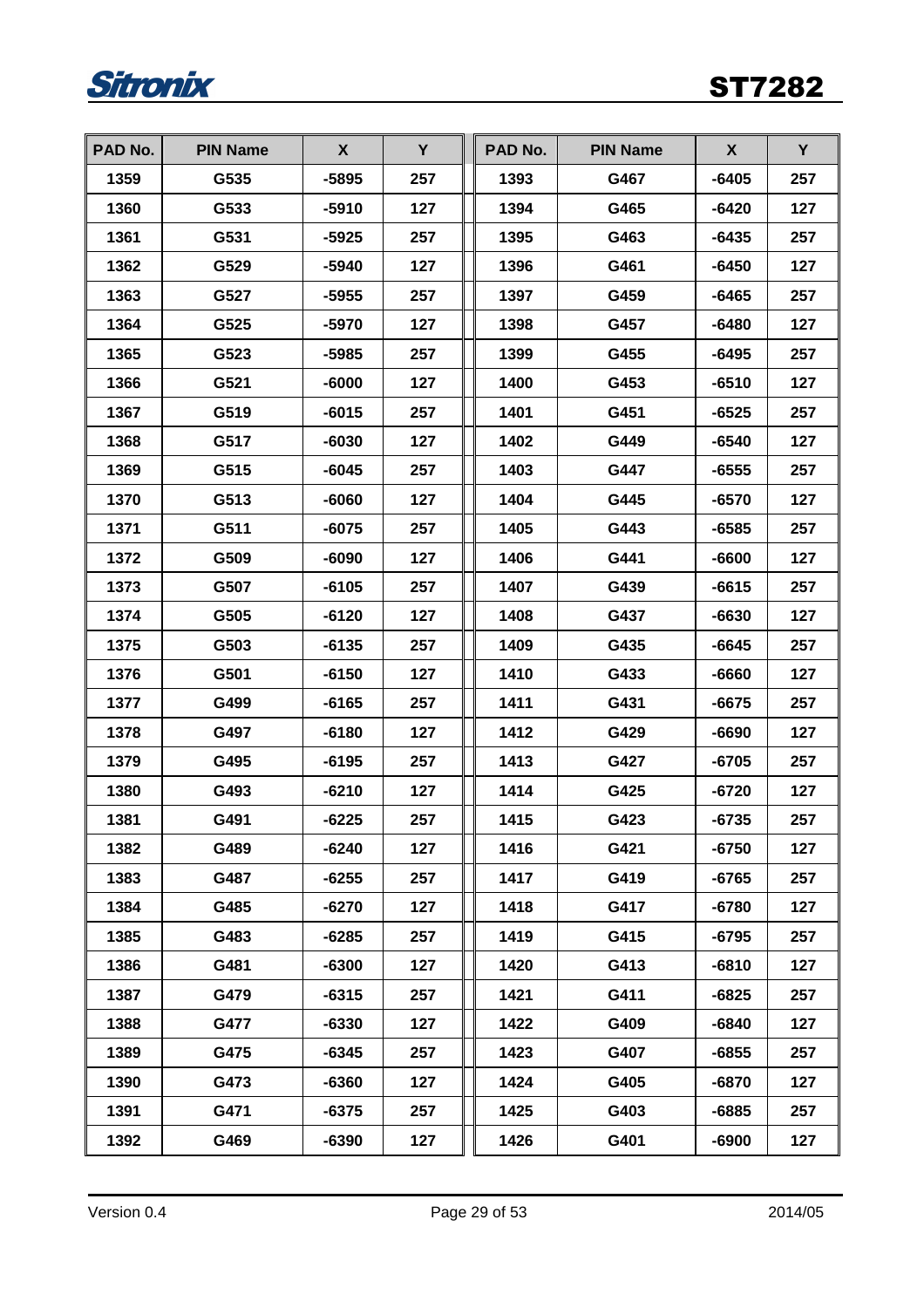| PAD No. | PIN Name | X | Y | PAD No. | PIN Name | X | Y |
|---|---|---|---|---|---|---|---|
| 1359 | G535 | -5895 | 257 | 1393 | G467 | -6405 | 257 |
| 1360 | G533 | -5910 | 127 | 1394 | G465 | -6420 | 127 |
| 1361 | G531 | -5925 | 257 | 1395 | G463 | -6435 | 257 |
| 1362 | G529 | -5940 | 127 | 1396 | G461 | -6450 | 127 |
| 1363 | G527 | -5955 | 257 | 1397 | G459 | -6465 | 257 |
| 1364 | G525 | -5970 | 127 | 1398 | G457 | -6480 | 127 |
| 1365 | G523 | -5985 | 257 | 1399 | G455 | -6495 | 257 |
| 1366 | G521 | -6000 | 127 | 1400 | G453 | -6510 | 127 |
| 1367 | G519 | -6015 | 257 | 1401 | G451 | -6525 | 257 |
| 1368 | G517 | -6030 | 127 | 1402 | G449 | -6540 | 127 |
| 1369 | G515 | -6045 | 257 | 1403 | G447 | -6555 | 257 |
| 1370 | G513 | -6060 | 127 | 1404 | G445 | -6570 | 127 |
| 1371 | G511 | -6075 | 257 | 1405 | G443 | -6585 | 257 |
| 1372 | G509 | -6090 | 127 | 1406 | G441 | -6600 | 127 |
| 1373 | G507 | -6105 | 257 | 1407 | G439 | -6615 | 257 |
| 1374 | G505 | -6120 | 127 | 1408 | G437 | -6630 | 127 |
| 1375 | G503 | -6135 | 257 | 1409 | G435 | -6645 | 257 |
| 1376 | G501 | -6150 | 127 | 1410 | G433 | -6660 | 127 |
| 1377 | G499 | -6165 | 257 | 1411 | G431 | -6675 | 257 |
| 1378 | G497 | -6180 | 127 | 1412 | G429 | -6690 | 127 |
| 1379 | G495 | -6195 | 257 | 1413 | G427 | -6705 | 257 |
| 1380 | G493 | -6210 | 127 | 1414 | G425 | -6720 | 127 |
| 1381 | G491 | -6225 | 257 | 1415 | G423 | -6735 | 257 |
| 1382 | G489 | -6240 | 127 | 1416 | G421 | -6750 | 127 |
| 1383 | G487 | -6255 | 257 | 1417 | G419 | -6765 | 257 |
| 1384 | G485 | -6270 | 127 | 1418 | G417 | -6780 | 127 |
| 1385 | G483 | -6285 | 257 | 1419 | G415 | -6795 | 257 |
| 1386 | G481 | -6300 | 127 | 1420 | G413 | -6810 | 127 |
| 1387 | G479 | -6315 | 257 | 1421 | G411 | -6825 | 257 |
| 1388 | G477 | -6330 | 127 | 1422 | G409 | -6840 | 127 |
| 1389 | G475 | -6345 | 257 | 1423 | G407 | -6855 | 257 |
| 1390 | G473 | -6360 | 127 | 1424 | G405 | -6870 | 127 |
| 1391 | G471 | -6375 | 257 | 1425 | G403 | -6885 | 257 |
| 1392 | G469 | -6390 | 127 | 1426 | G401 | -6900 | 127 |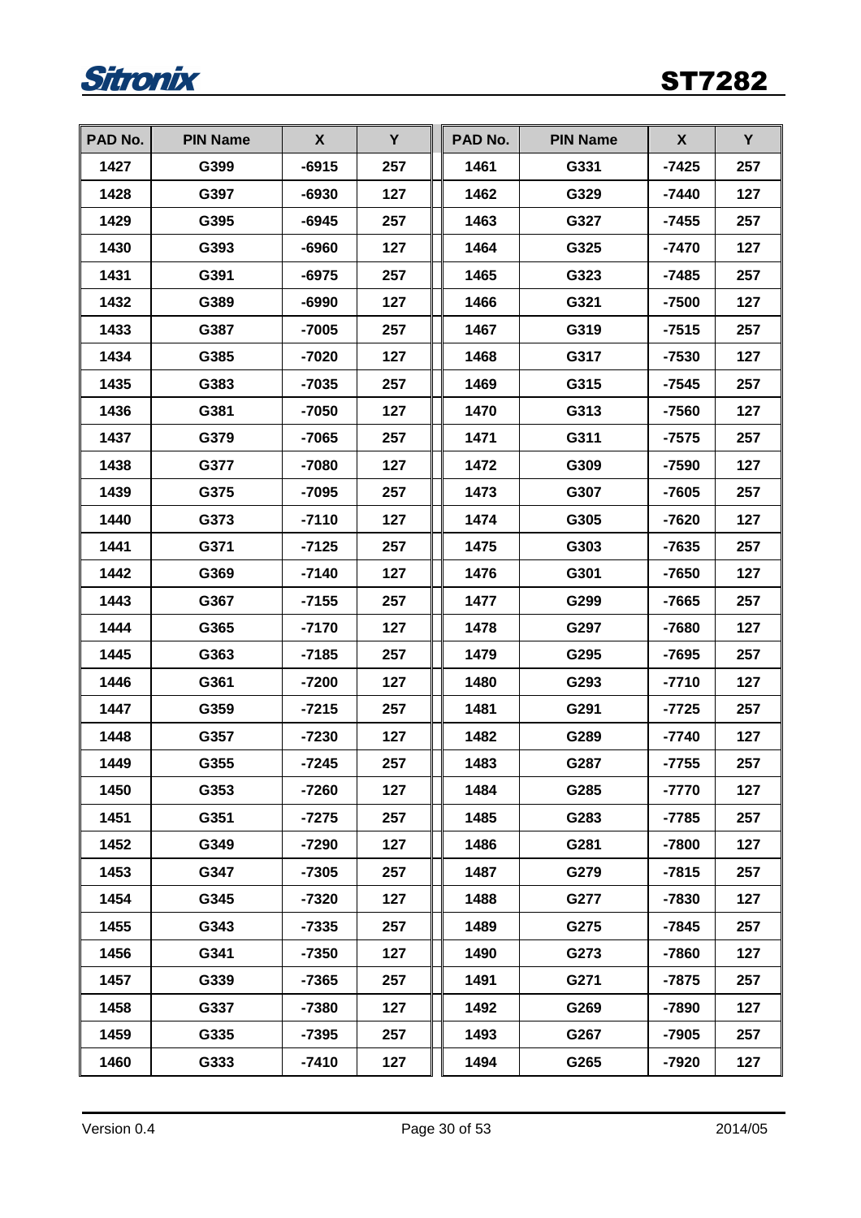| PAD No. | PIN Name | X | Y | PAD No. | PIN Name | X | Y |
|---|---|---|---|---|---|---|---|
| 1427 | G399 | -6915 | 257 | 1461 | G331 | -7425 | 257 |
| 1428 | G397 | -6930 | 127 | 1462 | G329 | -7440 | 127 |
| 1429 | G395 | -6945 | 257 | 1463 | G327 | -7455 | 257 |
| 1430 | G393 | -6960 | 127 | 1464 | G325 | -7470 | 127 |
| 1431 | G391 | -6975 | 257 | 1465 | G323 | -7485 | 257 |
| 1432 | G389 | -6990 | 127 | 1466 | G321 | -7500 | 127 |
| 1433 | G387 | -7005 | 257 | 1467 | G319 | -7515 | 257 |
| 1434 | G385 | -7020 | 127 | 1468 | G317 | -7530 | 127 |
| 1435 | G383 | -7035 | 257 | 1469 | G315 | -7545 | 257 |
| 1436 | G381 | -7050 | 127 | 1470 | G313 | -7560 | 127 |
| 1437 | G379 | -7065 | 257 | 1471 | G311 | -7575 | 257 |
| 1438 | G377 | -7080 | 127 | 1472 | G309 | -7590 | 127 |
| 1439 | G375 | -7095 | 257 | 1473 | G307 | -7605 | 257 |
| 1440 | G373 | -7110 | 127 | 1474 | G305 | -7620 | 127 |
| 1441 | G371 | -7125 | 257 | 1475 | G303 | -7635 | 257 |
| 1442 | G369 | -7140 | 127 | 1476 | G301 | -7650 | 127 |
| 1443 | G367 | -7155 | 257 | 1477 | G299 | -7665 | 257 |
| 1444 | G365 | -7170 | 127 | 1478 | G297 | -7680 | 127 |
| 1445 | G363 | -7185 | 257 | 1479 | G295 | -7695 | 257 |
| 1446 | G361 | -7200 | 127 | 1480 | G293 | -7710 | 127 |
| 1447 | G359 | -7215 | 257 | 1481 | G291 | -7725 | 257 |
| 1448 | G357 | -7230 | 127 | 1482 | G289 | -7740 | 127 |
| 1449 | G355 | -7245 | 257 | 1483 | G287 | -7755 | 257 |
| 1450 | G353 | -7260 | 127 | 1484 | G285 | -7770 | 127 |
| 1451 | G351 | -7275 | 257 | 1485 | G283 | -7785 | 257 |
| 1452 | G349 | -7290 | 127 | 1486 | G281 | -7800 | 127 |
| 1453 | G347 | -7305 | 257 | 1487 | G279 | -7815 | 257 |
| 1454 | G345 | -7320 | 127 | 1488 | G277 | -7830 | 127 |
| 1455 | G343 | -7335 | 257 | 1489 | G275 | -7845 | 257 |
| 1456 | G341 | -7350 | 127 | 1490 | G273 | -7860 | 127 |
| 1457 | G339 | -7365 | 257 | 1491 | G271 | -7875 | 257 |
| 1458 | G337 | -7380 | 127 | 1492 | G269 | -7890 | 127 |
| 1459 | G335 | -7395 | 257 | 1493 | G267 | -7905 | 257 |
| 1460 | G333 | -7410 | 127 | 1494 | G265 | -7920 | 127 |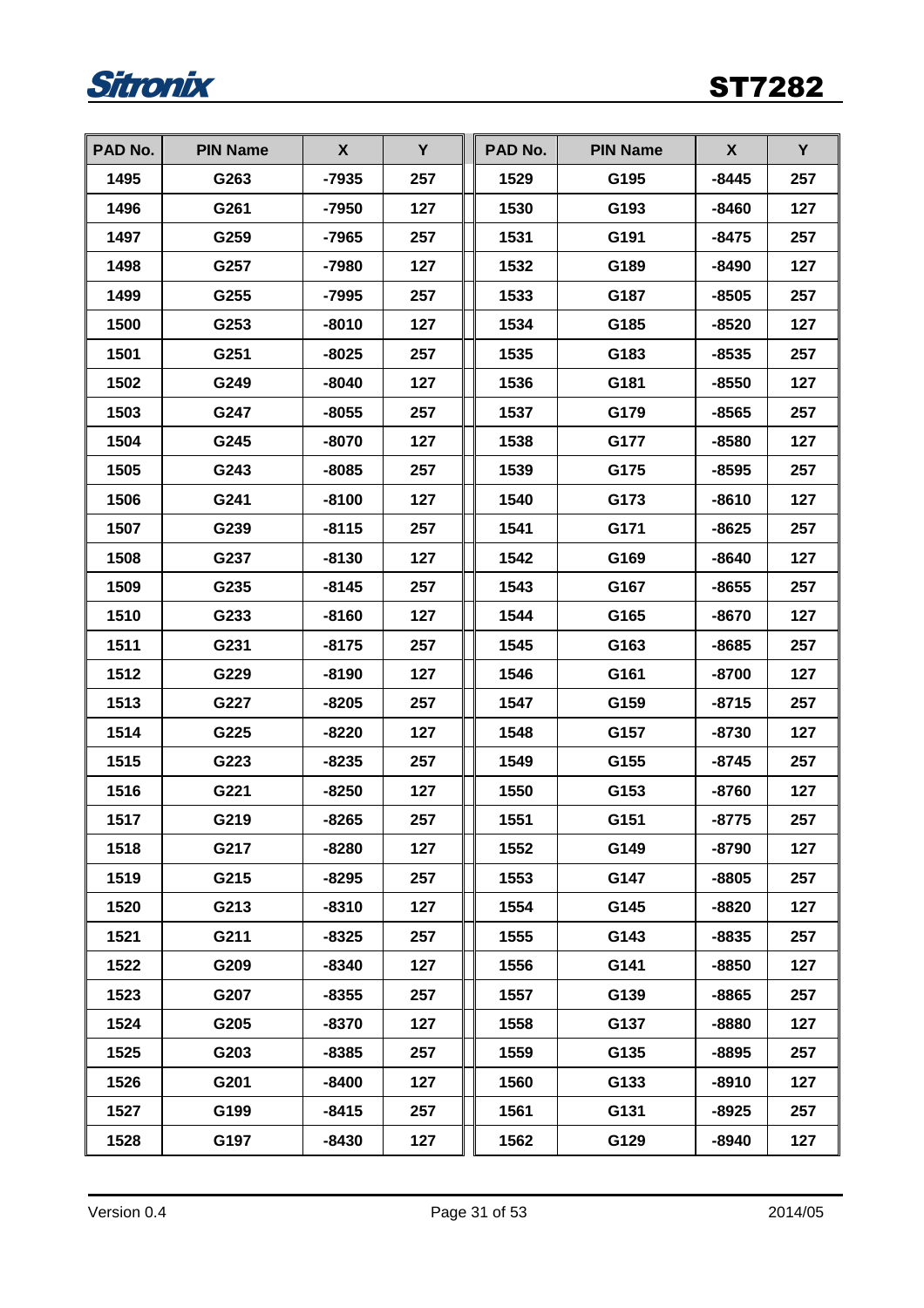| PAD No. | PIN Name | X | Y | PAD No. | PIN Name | X | Y |
|---|---|---|---|---|---|---|---|
| 1495 | G263 | -7935 | 257 | 1529 | G195 | -8445 | 257 |
| 1496 | G261 | -7950 | 127 | 1530 | G193 | -8460 | 127 |
| 1497 | G259 | -7965 | 257 | 1531 | G191 | -8475 | 257 |
| 1498 | G257 | -7980 | 127 | 1532 | G189 | -8490 | 127 |
| 1499 | G255 | -7995 | 257 | 1533 | G187 | -8505 | 257 |
| 1500 | G253 | -8010 | 127 | 1534 | G185 | -8520 | 127 |
| 1501 | G251 | -8025 | 257 | 1535 | G183 | -8535 | 257 |
| 1502 | G249 | -8040 | 127 | 1536 | G181 | -8550 | 127 |
| 1503 | G247 | -8055 | 257 | 1537 | G179 | -8565 | 257 |
| 1504 | G245 | -8070 | 127 | 1538 | G177 | -8580 | 127 |
| 1505 | G243 | -8085 | 257 | 1539 | G175 | -8595 | 257 |
| 1506 | G241 | -8100 | 127 | 1540 | G173 | -8610 | 127 |
| 1507 | G239 | -8115 | 257 | 1541 | G171 | -8625 | 257 |
| 1508 | G237 | -8130 | 127 | 1542 | G169 | -8640 | 127 |
| 1509 | G235 | -8145 | 257 | 1543 | G167 | -8655 | 257 |
| 1510 | G233 | -8160 | 127 | 1544 | G165 | -8670 | 127 |
| 1511 | G231 | -8175 | 257 | 1545 | G163 | -8685 | 257 |
| 1512 | G229 | -8190 | 127 | 1546 | G161 | -8700 | 127 |
| 1513 | G227 | -8205 | 257 | 1547 | G159 | -8715 | 257 |
| 1514 | G225 | -8220 | 127 | 1548 | G157 | -8730 | 127 |
| 1515 | G223 | -8235 | 257 | 1549 | G155 | -8745 | 257 |
| 1516 | G221 | -8250 | 127 | 1550 | G153 | -8760 | 127 |
| 1517 | G219 | -8265 | 257 | 1551 | G151 | -8775 | 257 |
| 1518 | G217 | -8280 | 127 | 1552 | G149 | -8790 | 127 |
| 1519 | G215 | -8295 | 257 | 1553 | G147 | -8805 | 257 |
| 1520 | G213 | -8310 | 127 | 1554 | G145 | -8820 | 127 |
| 1521 | G211 | -8325 | 257 | 1555 | G143 | -8835 | 257 |
| 1522 | G209 | -8340 | 127 | 1556 | G141 | -8850 | 127 |
| 1523 | G207 | -8355 | 257 | 1557 | G139 | -8865 | 257 |
| 1524 | G205 | -8370 | 127 | 1558 | G137 | -8880 | 127 |
| 1525 | G203 | -8385 | 257 | 1559 | G135 | -8895 | 257 |
| 1526 | G201 | -8400 | 127 | 1560 | G133 | -8910 | 127 |
| 1527 | G199 | -8415 | 257 | 1561 | G131 | -8925 | 257 |
| 1528 | G197 | -8430 | 127 | 1562 | G129 | -8940 | 127 |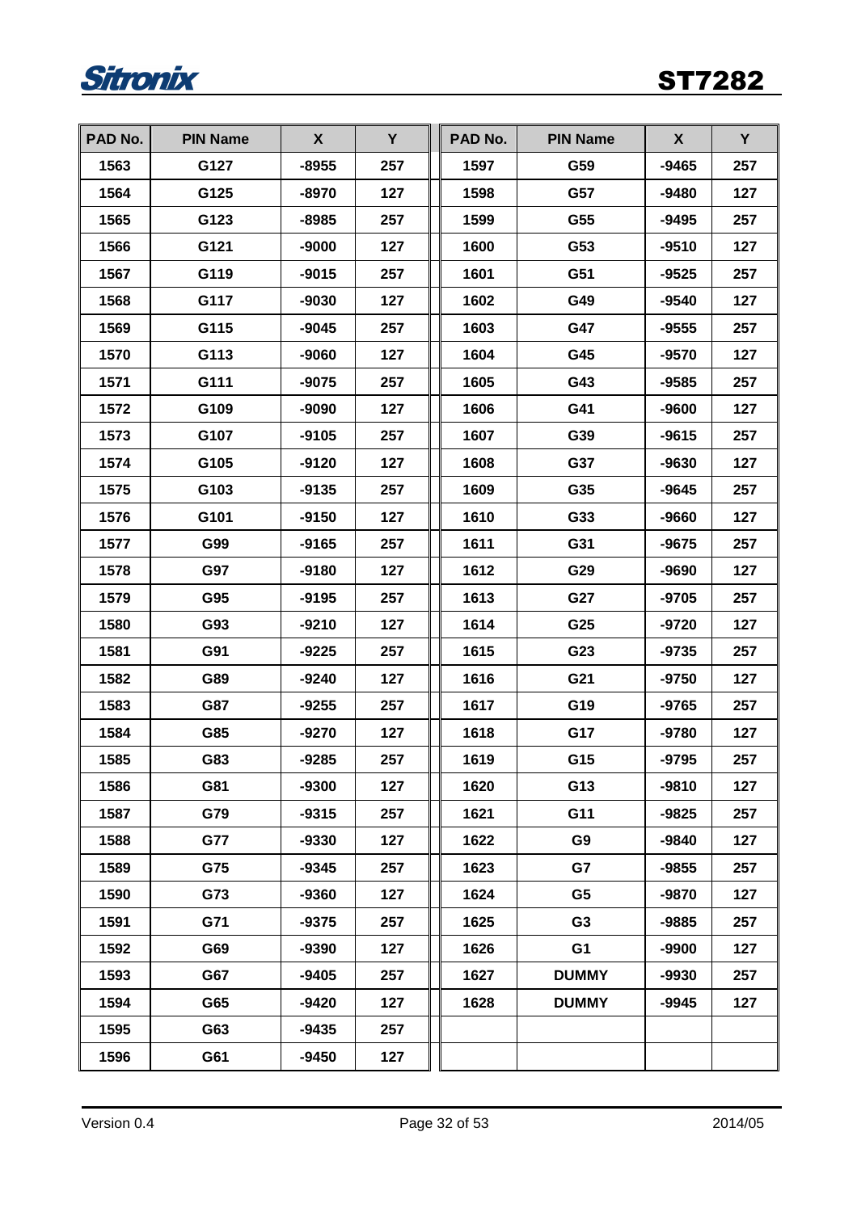| PAD No. | PIN Name | X | Y | PAD No. | PIN Name | X | Y |
|---|---|---|---|---|---|---|---|
| 1563 | G127 | -8955 | 257 | 1597 | G59 | -9465 | 257 |
| 1564 | G125 | -8970 | 127 | 1598 | G57 | -9480 | 127 |
| 1565 | G123 | -8985 | 257 | 1599 | G55 | -9495 | 257 |
| 1566 | G121 | -9000 | 127 | 1600 | G53 | -9510 | 127 |
| 1567 | G119 | -9015 | 257 | 1601 | G51 | -9525 | 257 |
| 1568 | G117 | -9030 | 127 | 1602 | G49 | -9540 | 127 |
| 1569 | G115 | -9045 | 257 | 1603 | G47 | -9555 | 257 |
| 1570 | G113 | -9060 | 127 | 1604 | G45 | -9570 | 127 |
| 1571 | G111 | -9075 | 257 | 1605 | G43 | -9585 | 257 |
| 1572 | G109 | -9090 | 127 | 1606 | G41 | -9600 | 127 |
| 1573 | G107 | -9105 | 257 | 1607 | G39 | -9615 | 257 |
| 1574 | G105 | -9120 | 127 | 1608 | G37 | -9630 | 127 |
| 1575 | G103 | -9135 | 257 | 1609 | G35 | -9645 | 257 |
| 1576 | G101 | -9150 | 127 | 1610 | G33 | -9660 | 127 |
| 1577 | G99 | -9165 | 257 | 1611 | G31 | -9675 | 257 |
| 1578 | G97 | -9180 | 127 | 1612 | G29 | -9690 | 127 |
| 1579 | G95 | -9195 | 257 | 1613 | G27 | -9705 | 257 |
| 1580 | G93 | -9210 | 127 | 1614 | G25 | -9720 | 127 |
| 1581 | G91 | -9225 | 257 | 1615 | G23 | -9735 | 257 |
| 1582 | G89 | -9240 | 127 | 1616 | G21 | -9750 | 127 |
| 1583 | G87 | -9255 | 257 | 1617 | G19 | -9765 | 257 |
| 1584 | G85 | -9270 | 127 | 1618 | G17 | -9780 | 127 |
| 1585 | G83 | -9285 | 257 | 1619 | G15 | -9795 | 257 |
| 1586 | G81 | -9300 | 127 | 1620 | G13 | -9810 | 127 |
| 1587 | G79 | -9315 | 257 | 1621 | G11 | -9825 | 257 |
| 1588 | G77 | -9330 | 127 | 1622 | G9 | -9840 | 127 |
| 1589 | G75 | -9345 | 257 | 1623 | G7 | -9855 | 257 |
| 1590 | G73 | -9360 | 127 | 1624 | G5 | -9870 | 127 |
| 1591 | G71 | -9375 | 257 | 1625 | G3 | -9885 | 257 |
| 1592 | G69 | -9390 | 127 | 1626 | G1 | -9900 | 127 |
| 1593 | G67 | -9405 | 257 | 1627 | DUMMY | -9930 | 257 |
| 1594 | G65 | -9420 | 127 | 1628 | DUMMY | -9945 | 127 |
| 1595 | G63 | -9435 | 257 | | | | |
| 1596 | G61 | -9450 | 127 | | | | |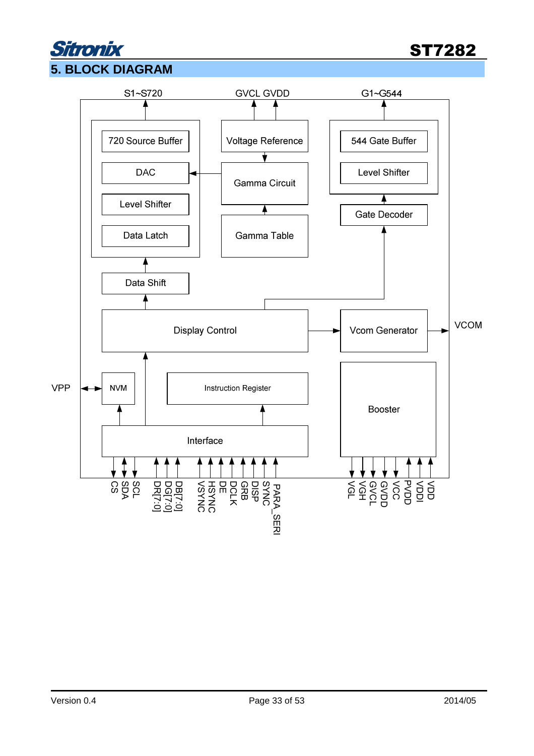# 5. BLOCK DIAGRAM

S1~S720 GVCL GVDD G1~G544

720 Source Buffer

DAC

Level Shifter

Data Latch

Voltage Reference

Gamma Circuit

Gamma Table

544 Gate Buffer

Level Shifter

Gate Decoder

Data Shift

Display Control

Vcom Generator

VCOM

VPP

NVM

Instruction Register

Booster

Interface

CS SDA SCL DR[7:0] DG[7:0] DB[7:0] VSYNC HSYNC DE DCLK GRB DISP SYNC PARA_SERI

VGL VGH GVCL GVDD VCC PVDD VDDI VDD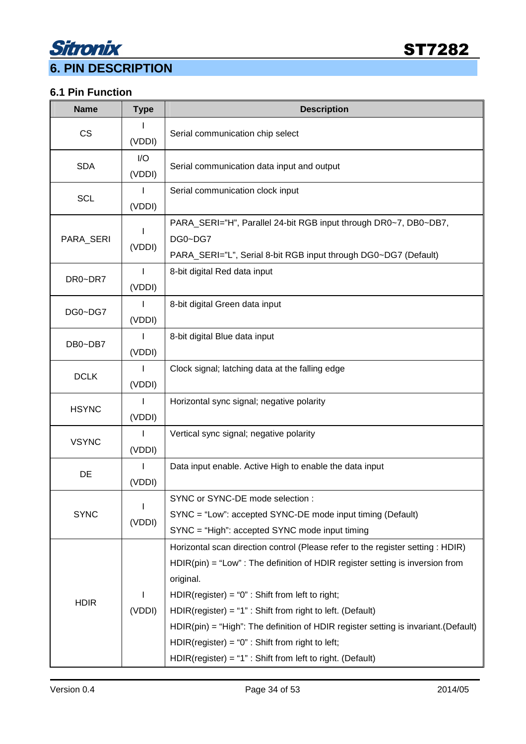# 6. PIN DESCRIPTION

## 6.1 Pin Function

| Name | Type | Description |
|---|---|---|
| CS | I (VDDI) | Serial communication chip select |
| SDA | I/O (VDDI) | Serial communication data input and output |
| SCL | I (VDDI) | Serial communication clock input |
| PARA_SERI | I (VDDI) | PARA_SERI="H", Parallel 24-bit RGB input through DR0~7, DB0~DB7, DG0~DG7<br>PARA_SERI="L", Serial 8-bit RGB input through DG0~DG7 (Default) |
| DR0~DR7 | I (VDDI) | 8-bit digital Red data input |
| DG0~DG7 | I (VDDI) | 8-bit digital Green data input |
| DB0~DB7 | I (VDDI) | 8-bit digital Blue data input |
| DCLK | I (VDDI) | Clock signal; latching data at the falling edge |
| HSYNC | I (VDDI) | Horizontal sync signal; negative polarity |
| VSYNC | I (VDDI) | Vertical sync signal; negative polarity |
| DE | I (VDDI) | Data input enable. Active High to enable the data input |
| SYNC | I (VDDI) | SYNC or SYNC-DE mode selection :<br>SYNC = "Low": accepted SYNC-DE mode input timing (Default)<br>SYNC = "High": accepted SYNC mode input timing |
| HDIR | I (VDDI) | Horizontal scan direction control (Please refer to the register setting : HDIR)<br>HDIR(pin) = "Low" : The definition of HDIR register setting is inversion from original.<br>HDIR(register) = "0" : Shift from left to right;<br>HDIR(register) = "1" : Shift from right to left. (Default)<br>HDIR(pin) = "High": The definition of HDIR register setting is invariant.(Default)<br>HDIR(register) = "0" : Shift from right to left;<br>HDIR(register) = "1" : Shift from left to right. (Default) |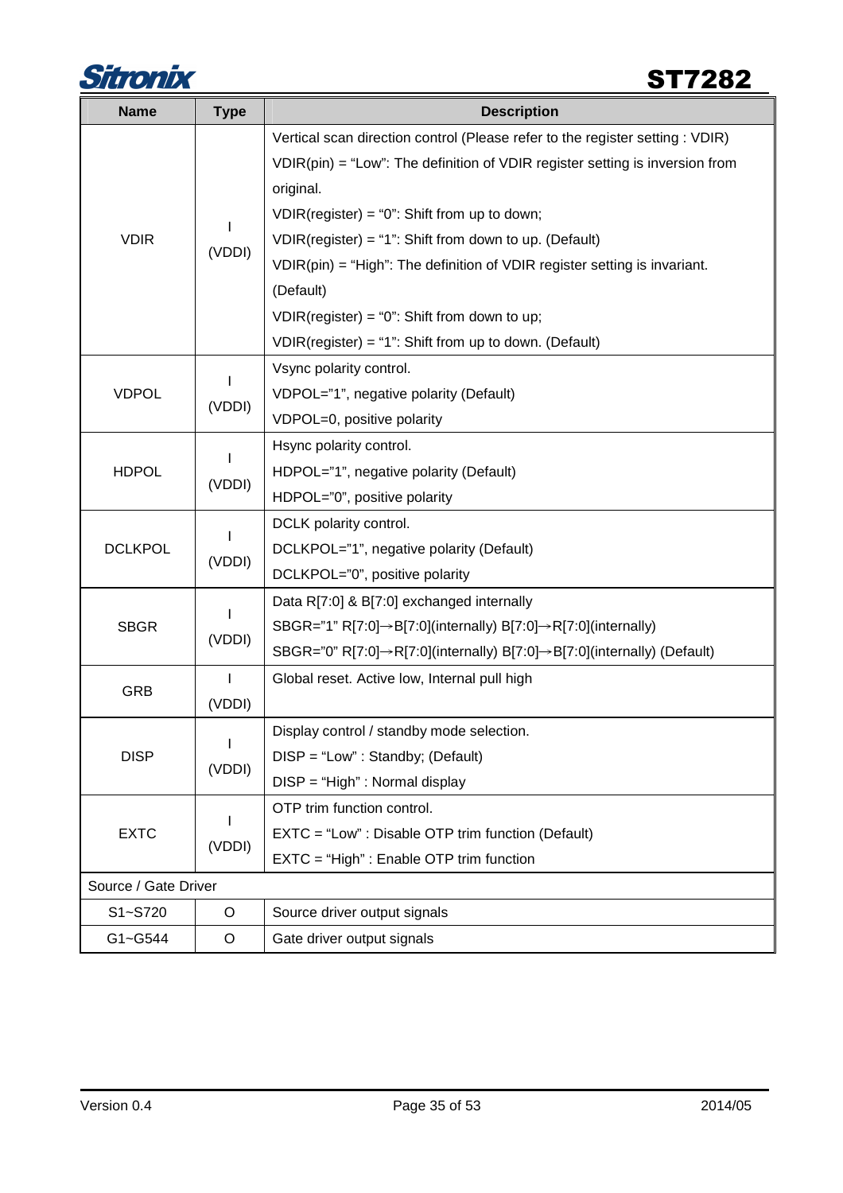| Name | Type | Description |
|---|---|---|
| VDIR | I (VDDI) | Vertical scan direction control (Please refer to the register setting : VDIR)<br>VDIR(pin) = "Low": The definition of VDIR register setting is inversion from original.<br>VDIR(register) = "0": Shift from up to down;<br>VDIR(register) = "1": Shift from down to up. (Default)<br>VDIR(pin) = "High": The definition of VDIR register setting is invariant. (Default)<br>VDIR(register) = "0": Shift from down to up;<br>VDIR(register) = "1": Shift from up to down. (Default) |
| VDPOL | I (VDDI) | Vsync polarity control.<br>VDPOL="1", negative polarity (Default)<br>VDPOL=0, positive polarity |
| HDPOL | I (VDDI) | Hsync polarity control.<br>HDPOL="1", negative polarity (Default)<br>HDPOL="0", positive polarity |
| DCLKPOL | I (VDDI) | DCLK polarity control.<br>DCLKPOL="1", negative polarity (Default)<br>DCLKPOL="0", positive polarity |
| SBGR | I (VDDI) | Data R[7:0] & B[7:0] exchanged internally<br>SBGR="1" R[7:0]→B[7:0](internally) B[7:0]→R[7:0](internally)<br>SBGR="0" R[7:0]→R[7:0](internally) B[7:0]→B[7:0](internally) (Default) |
| GRB | I (VDDI) | Global reset. Active low, Internal pull high |
| DISP | I (VDDI) | Display control / standby mode selection.<br>DISP = "Low" : Standby; (Default)<br>DISP = "High" : Normal display |
| EXTC | I (VDDI) | OTP trim function control.<br>EXTC = "Low" : Disable OTP trim function (Default)<br>EXTC = "High" : Enable OTP trim function |
| Source / Gate Driver | | |
| S1~S720 | O | Source driver output signals |
| G1~G544 | O | Gate driver output signals |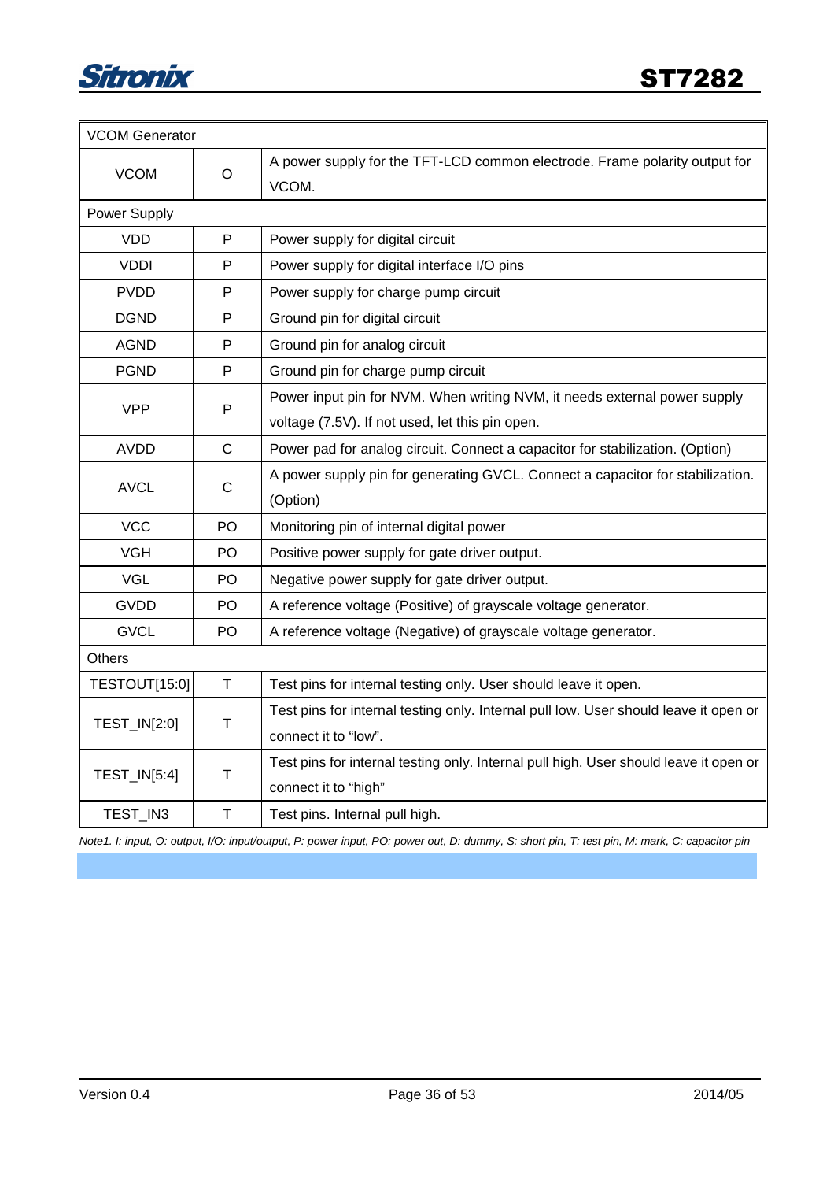| VCOM Generator | | |
|---|---|---|
| VCOM | O | A power supply for the TFT-LCD common electrode. Frame polarity output for VCOM. |
| Power Supply | | |
| VDD | P | Power supply for digital circuit |
| VDDI | P | Power supply for digital interface I/O pins |
| PVDD | P | Power supply for charge pump circuit |
| DGND | P | Ground pin for digital circuit |
| AGND | P | Ground pin for analog circuit |
| PGND | P | Ground pin for charge pump circuit |
| VPP | P | Power input pin for NVM. When writing NVM, it needs external power supply voltage (7.5V). If not used, let this pin open. |
| AVDD | C | Power pad for analog circuit. Connect a capacitor for stabilization. (Option) |
| AVCL | C | A power supply pin for generating GVCL. Connect a capacitor for stabilization. (Option) |
| VCC | PO | Monitoring pin of internal digital power |
| VGH | PO | Positive power supply for gate driver output. |
| VGL | PO | Negative power supply for gate driver output. |
| GVDD | PO | A reference voltage (Positive) of grayscale voltage generator. |
| GVCL | PO | A reference voltage (Negative) of grayscale voltage generator. |
| Others | | |
| TESTOUT[15:0] | T | Test pins for internal testing only. User should leave it open. |
| TEST_IN[2:0] | T | Test pins for internal testing only. Internal pull low. User should leave it open or connect it to "low". |
| TEST_IN[5:4] | T | Test pins for internal testing only. Internal pull high. User should leave it open or connect it to "high" |
| TEST_IN3 | T | Test pins. Internal pull high. |

*Note1. I: input, O: output, I/O: input/output, P: power input, PO: power out, D: dummy, S: short pin, T: test pin, M: mark, C: capacitor pin*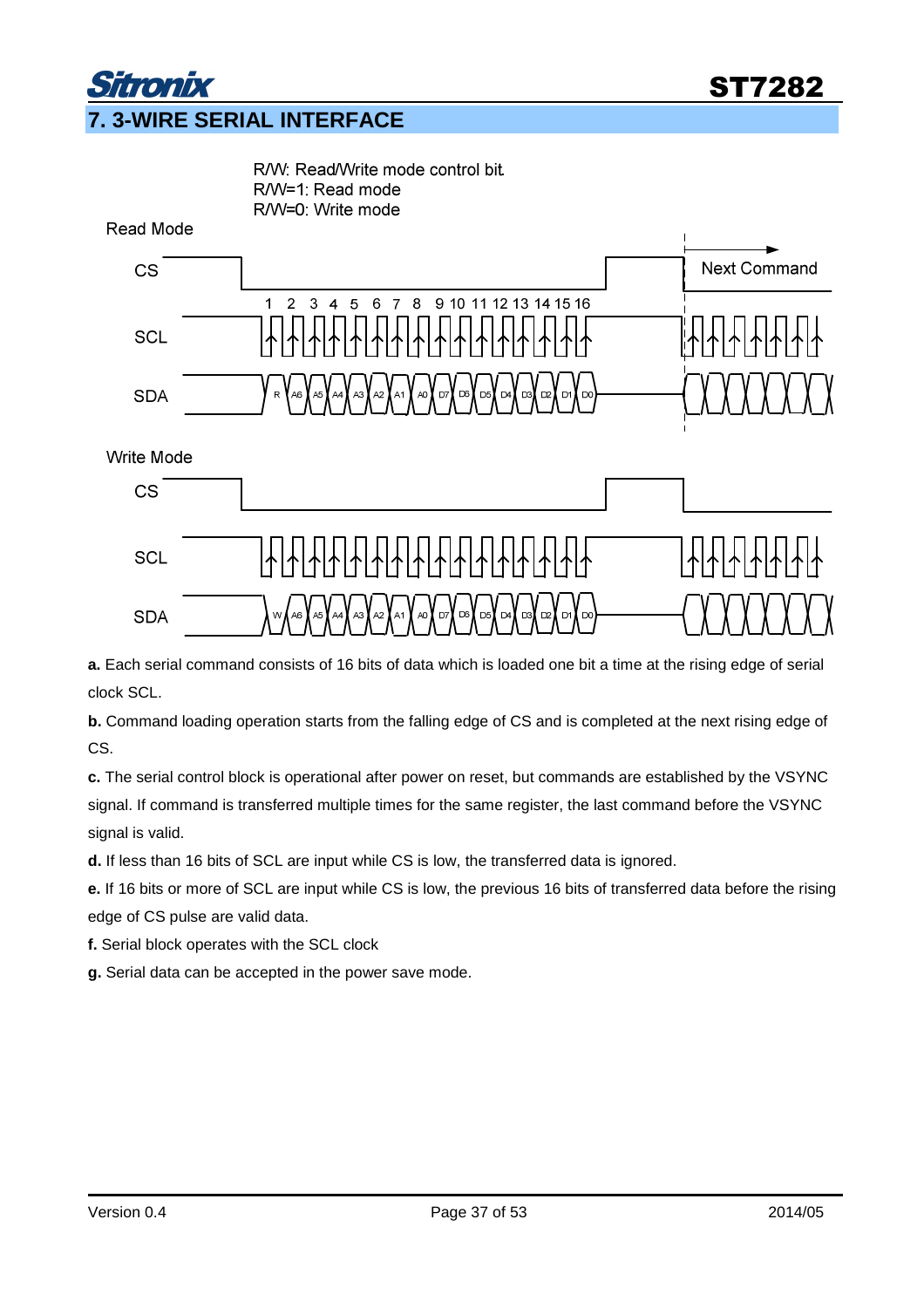## 7. 3-WIRE SERIAL INTERFACE

R/W: Read/Write mode control bit.
R/W=1: Read mode
R/W=0: Write mode

Read Mode

CS

Next Command

1 2 3 4 5 6 7 8 9 10 11 12 13 14 15 16

SCL

SDA R A6 A5 A4 A3 A2 A1 A0 D7 D6 D5 D4 D3 D2 D1 D0

Write Mode

CS

SCL

SDA W A6 A5 A4 A3 A2 A1 A0 D7 D6 D5 D4 D3 D2 D1 D0

**a.** Each serial command consists of 16 bits of data which is loaded one bit a time at the rising edge of serial clock SCL.

**b.** Command loading operation starts from the falling edge of CS and is completed at the next rising edge of CS.

**c.** The serial control block is operational after power on reset, but commands are established by the VSYNC signal. If command is transferred multiple times for the same register, the last command before the VSYNC signal is valid.

**d.** If less than 16 bits of SCL are input while CS is low, the transferred data is ignored.

**e.** If 16 bits or more of SCL are input while CS is low, the previous 16 bits of transferred data before the rising edge of CS pulse are valid data.

**f.** Serial block operates with the SCL clock

**g.** Serial data can be accepted in the power save mode.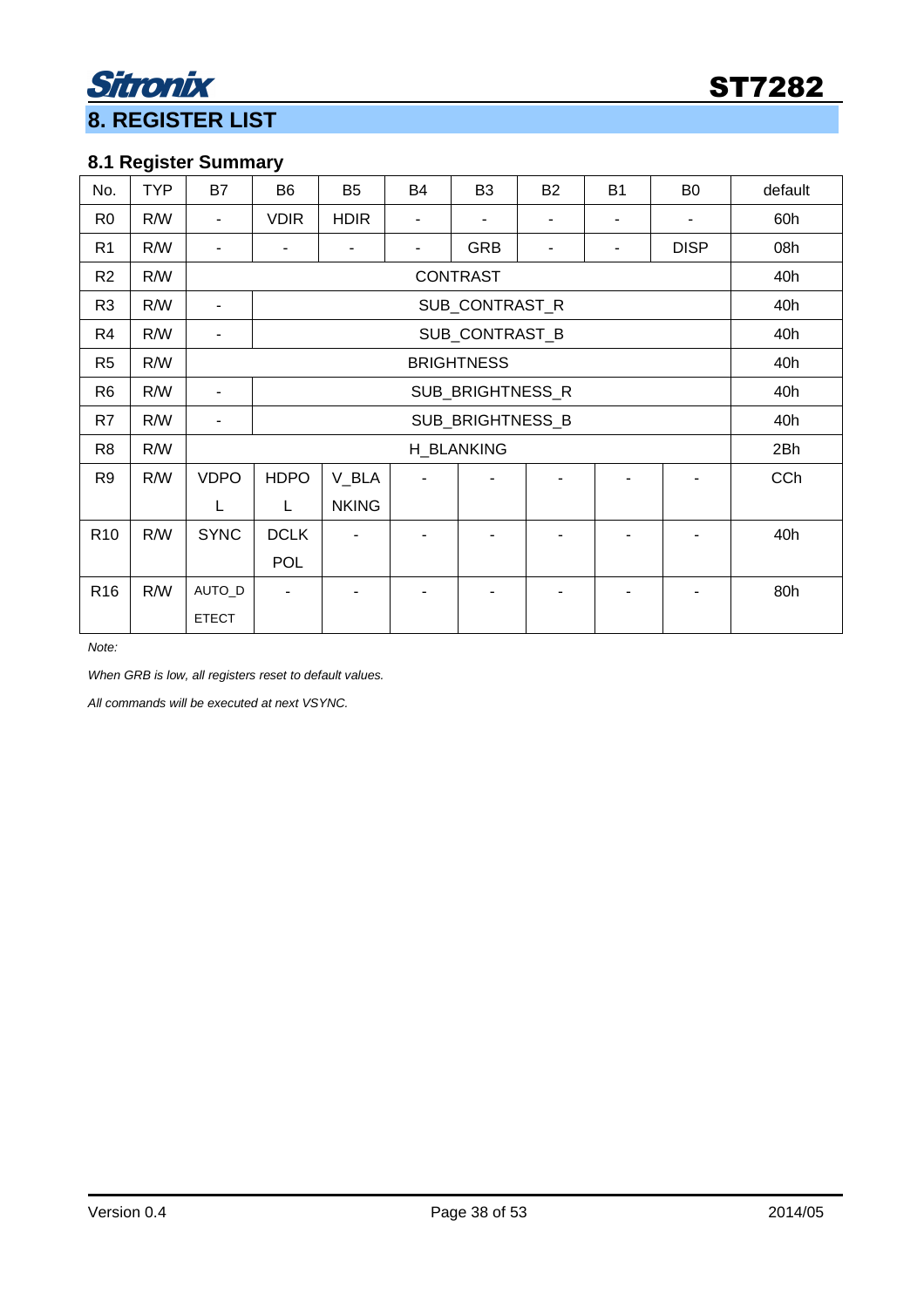# 8. REGISTER LIST

## 8.1 Register Summary

| No. | TYP | B7 | B6 | B5 | B4 | B3 | B2 | B1 | B0 | default |
|---|---|---|---|---|---|---|---|---|---|---|
| R0 | R/W | - | VDIR | HDIR | - | - | - | - | - | 60h |
| R1 | R/W | - | - | - | - | GRB | - | - | DISP | 08h |
| R2 | R/W | CONTRAST | | | | | | | | 40h |
| R3 | R/W | - | SUB_CONTRAST_R | | | | | | | 40h |
| R4 | R/W | - | SUB_CONTRAST_B | | | | | | | 40h |
| R5 | R/W | BRIGHTNESS | | | | | | | | 40h |
| R6 | R/W | - | SUB_BRIGHTNESS_R | | | | | | | 40h |
| R7 | R/W | - | SUB_BRIGHTNESS_B | | | | | | | 40h |
| R8 | R/W | H_BLANKING | | | | | | | | 2Bh |
| R9 | R/W | VDPOL | HDPOL | V_BLANKING | - | - | - | - | - | CCh |
| R10 | R/W | SYNC | DCLK POL | - | - | - | - | - | - | 40h |
| R16 | R/W | AUTO_DETECT | - | - | - | - | - | - | - | 80h |

*Note:*

*When GRB is low, all registers reset to default values.*

*All commands will be executed at next VSYNC.*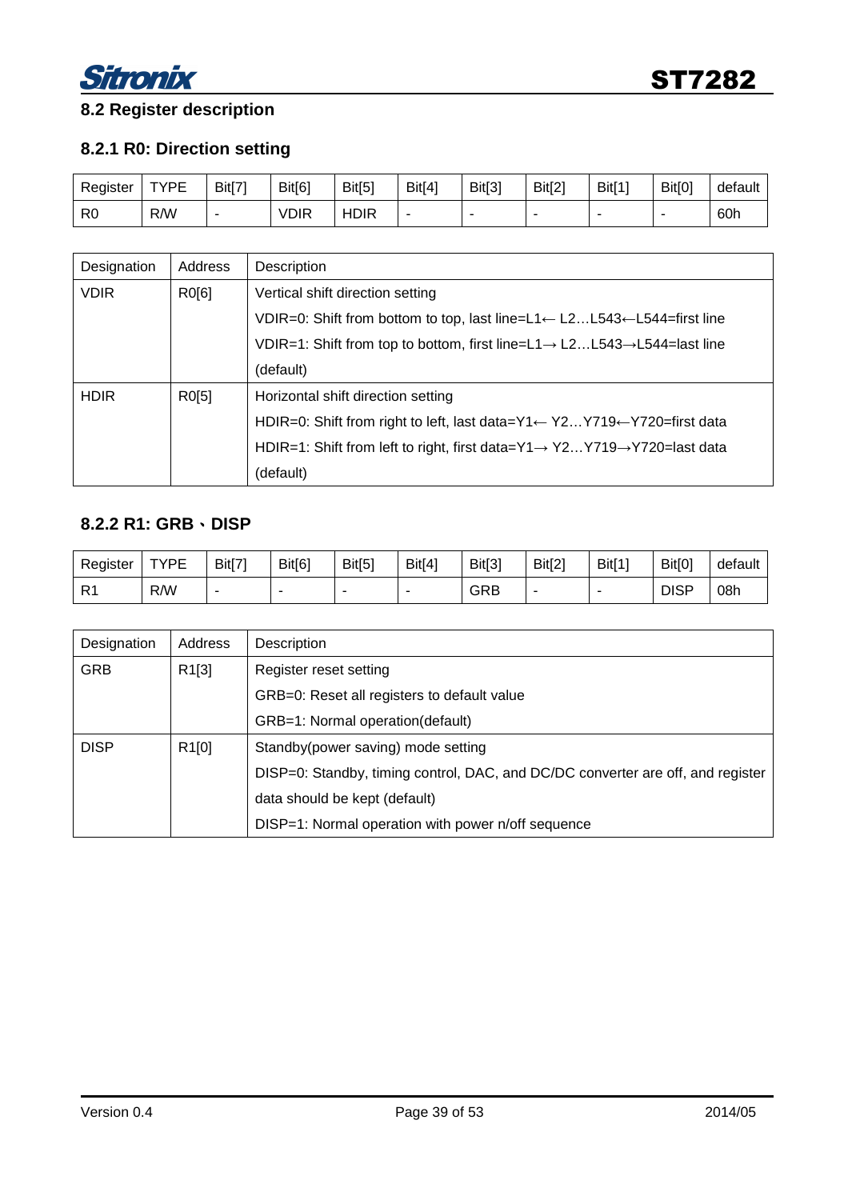## 8.2 Register description

### 8.2.1 R0: Direction setting

| Register | TYPE | Bit[7] | Bit[6] | Bit[5] | Bit[4] | Bit[3] | Bit[2] | Bit[1] | Bit[0] | default |
|---|---|---|---|---|---|---|---|---|---|---|
| R0 | R/W | - | VDIR | HDIR | - | - | - | - | - | 60h |

| Designation | Address | Description |
|---|---|---|
| VDIR | R0[6] | Vertical shift direction setting<br>VDIR=0: Shift from bottom to top, last line=L1← L2…L543←L544=first line<br>VDIR=1: Shift from top to bottom, first line=L1→ L2…L543→L544=last line (default) |
| HDIR | R0[5] | Horizontal shift direction setting<br>HDIR=0: Shift from right to left, last data=Y1← Y2…Y719←Y720=first data<br>HDIR=1: Shift from left to right, first data=Y1→ Y2…Y719→Y720=last data (default) |

### 8.2.2 R1: GRB、DISP

| Register | TYPE | Bit[7] | Bit[6] | Bit[5] | Bit[4] | Bit[3] | Bit[2] | Bit[1] | Bit[0] | default |
|---|---|---|---|---|---|---|---|---|---|---|
| R1 | R/W | - | - | - | - | GRB | - | - | DISP | 08h |

| Designation | Address | Description |
|---|---|---|
| GRB | R1[3] | Register reset setting<br>GRB=0: Reset all registers to default value<br>GRB=1: Normal operation(default) |
| DISP | R1[0] | Standby(power saving) mode setting<br>DISP=0: Standby, timing control, DAC, and DC/DC converter are off, and register data should be kept (default)<br>DISP=1: Normal operation with power n/off sequence |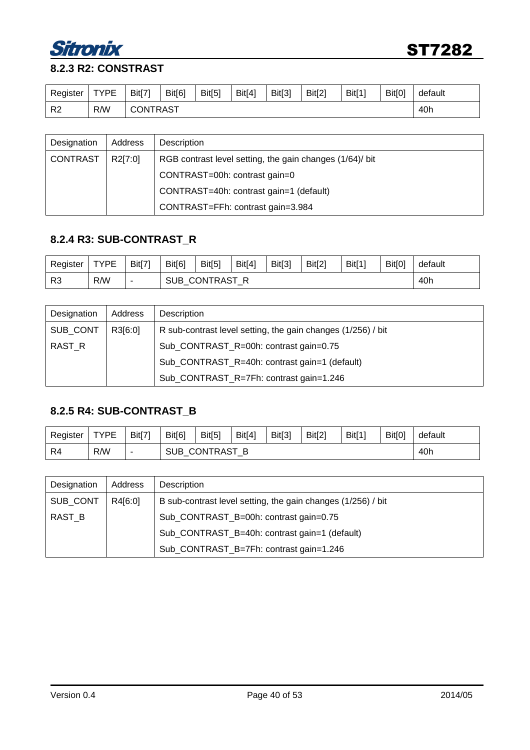### 8.2.3 R2: CONSTRAST

| Register | TYPE | Bit[7] | Bit[6] | Bit[5] | Bit[4] | Bit[3] | Bit[2] | Bit[1] | Bit[0] | default |
|---|---|---|---|---|---|---|---|---|---|---|
| R2 | R/W | CONTRAST | | | | | | | | 40h |

| Designation | Address | Description |
|---|---|---|
| CONTRAST | R2[7:0] | RGB contrast level setting, the gain changes (1/64)/ bit<br>CONTRAST=00h: contrast gain=0<br>CONTRAST=40h: contrast gain=1 (default)<br>CONTRAST=FFh: contrast gain=3.984 |

### 8.2.4 R3: SUB-CONTRAST_R

| Register | TYPE | Bit[7] | Bit[6] | Bit[5] | Bit[4] | Bit[3] | Bit[2] | Bit[1] | Bit[0] | default |
|---|---|---|---|---|---|---|---|---|---|---|
| R3 | R/W | - | SUB_CONTRAST_R | | | | | | | 40h |

| Designation | Address | Description |
|---|---|---|
| SUB_CONTRAST_R | R3[6:0] | R sub-contrast level setting, the gain changes (1/256) / bit<br>Sub_CONTRAST_R=00h: contrast gain=0.75<br>Sub_CONTRAST_R=40h: contrast gain=1 (default)<br>Sub_CONTRAST_R=7Fh: contrast gain=1.246 |

### 8.2.5 R4: SUB-CONTRAST_B

| Register | TYPE | Bit[7] | Bit[6] | Bit[5] | Bit[4] | Bit[3] | Bit[2] | Bit[1] | Bit[0] | default |
|---|---|---|---|---|---|---|---|---|---|---|
| R4 | R/W | - | SUB_CONTRAST_B | | | | | | | 40h |

| Designation | Address | Description |
|---|---|---|
| SUB_CONTRAST_B | R4[6:0] | B sub-contrast level setting, the gain changes (1/256) / bit<br>Sub_CONTRAST_B=00h: contrast gain=0.75<br>Sub_CONTRAST_B=40h: contrast gain=1 (default)<br>Sub_CONTRAST_B=7Fh: contrast gain=1.246 |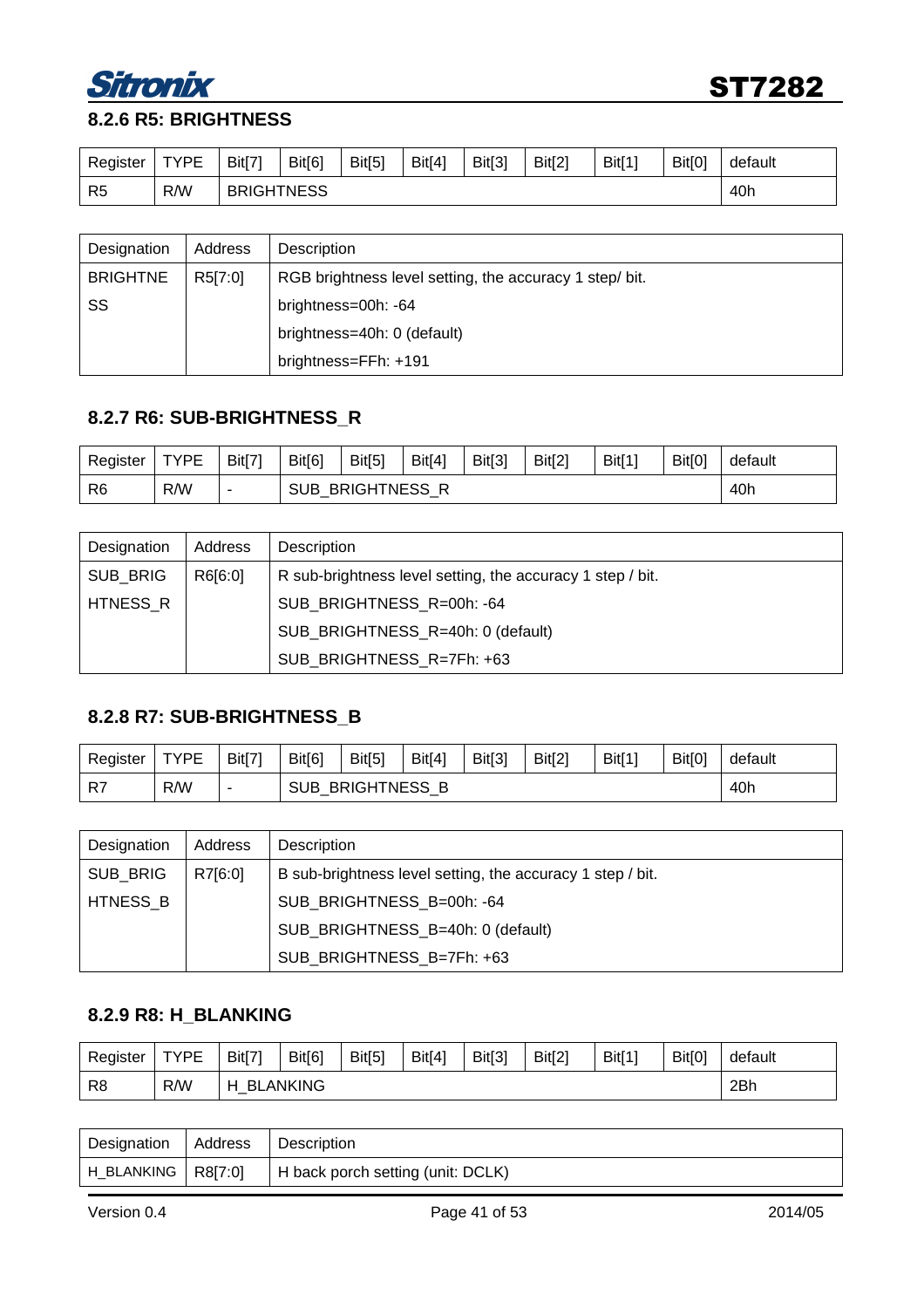### 8.2.6 R5: BRIGHTNESS

| Register | TYPE | Bit[7] | Bit[6] | Bit[5] | Bit[4] | Bit[3] | Bit[2] | Bit[1] | Bit[0] | default |
|---|---|---|---|---|---|---|---|---|---|---|
| R5 | R/W | BRIGHTNESS | | | | | | | | 40h |

| Designation | Address | Description |
|---|---|---|
| BRIGHTNESS | R5[7:0] | RGB brightness level setting, the accuracy 1 step/ bit.<br>brightness=00h: -64<br>brightness=40h: 0 (default)<br>brightness=FFh: +191 |

### 8.2.7 R6: SUB-BRIGHTNESS_R

| Register | TYPE | Bit[7] | Bit[6] | Bit[5] | Bit[4] | Bit[3] | Bit[2] | Bit[1] | Bit[0] | default |
|---|---|---|---|---|---|---|---|---|---|---|
| R6 | R/W | - | SUB_BRIGHTNESS_R | | | | | | | 40h |

| Designation | Address | Description |
|---|---|---|
| SUB_BRIGHTNESS_R | R6[6:0] | R sub-brightness level setting, the accuracy 1 step / bit.<br>SUB_BRIGHTNESS_R=00h: -64<br>SUB_BRIGHTNESS_R=40h: 0 (default)<br>SUB_BRIGHTNESS_R=7Fh: +63 |

### 8.2.8 R7: SUB-BRIGHTNESS_B

| Register | TYPE | Bit[7] | Bit[6] | Bit[5] | Bit[4] | Bit[3] | Bit[2] | Bit[1] | Bit[0] | default |
|---|---|---|---|---|---|---|---|---|---|---|
| R7 | R/W | - | SUB_BRIGHTNESS_B | | | | | | | 40h |

| Designation | Address | Description |
|---|---|---|
| SUB_BRIGHTNESS_B | R7[6:0] | B sub-brightness level setting, the accuracy 1 step / bit.<br>SUB_BRIGHTNESS_B=00h: -64<br>SUB_BRIGHTNESS_B=40h: 0 (default)<br>SUB_BRIGHTNESS_B=7Fh: +63 |

### 8.2.9 R8: H_BLANKING

| Register | TYPE | Bit[7] | Bit[6] | Bit[5] | Bit[4] | Bit[3] | Bit[2] | Bit[1] | Bit[0] | default |
|---|---|---|---|---|---|---|---|---|---|---|
| R8 | R/W | H_BLANKING | | | | | | | | 2Bh |

| Designation | Address | Description |
|---|---|---|
| H_BLANKING | R8[7:0] | H back porch setting (unit: DCLK) |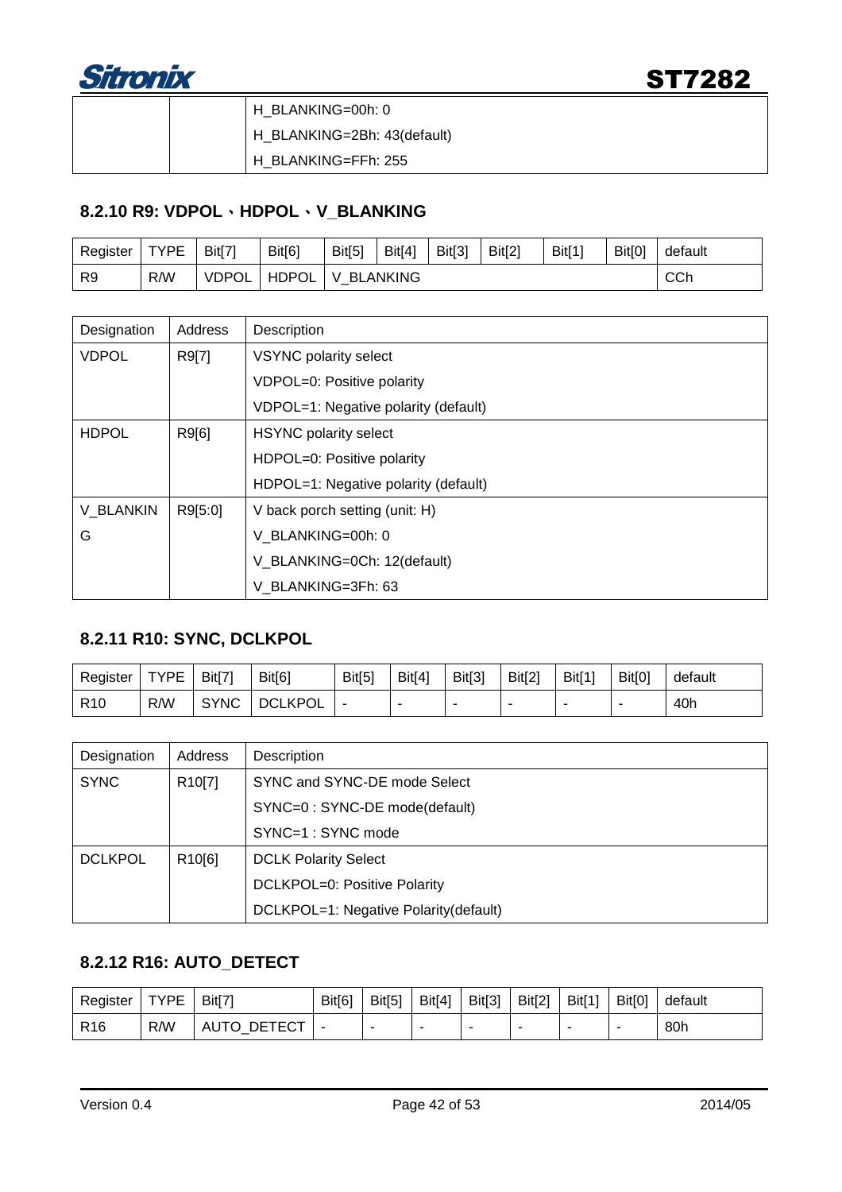| | | H_BLANKING=00h: 0 |
|---|---|---|
| | | H_BLANKING=2Bh: 43(default) |
| | | H_BLANKING=FFh: 255 |

### 8.2.10 R9: VDPOL、HDPOL、V_BLANKING

| Register | TYPE | Bit[7] | Bit[6] | Bit[5] | Bit[4] | Bit[3] | Bit[2] | Bit[1] | Bit[0] | default |
|---|---|---|---|---|---|---|---|---|---|---|
| R9 | R/W | VDPOL | HDPOL | V_BLANKING | | | | | | CCh |

| Designation | Address | Description |
|---|---|---|
| VDPOL | R9[7] | VSYNC polarity select |
| | | VDPOL=0: Positive polarity |
| | | VDPOL=1: Negative polarity (default) |
| HDPOL | R9[6] | HSYNC polarity select |
| | | HDPOL=0: Positive polarity |
| | | HDPOL=1: Negative polarity (default) |
| V_BLANKING | R9[5:0] | V back porch setting (unit: H) |
| | | V_BLANKING=00h: 0 |
| | | V_BLANKING=0Ch: 12(default) |
| | | V_BLANKING=3Fh: 63 |

### 8.2.11 R10: SYNC, DCLKPOL

| Register | TYPE | Bit[7] | Bit[6] | Bit[5] | Bit[4] | Bit[3] | Bit[2] | Bit[1] | Bit[0] | default |
|---|---|---|---|---|---|---|---|---|---|---|
| R10 | R/W | SYNC | DCLKPOL | - | - | - | - | - | - | 40h |

| Designation | Address | Description |
|---|---|---|
| SYNC | R10[7] | SYNC and SYNC-DE mode Select |
| | | SYNC=0 : SYNC-DE mode(default) |
| | | SYNC=1 : SYNC mode |
| DCLKPOL | R10[6] | DCLK Polarity Select |
| | | DCLKPOL=0: Positive Polarity |
| | | DCLKPOL=1: Negative Polarity(default) |

### 8.2.12 R16: AUTO_DETECT

| Register | TYPE | Bit[7] | Bit[6] | Bit[5] | Bit[4] | Bit[3] | Bit[2] | Bit[1] | Bit[0] | default |
|---|---|---|---|---|---|---|---|---|---|---|
| R16 | R/W | AUTO_DETECT | - | - | - | - | - | - | - | 80h |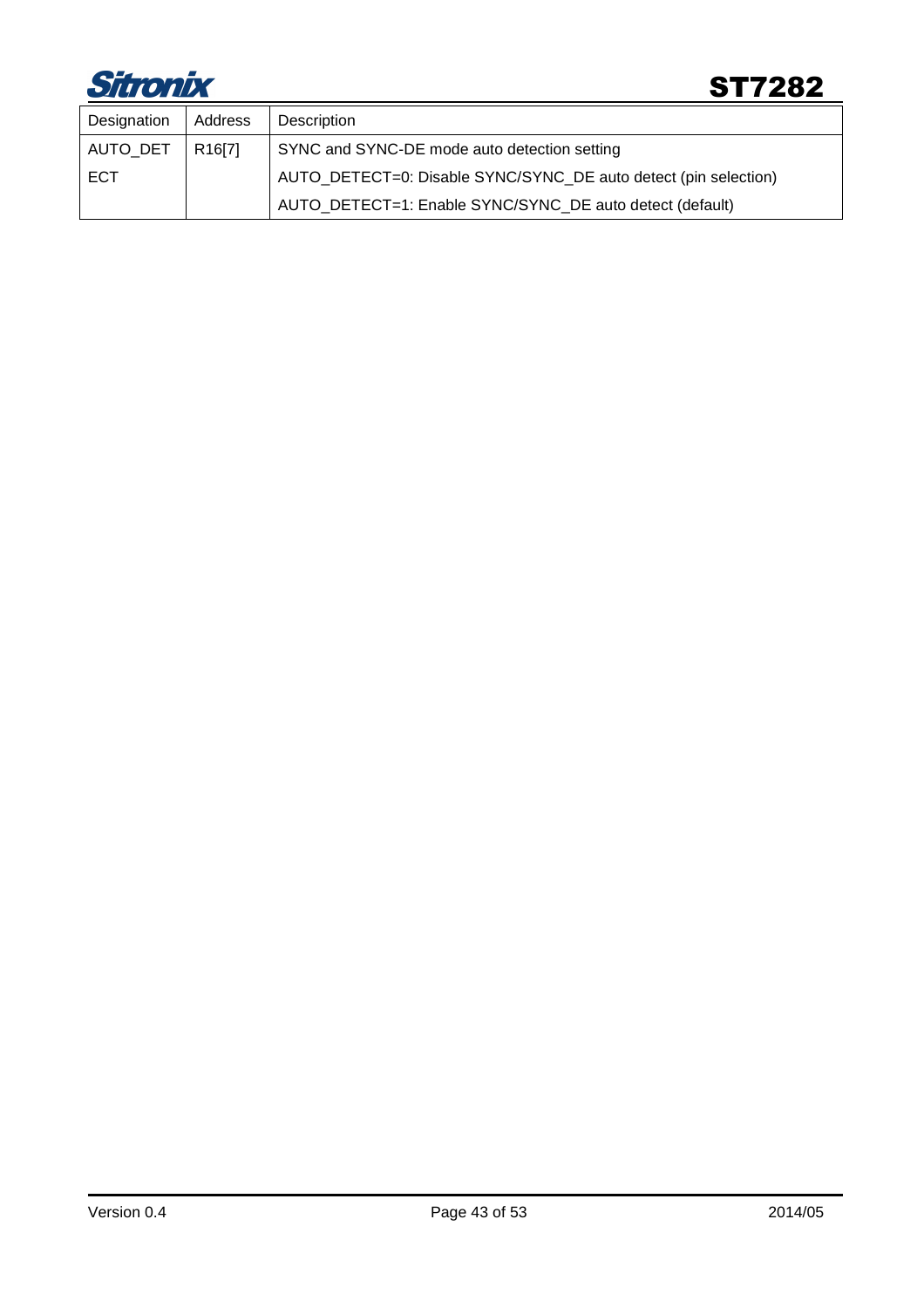| Designation | Address | Description |
|---|---|---|
| AUTO_DETECT | R16[7] | SYNC and SYNC-DE mode auto detection setting<br>AUTO_DETECT=0: Disable SYNC/SYNC_DE auto detect (pin selection)<br>AUTO_DETECT=1: Enable SYNC/SYNC_DE auto detect (default) |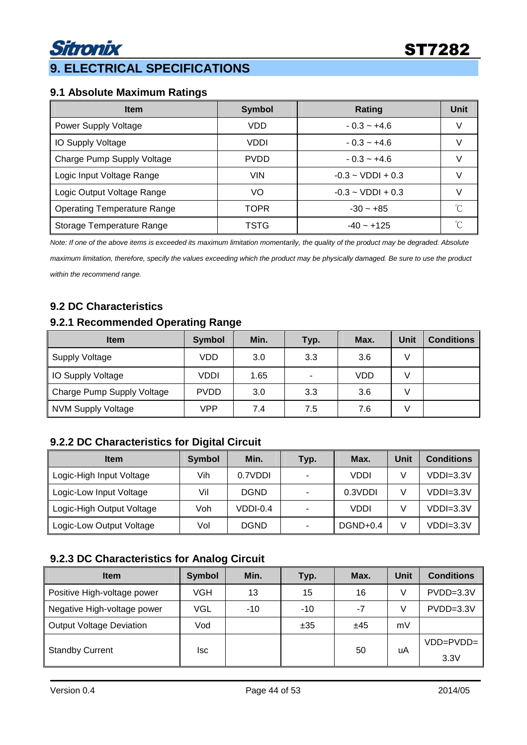# 9. ELECTRICAL SPECIFICATIONS

## 9.1 Absolute Maximum Ratings

| Item | Symbol | Rating | Unit |
|---|---|---|---|
| Power Supply Voltage | VDD | - 0.3 ~ +4.6 | V |
| IO Supply Voltage | VDDI | - 0.3 ~ +4.6 | V |
| Charge Pump Supply Voltage | PVDD | - 0.3 ~ +4.6 | V |
| Logic Input Voltage Range | VIN | -0.3 ~ VDDI + 0.3 | V |
| Logic Output Voltage Range | VO | -0.3 ~ VDDI + 0.3 | V |
| Operating Temperature Range | TOPR | -30 ~ +85 | ℃ |
| Storage Temperature Range | TSTG | -40 ~ +125 | ℃ |

*Note: If one of the above items is exceeded its maximum limitation momentarily, the quality of the product may be degraded. Absolute maximum limitation, therefore, specify the values exceeding which the product may be physically damaged. Be sure to use the product within the recommend range.*

## 9.2 DC Characteristics

### 9.2.1 Recommended Operating Range

| Item | Symbol | Min. | Typ. | Max. | Unit | Conditions |
|---|---|---|---|---|---|---|
| Supply Voltage | VDD | 3.0 | 3.3 | 3.6 | V | |
| IO Supply Voltage | VDDI | 1.65 | - | VDD | V | |
| Charge Pump Supply Voltage | PVDD | 3.0 | 3.3 | 3.6 | V | |
| NVM Supply Voltage | VPP | 7.4 | 7.5 | 7.6 | V | |

### 9.2.2 DC Characteristics for Digital Circuit

| Item | Symbol | Min. | Typ. | Max. | Unit | Conditions |
|---|---|---|---|---|---|---|
| Logic-High Input Voltage | Vih | 0.7VDDI | - | VDDI | V | VDDI=3.3V |
| Logic-Low Input Voltage | Vil | DGND | - | 0.3VDDI | V | VDDI=3.3V |
| Logic-High Output Voltage | Voh | VDDI-0.4 | - | VDDI | V | VDDI=3.3V |
| Logic-Low Output Voltage | Vol | DGND | - | DGND+0.4 | V | VDDI=3.3V |

### 9.2.3 DC Characteristics for Analog Circuit

| Item | Symbol | Min. | Typ. | Max. | Unit | Conditions |
|---|---|---|---|---|---|---|
| Positive High-voltage power | VGH | 13 | 15 | 16 | V | PVDD=3.3V |
| Negative High-voltage power | VGL | -10 | -10 | -7 | V | PVDD=3.3V |
| Output Voltage Deviation | Vod | | ±35 | ±45 | mV | |
| Standby Current | Isc | | | 50 | uA | VDD=PVDD= 3.3V |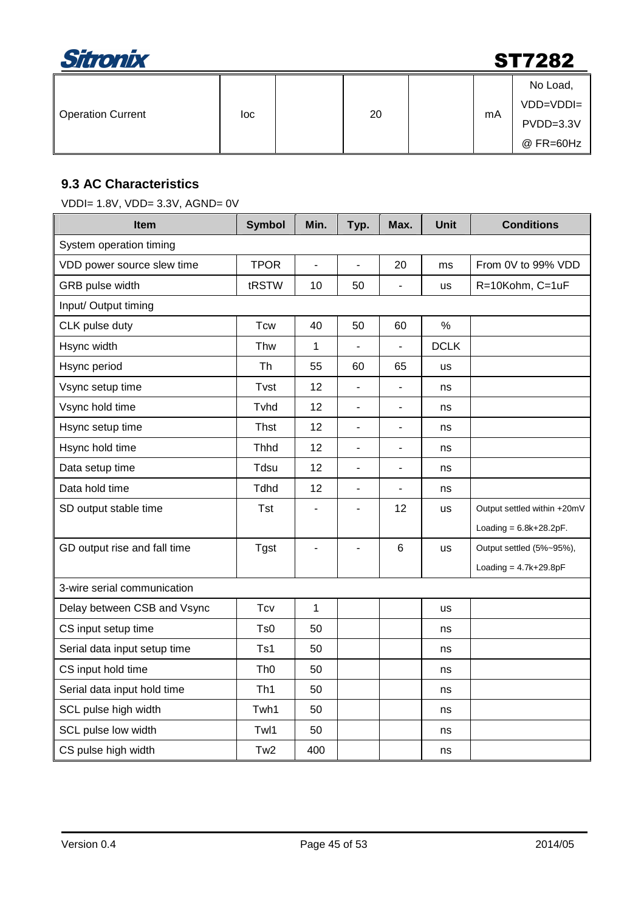| Operation Current | Ioc | | 20 | | mA | No Load, VDD=VDDI= PVDD=3.3V @ FR=60Hz |
|---|---|---|---|---|---|---|

### 9.3 AC Characteristics

VDDI= 1.8V, VDD= 3.3V, AGND= 0V

| Item | Symbol | Min. | Typ. | Max. | Unit | Conditions |
|---|---|---|---|---|---|---|
| System operation timing | | | | | | |
| VDD power source slew time | TPOR | - | - | 20 | ms | From 0V to 99% VDD |
| GRB pulse width | tRSTW | 10 | 50 | - | us | R=10Kohm, C=1uF |
| Input/ Output timing | | | | | | |
| CLK pulse duty | Tcw | 40 | 50 | 60 | % | |
| Hsync width | Thw | 1 | - | - | DCLK | |
| Hsync period | Th | 55 | 60 | 65 | us | |
| Vsync setup time | Tvst | 12 | - | - | ns | |
| Vsync hold time | Tvhd | 12 | - | - | ns | |
| Hsync setup time | Thst | 12 | - | - | ns | |
| Hsync hold time | Thhd | 12 | - | - | ns | |
| Data setup time | Tdsu | 12 | - | - | ns | |
| Data hold time | Tdhd | 12 | - | - | ns | |
| SD output stable time | Tst | - | - | 12 | us | Output settled within +20mV Loading = 6.8k+28.2pF. |
| GD output rise and fall time | Tgst | - | - | 6 | us | Output settled (5%~95%), Loading = 4.7k+29.8pF |
| 3-wire serial communication | | | | | | |
| Delay between CSB and Vsync | Tcv | 1 | | | us | |
| CS input setup time | Ts0 | 50 | | | ns | |
| Serial data input setup time | Ts1 | 50 | | | ns | |
| CS input hold time | Th0 | 50 | | | ns | |
| Serial data input hold time | Th1 | 50 | | | ns | |
| SCL pulse high width | Twh1 | 50 | | | ns | |
| SCL pulse low width | Twl1 | 50 | | | ns | |
| CS pulse high width | Tw2 | 400 | | | ns | |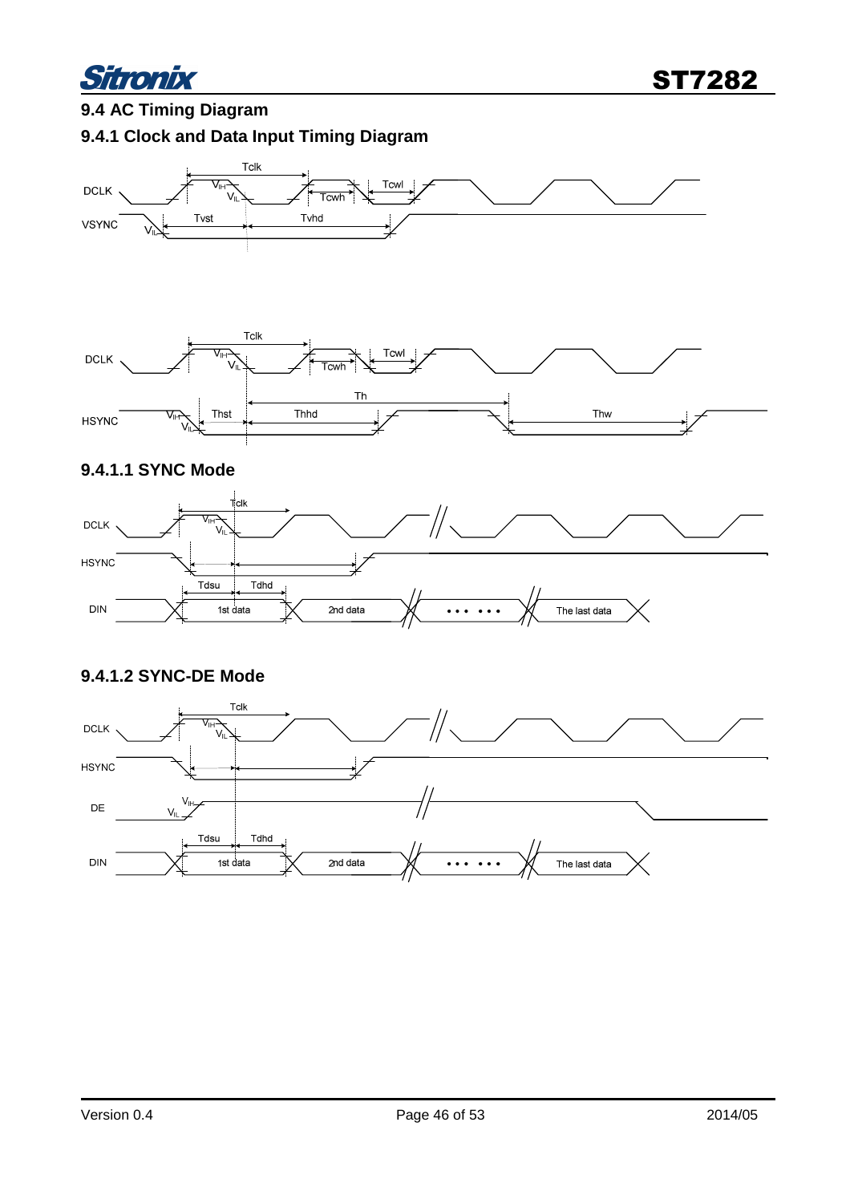## 9.4 AC Timing Diagram

### 9.4.1 Clock and Data Input Timing Diagram

DCLK, VSYNC — Tclk, $V_{IH}$, $V_{IL}$, Tcwh, Tcwl, Tvst, Tvhd

DCLK, HSYNC — Tclk, $V_{IH}$, $V_{IL}$, Tcwh, Tcwl, Th, Thst, Thhd, Thw

#### 9.4.1.1 SYNC Mode

DCLK, HSYNC, DIN — Tclk, $V_{IH}$, $V_{IL}$, Tdsu, Tdhd, 1st data, 2nd data, • • • • • •, The last data

#### 9.4.1.2 SYNC-DE Mode

DCLK, HSYNC, DE, DIN — Tclk, $V_{IH}$, $V_{IL}$, Tdsu, Tdhd, 1st data, 2nd data, • • • • • •, The last data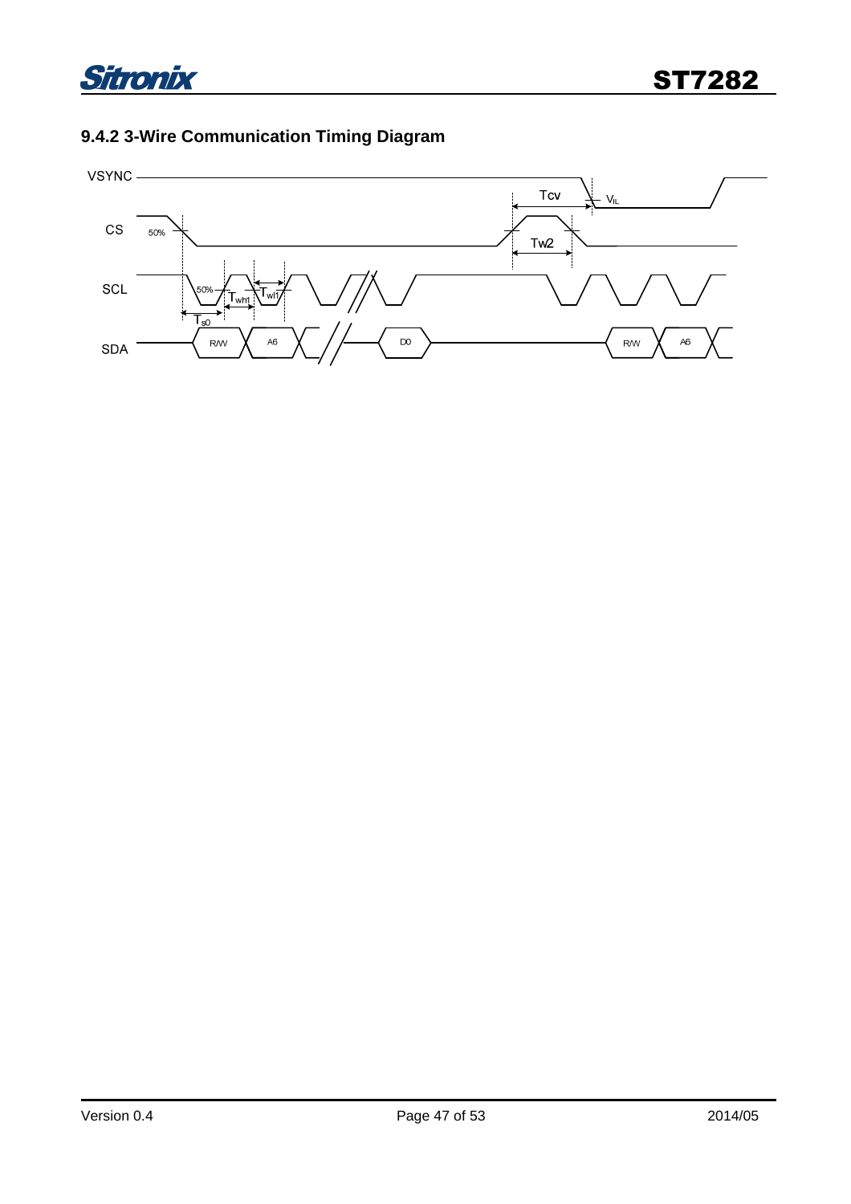### 9.4.2 3-Wire Communication Timing Diagram

VSYNC

CS

SCL

SDA

50%

50%

Tcv

$V_{IL}$

Tw2

$T_{wh1}$

$T_{wl1}$

$T_{s0}$

R/W

A6

D0

R/W

A6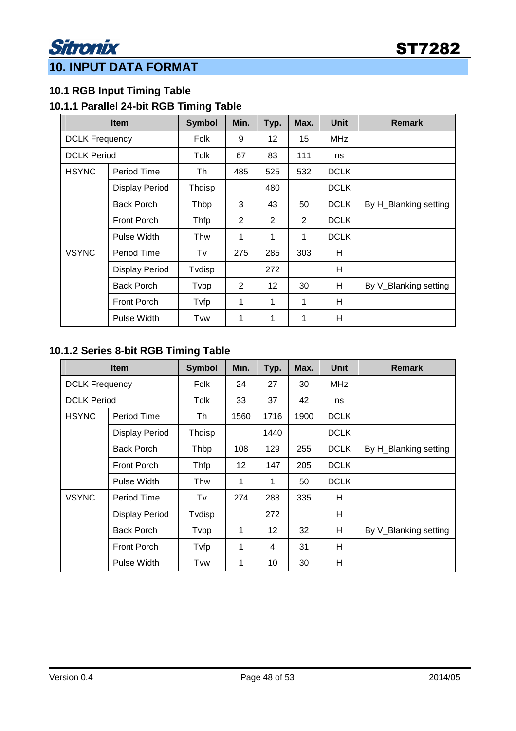# 10. INPUT DATA FORMAT

## 10.1 RGB Input Timing Table

### 10.1.1 Parallel 24-bit RGB Timing Table

| Item | | Symbol | Min. | Typ. | Max. | Unit | Remark |
|---|---|---|---|---|---|---|---|
| DCLK Frequency | | Fclk | 9 | 12 | 15 | MHz | |
| DCLK Period | | Tclk | 67 | 83 | 111 | ns | |
| HSYNC | Period Time | Th | 485 | 525 | 532 | DCLK | |
| | Display Period | Thdisp | | 480 | | DCLK | |
| | Back Porch | Thbp | 3 | 43 | 50 | DCLK | By H_Blanking setting |
| | Front Porch | Thfp | 2 | 2 | 2 | DCLK | |
| | Pulse Width | Thw | 1 | 1 | 1 | DCLK | |
| VSYNC | Period Time | Tv | 275 | 285 | 303 | H | |
| | Display Period | Tvdisp | | 272 | | H | |
| | Back Porch | Tvbp | 2 | 12 | 30 | H | By V_Blanking setting |
| | Front Porch | Tvfp | 1 | 1 | 1 | H | |
| | Pulse Width | Tvw | 1 | 1 | 1 | H | |

### 10.1.2 Series 8-bit RGB Timing Table

| Item | | Symbol | Min. | Typ. | Max. | Unit | Remark |
|---|---|---|---|---|---|---|---|
| DCLK Frequency | | Fclk | 24 | 27 | 30 | MHz | |
| DCLK Period | | Tclk | 33 | 37 | 42 | ns | |
| HSYNC | Period Time | Th | 1560 | 1716 | 1900 | DCLK | |
| | Display Period | Thdisp | | 1440 | | DCLK | |
| | Back Porch | Thbp | 108 | 129 | 255 | DCLK | By H_Blanking setting |
| | Front Porch | Thfp | 12 | 147 | 205 | DCLK | |
| | Pulse Width | Thw | 1 | 1 | 50 | DCLK | |
| VSYNC | Period Time | Tv | 274 | 288 | 335 | H | |
| | Display Period | Tvdisp | | 272 | | H | |
| | Back Porch | Tvbp | 1 | 12 | 32 | H | By V_Blanking setting |
| | Front Porch | Tvfp | 1 | 4 | 31 | H | |
| | Pulse Width | Tvw | 1 | 10 | 30 | H | |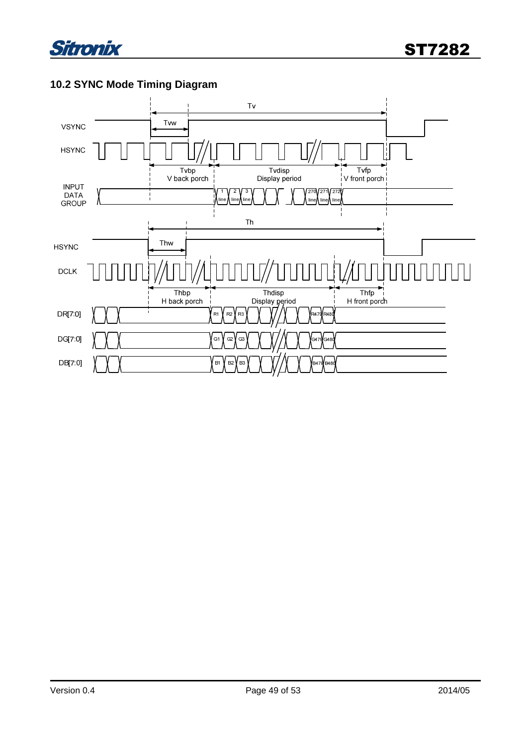## 10.2 SYNC Mode Timing Diagram

Tv

VSYNC

Tvw

HSYNC

Tvbp
V back porch

Tvdisp
Display period

Tvfp
V front porch

INPUT
DATA
GROUP

1 line, 2 line, 3 line, 270 line, 271 line, 272 line

Th

HSYNC

Thw

DCLK

Thbp
H back porch

Thdisp
Display period

Thfp
H front porch

DR[7:0] R1 R2 R3 R479 R480

DG[7:0] G1 G2 G3 G479 G480

DB[7:0] B1 B2 B3 B479 B480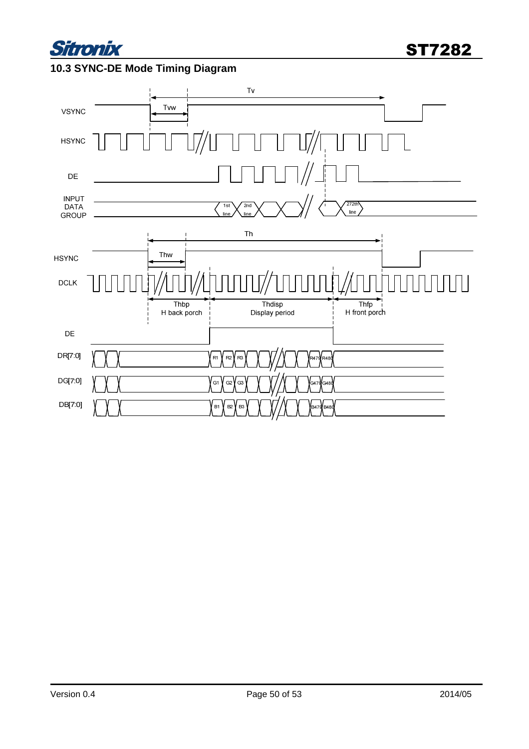## 10.3 SYNC-DE Mode Timing Diagram

Tv

Tvw

VSYNC

HSYNC

DE

INPUT DATA GROUP

1st line

2nd line

272th line

Th

Thw

HSYNC

DCLK

Thbp
H back porch

Thdisp
Display period

Thfp
H front porch

DE

DR[7:0]

R1 R2 R3 R479 R480

DG[7:0]

G1 G2 G3 G479 G480

DB[7:0]

B1 B2 B3 B479 B480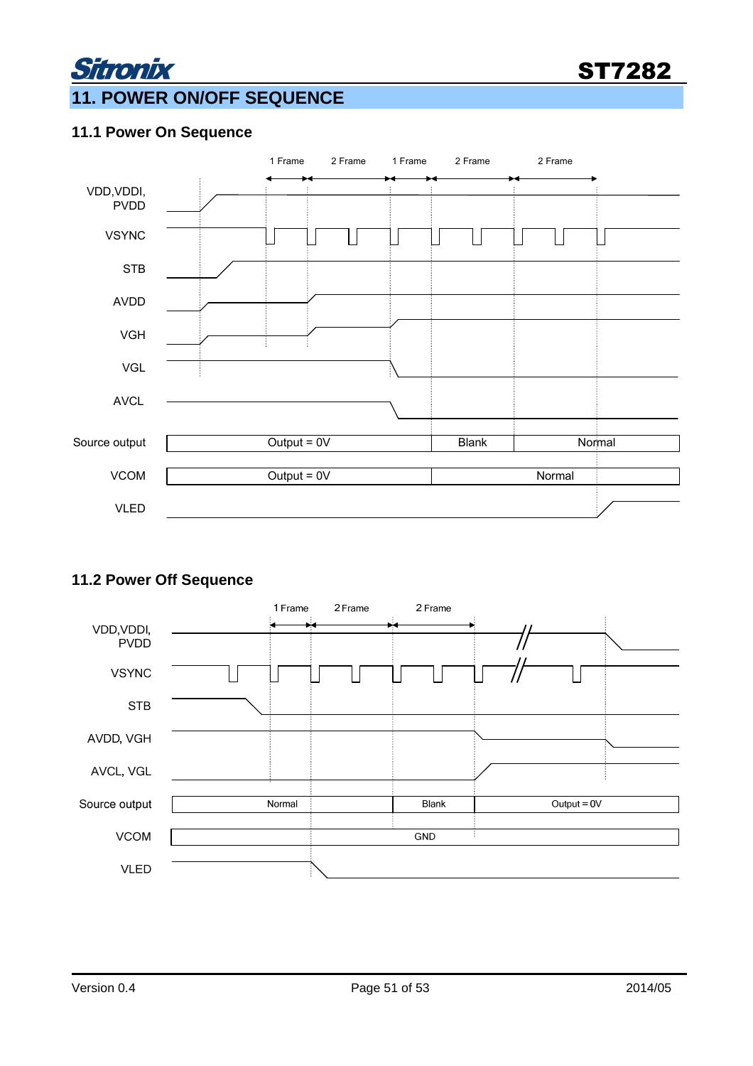# 11. POWER ON/OFF SEQUENCE

## 11.1 Power On Sequence

1 Frame    2 Frame    1 Frame    2 Frame    2 Frame

VDD,VDDI, PVDD

VSYNC

STB

AVDD

VGH

VGL

AVCL

Source output: Output = 0V | Blank | Normal

VCOM: Output = 0V | Normal

VLED

## 11.2 Power Off Sequence

1 Frame    2 Frame    2 Frame

VDD,VDDI, PVDD

VSYNC

STB

AVDD, VGH

AVCL, VGL

Source output: Normal | Blank | Output = 0V

VCOM: GND

VLED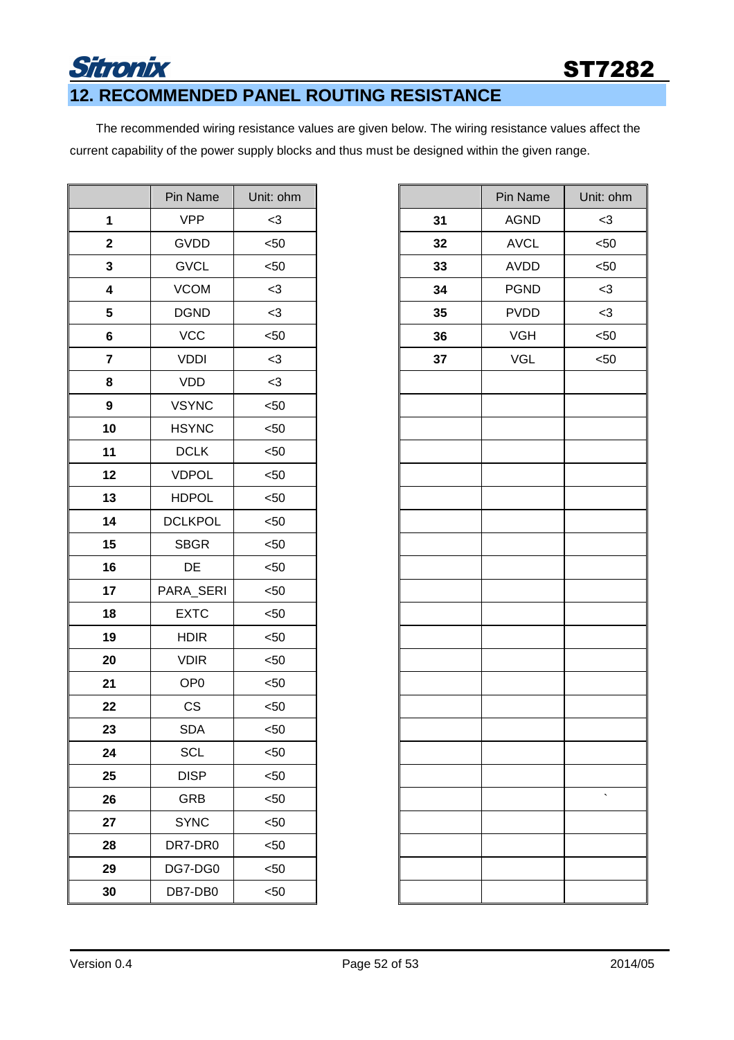# 12. RECOMMENDED PANEL ROUTING RESISTANCE

The recommended wiring resistance values are given below. The wiring resistance values affect the current capability of the power supply blocks and thus must be designed within the given range.

| | Pin Name | Unit: ohm |
|---|---|---|
| **1** | VPP | <3 |
| **2** | GVDD | <50 |
| **3** | GVCL | <50 |
| **4** | VCOM | <3 |
| **5** | DGND | <3 |
| **6** | VCC | <50 |
| **7** | VDDI | <3 |
| **8** | VDD | <3 |
| **9** | VSYNC | <50 |
| **10** | HSYNC | <50 |
| **11** | DCLK | <50 |
| **12** | VDPOL | <50 |
| **13** | HDPOL | <50 |
| **14** | DCLKPOL | <50 |
| **15** | SBGR | <50 |
| **16** | DE | <50 |
| **17** | PARA_SERI | <50 |
| **18** | EXTC | <50 |
| **19** | HDIR | <50 |
| **20** | VDIR | <50 |
| **21** | OP0 | <50 |
| **22** | CS | <50 |
| **23** | SDA | <50 |
| **24** | SCL | <50 |
| **25** | DISP | <50 |
| **26** | GRB | <50 |
| **27** | SYNC | <50 |
| **28** | DR7-DR0 | <50 |
| **29** | DG7-DG0 | <50 |
| **30** | DB7-DB0 | <50 |
| **31** | AGND | <3 |
| **32** | AVCL | <50 |
| **33** | AVDD | <50 |
| **34** | PGND | <3 |
| **35** | PVDD | <3 |
| **36** | VGH | <50 |
| **37** | VGL | <50 |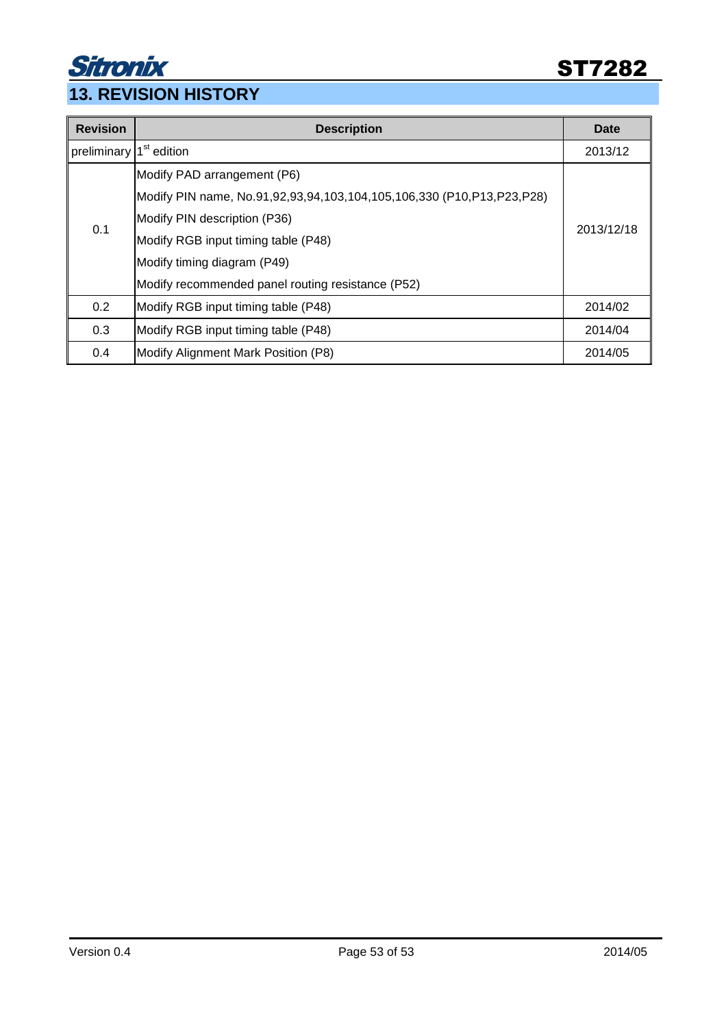## 13. REVISION HISTORY

| Revision | Description | Date |
|---|---|---|
| preliminary | 1st edition | 2013/12 |
| 0.1 | Modify PAD arrangement (P6)<br>Modify PIN name, No.91,92,93,94,103,104,105,106,330 (P10,P13,P23,P28)<br>Modify PIN description (P36)<br>Modify RGB input timing table (P48)<br>Modify timing diagram (P49)<br>Modify recommended panel routing resistance (P52) | 2013/12/18 |
| 0.2 | Modify RGB input timing table (P48) | 2014/02 |
| 0.3 | Modify RGB input timing table (P48) | 2014/04 |
| 0.4 | Modify Alignment Mark Position (P8) | 2014/05 |